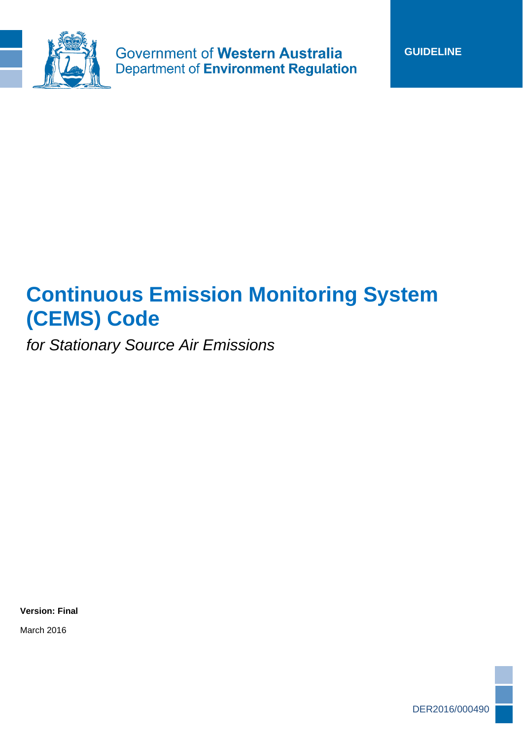Government of **Western Australia**
Department of **Environment Regulation**

**GUIDELINE**

# Continuous Emission Monitoring System (CEMS) Code

*for Stationary Source Air Emissions*

**Version: Final**

March 2016

DER2016/000490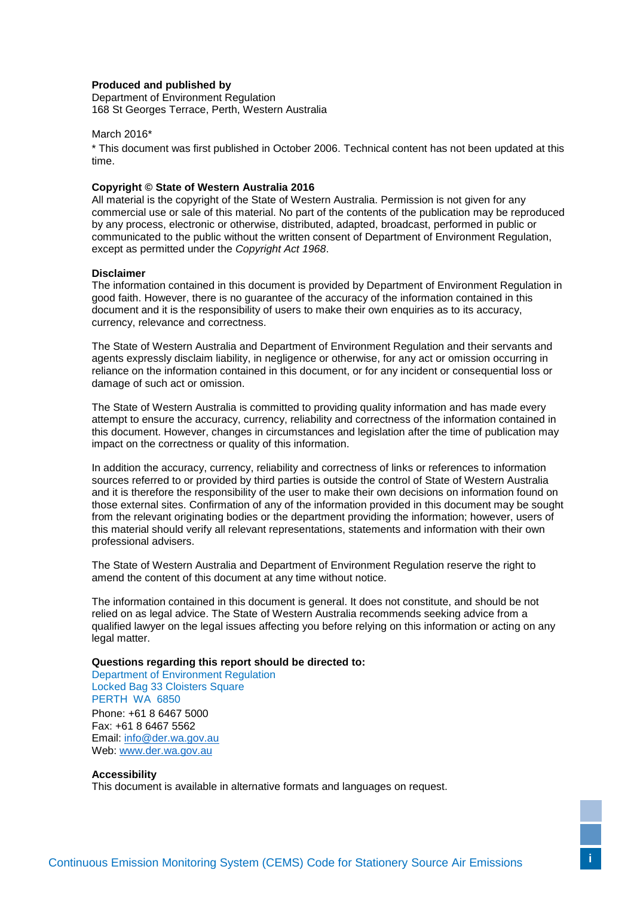**Produced and published by**
Department of Environment Regulation
168 St Georges Terrace, Perth, Western Australia

March 2016*

* This document was first published in October 2006. Technical content has not been updated at this time.

**Copyright © State of Western Australia 2016**
All material is the copyright of the State of Western Australia. Permission is not given for any commercial use or sale of this material. No part of the contents of the publication may be reproduced by any process, electronic or otherwise, distributed, adapted, broadcast, performed in public or communicated to the public without the written consent of Department of Environment Regulation, except as permitted under the *Copyright Act 1968*.

**Disclaimer**
The information contained in this document is provided by Department of Environment Regulation in good faith. However, there is no guarantee of the accuracy of the information contained in this document and it is the responsibility of users to make their own enquiries as to its accuracy, currency, relevance and correctness.

The State of Western Australia and Department of Environment Regulation and their servants and agents expressly disclaim liability, in negligence or otherwise, for any act or omission occurring in reliance on the information contained in this document, or for any incident or consequential loss or damage of such act or omission.

The State of Western Australia is committed to providing quality information and has made every attempt to ensure the accuracy, currency, reliability and correctness of the information contained in this document. However, changes in circumstances and legislation after the time of publication may impact on the correctness or quality of this information.

In addition the accuracy, currency, reliability and correctness of links or references to information sources referred to or provided by third parties is outside the control of State of Western Australia and it is therefore the responsibility of the user to make their own decisions on information found on those external sites. Confirmation of any of the information provided in this document may be sought from the relevant originating bodies or the department providing the information; however, users of this material should verify all relevant representations, statements and information with their own professional advisers.

The State of Western Australia and Department of Environment Regulation reserve the right to amend the content of this document at any time without notice.

The information contained in this document is general. It does not constitute, and should be not relied on as legal advice. The State of Western Australia recommends seeking advice from a qualified lawyer on the legal issues affecting you before relying on this information or acting on any legal matter.

**Questions regarding this report should be directed to:**
Department of Environment Regulation
Locked Bag 33 Cloisters Square
PERTH WA 6850
Phone: +61 8 6467 5000
Fax: +61 8 6467 5562
Email: info@der.wa.gov.au
Web: www.der.wa.gov.au

**Accessibility**
This document is available in alternative formats and languages on request.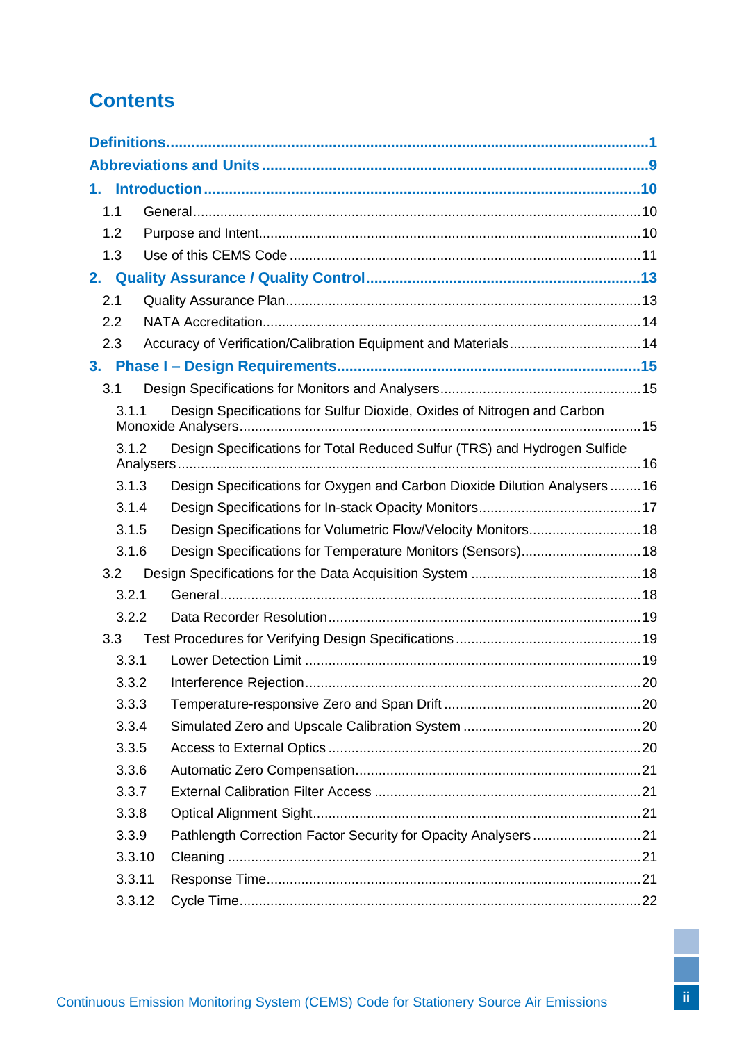# Contents

**Definitions** ..... 1

**Abbreviations and Units** ..... 9

**1. Introduction** ..... 10

- 1.1 General ..... 10
- 1.2 Purpose and Intent ..... 10
- 1.3 Use of this CEMS Code ..... 11

**2. Quality Assurance / Quality Control** ..... 13

- 2.1 Quality Assurance Plan ..... 13
- 2.2 NATA Accreditation ..... 14
- 2.3 Accuracy of Verification/Calibration Equipment and Materials ..... 14

**3. Phase I – Design Requirements** ..... 15

- 3.1 Design Specifications for Monitors and Analysers ..... 15
  - 3.1.1 Design Specifications for Sulfur Dioxide, Oxides of Nitrogen and Carbon Monoxide Analysers ..... 15
  - 3.1.2 Design Specifications for Total Reduced Sulfur (TRS) and Hydrogen Sulfide Analysers ..... 16
  - 3.1.3 Design Specifications for Oxygen and Carbon Dioxide Dilution Analysers ..... 16
  - 3.1.4 Design Specifications for In-stack Opacity Monitors ..... 17
  - 3.1.5 Design Specifications for Volumetric Flow/Velocity Monitors ..... 18
  - 3.1.6 Design Specifications for Temperature Monitors (Sensors) ..... 18
- 3.2 Design Specifications for the Data Acquisition System ..... 18
  - 3.2.1 General ..... 18
  - 3.2.2 Data Recorder Resolution ..... 19
- 3.3 Test Procedures for Verifying Design Specifications ..... 19
  - 3.3.1 Lower Detection Limit ..... 19
  - 3.3.2 Interference Rejection ..... 20
  - 3.3.3 Temperature-responsive Zero and Span Drift ..... 20
  - 3.3.4 Simulated Zero and Upscale Calibration System ..... 20
  - 3.3.5 Access to External Optics ..... 20
  - 3.3.6 Automatic Zero Compensation ..... 21
  - 3.3.7 External Calibration Filter Access ..... 21
  - 3.3.8 Optical Alignment Sight ..... 21
  - 3.3.9 Pathlength Correction Factor Security for Opacity Analysers ..... 21
  - 3.3.10 Cleaning ..... 21
  - 3.3.11 Response Time ..... 21
  - 3.3.12 Cycle Time ..... 22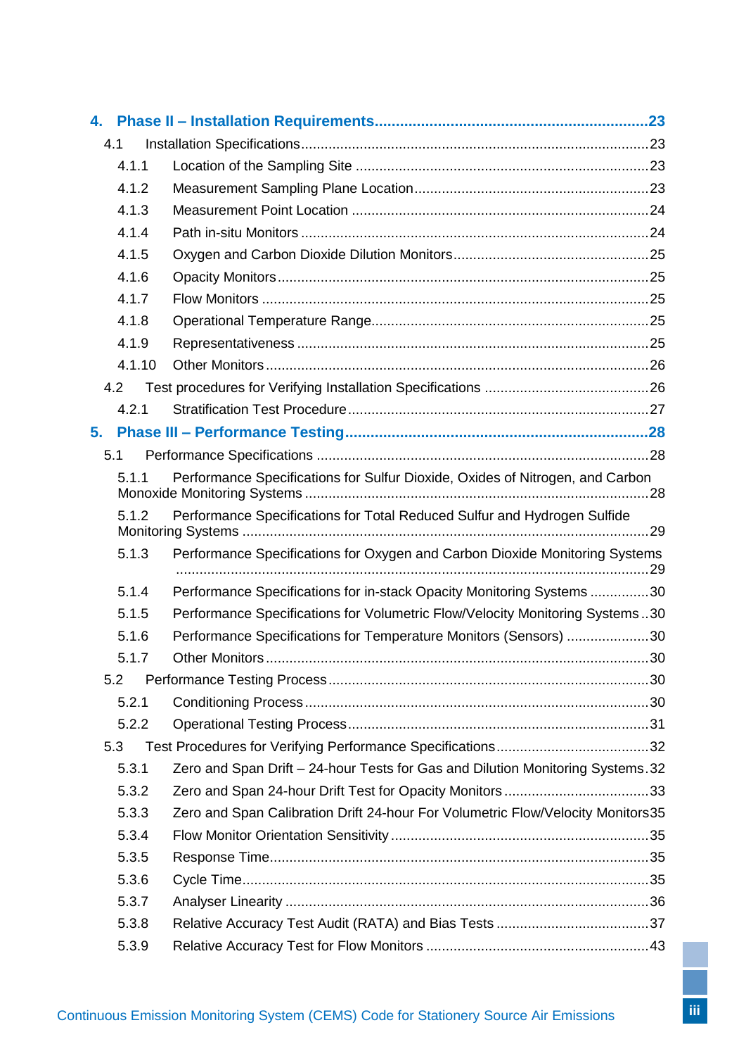**4. Phase II – Installation Requirements** ... 23

- 4.1 Installation Specifications ... 23
  - 4.1.1 Location of the Sampling Site ... 23
  - 4.1.2 Measurement Sampling Plane Location ... 23
  - 4.1.3 Measurement Point Location ... 24
  - 4.1.4 Path in-situ Monitors ... 24
  - 4.1.5 Oxygen and Carbon Dioxide Dilution Monitors ... 25
  - 4.1.6 Opacity Monitors ... 25
  - 4.1.7 Flow Monitors ... 25
  - 4.1.8 Operational Temperature Range ... 25
  - 4.1.9 Representativeness ... 25
  - 4.1.10 Other Monitors ... 26
- 4.2 Test procedures for Verifying Installation Specifications ... 26
  - 4.2.1 Stratification Test Procedure ... 27

**5. Phase III – Performance Testing** ... 28

- 5.1 Performance Specifications ... 28
  - 5.1.1 Performance Specifications for Sulfur Dioxide, Oxides of Nitrogen, and Carbon Monoxide Monitoring Systems ... 28
  - 5.1.2 Performance Specifications for Total Reduced Sulfur and Hydrogen Sulfide Monitoring Systems ... 29
  - 5.1.3 Performance Specifications for Oxygen and Carbon Dioxide Monitoring Systems ... 29
  - 5.1.4 Performance Specifications for in-stack Opacity Monitoring Systems ... 30
  - 5.1.5 Performance Specifications for Volumetric Flow/Velocity Monitoring Systems ... 30
  - 5.1.6 Performance Specifications for Temperature Monitors (Sensors) ... 30
  - 5.1.7 Other Monitors ... 30
- 5.2 Performance Testing Process ... 30
  - 5.2.1 Conditioning Process ... 30
  - 5.2.2 Operational Testing Process ... 31
- 5.3 Test Procedures for Verifying Performance Specifications ... 32
  - 5.3.1 Zero and Span Drift – 24-hour Tests for Gas and Dilution Monitoring Systems ... 32
  - 5.3.2 Zero and Span 24-hour Drift Test for Opacity Monitors ... 33
  - 5.3.3 Zero and Span Calibration Drift 24-hour For Volumetric Flow/Velocity Monitors ... 35
  - 5.3.4 Flow Monitor Orientation Sensitivity ... 35
  - 5.3.5 Response Time ... 35
  - 5.3.6 Cycle Time ... 35
  - 5.3.7 Analyser Linearity ... 36
  - 5.3.8 Relative Accuracy Test Audit (RATA) and Bias Tests ... 37
  - 5.3.9 Relative Accuracy Test for Flow Monitors ... 43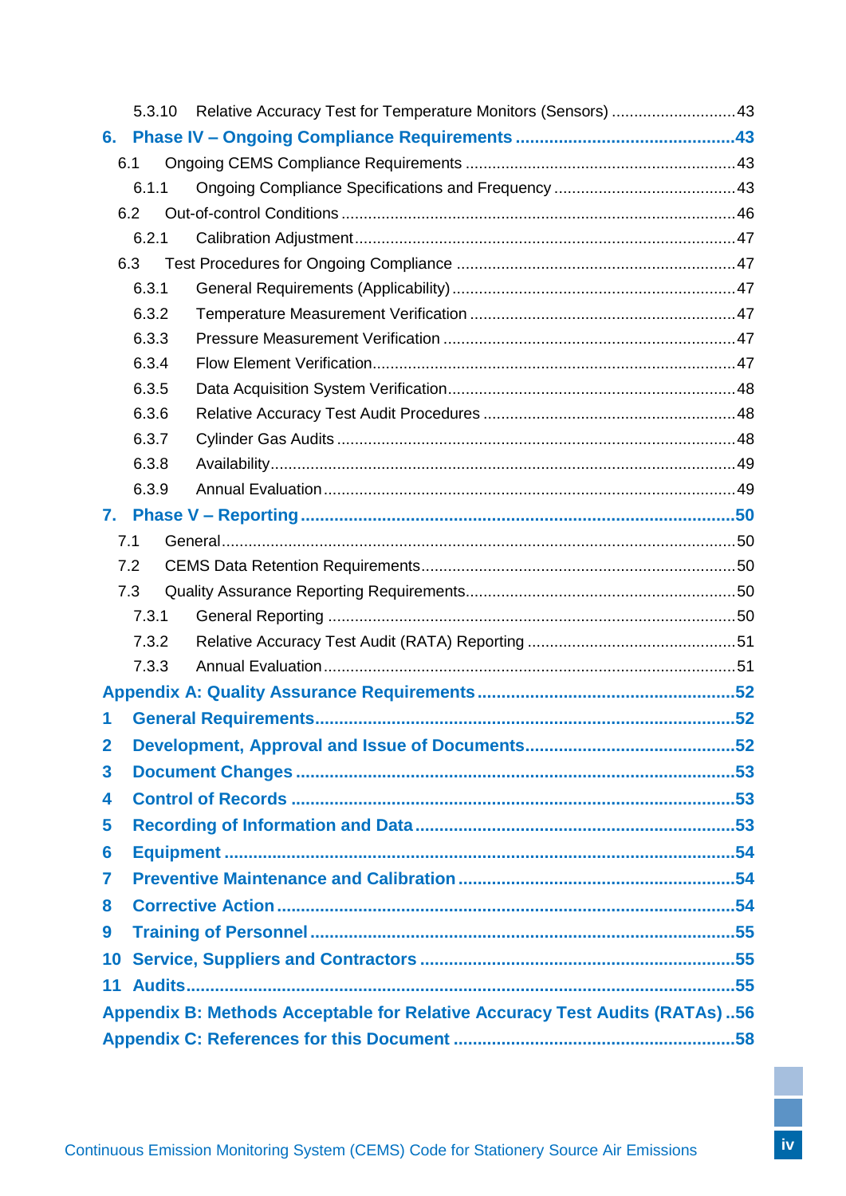5.3.10 Relative Accuracy Test for Temperature Monitors (Sensors) ....... 43

**6. Phase IV – Ongoing Compliance Requirements ....... 43**

6.1 Ongoing CEMS Compliance Requirements ....... 43

6.1.1 Ongoing Compliance Specifications and Frequency ....... 43

6.2 Out-of-control Conditions ....... 46

6.2.1 Calibration Adjustment ....... 47

6.3 Test Procedures for Ongoing Compliance ....... 47

6.3.1 General Requirements (Applicability) ....... 47

6.3.2 Temperature Measurement Verification ....... 47

6.3.3 Pressure Measurement Verification ....... 47

6.3.4 Flow Element Verification ....... 47

6.3.5 Data Acquisition System Verification ....... 48

6.3.6 Relative Accuracy Test Audit Procedures ....... 48

6.3.7 Cylinder Gas Audits ....... 48

6.3.8 Availability ....... 49

6.3.9 Annual Evaluation ....... 49

**7. Phase V – Reporting ....... 50**

7.1 General ....... 50

7.2 CEMS Data Retention Requirements ....... 50

7.3 Quality Assurance Reporting Requirements ....... 50

7.3.1 General Reporting ....... 50

7.3.2 Relative Accuracy Test Audit (RATA) Reporting ....... 51

7.3.3 Annual Evaluation ....... 51

**Appendix A: Quality Assurance Requirements ....... 52**

**1 General Requirements ....... 52**

**2 Development, Approval and Issue of Documents ....... 52**

**3 Document Changes ....... 53**

**4 Control of Records ....... 53**

**5 Recording of Information and Data ....... 53**

**6 Equipment ....... 54**

**7 Preventive Maintenance and Calibration ....... 54**

**8 Corrective Action ....... 54**

**9 Training of Personnel ....... 55**

**10 Service, Suppliers and Contractors ....... 55**

**11 Audits ....... 55**

**Appendix B: Methods Acceptable for Relative Accuracy Test Audits (RATAs) ....... 56**

**Appendix C: References for this Document ....... 58**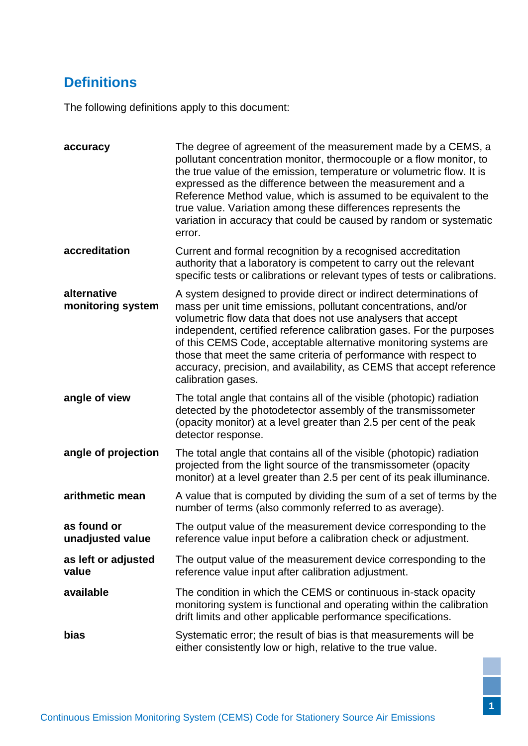## Definitions

The following definitions apply to this document:

**accuracy** — The degree of agreement of the measurement made by a CEMS, a pollutant concentration monitor, thermocouple or a flow monitor, to the true value of the emission, temperature or volumetric flow. It is expressed as the difference between the measurement and a Reference Method value, which is assumed to be equivalent to the true value. Variation among these differences represents the variation in accuracy that could be caused by random or systematic error.

**accreditation** — Current and formal recognition by a recognised accreditation authority that a laboratory is competent to carry out the relevant specific tests or calibrations or relevant types of tests or calibrations.

**alternative monitoring system** — A system designed to provide direct or indirect determinations of mass per unit time emissions, pollutant concentrations, and/or volumetric flow data that does not use analysers that accept independent, certified reference calibration gases. For the purposes of this CEMS Code, acceptable alternative monitoring systems are those that meet the same criteria of performance with respect to accuracy, precision, and availability, as CEMS that accept reference calibration gases.

**angle of view** — The total angle that contains all of the visible (photopic) radiation detected by the photodetector assembly of the transmissometer (opacity monitor) at a level greater than 2.5 per cent of the peak detector response.

**angle of projection** — The total angle that contains all of the visible (photopic) radiation projected from the light source of the transmissometer (opacity monitor) at a level greater than 2.5 per cent of its peak illuminance.

**arithmetic mean** — A value that is computed by dividing the sum of a set of terms by the number of terms (also commonly referred to as average).

**as found or unadjusted value** — The output value of the measurement device corresponding to the reference value input before a calibration check or adjustment.

**as left or adjusted value** — The output value of the measurement device corresponding to the reference value input after calibration adjustment.

**available** — The condition in which the CEMS or continuous in-stack opacity monitoring system is functional and operating within the calibration drift limits and other applicable performance specifications.

**bias** — Systematic error; the result of bias is that measurements will be either consistently low or high, relative to the true value.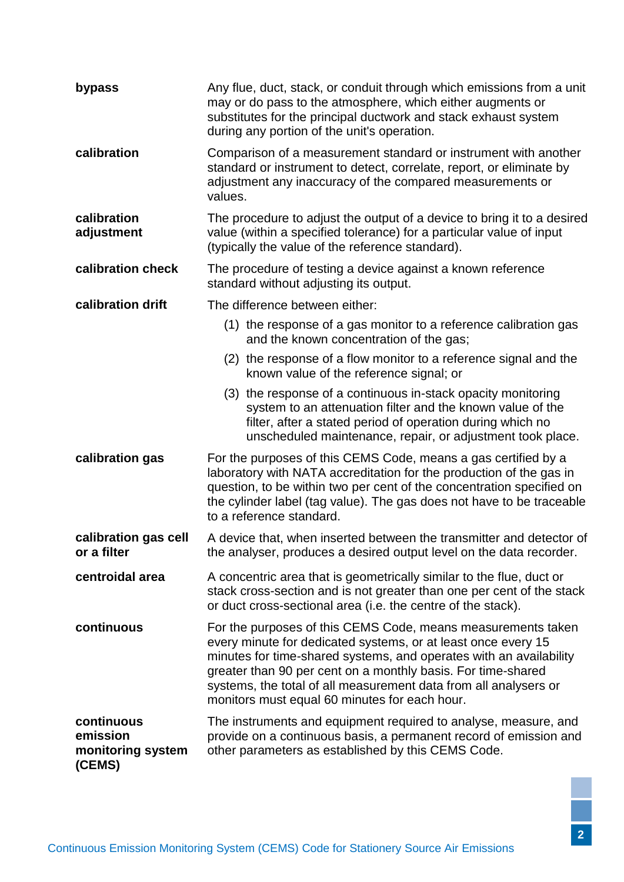| | |
|---|---|
| **bypass** | Any flue, duct, stack, or conduit through which emissions from a unit may or do pass to the atmosphere, which either augments or substitutes for the principal ductwork and stack exhaust system during any portion of the unit's operation. |
| **calibration** | Comparison of a measurement standard or instrument with another standard or instrument to detect, correlate, report, or eliminate by adjustment any inaccuracy of the compared measurements or values. |
| **calibration adjustment** | The procedure to adjust the output of a device to bring it to a desired value (within a specified tolerance) for a particular value of input (typically the value of the reference standard). |
| **calibration check** | The procedure of testing a device against a known reference standard without adjusting its output. |
| **calibration drift** | The difference between either: (1) the response of a gas monitor to a reference calibration gas and the known concentration of the gas; (2) the response of a flow monitor to a reference signal and the known value of the reference signal; or (3) the response of a continuous in-stack opacity monitoring system to an attenuation filter and the known value of the filter, after a stated period of operation during which no unscheduled maintenance, repair, or adjustment took place. |
| **calibration gas** | For the purposes of this CEMS Code, means a gas certified by a laboratory with NATA accreditation for the production of the gas in question, to be within two per cent of the concentration specified on the cylinder label (tag value). The gas does not have to be traceable to a reference standard. |
| **calibration gas cell or a filter** | A device that, when inserted between the transmitter and detector of the analyser, produces a desired output level on the data recorder. |
| **centroidal area** | A concentric area that is geometrically similar to the flue, duct or stack cross-section and is not greater than one per cent of the stack or duct cross-sectional area (i.e. the centre of the stack). |
| **continuous** | For the purposes of this CEMS Code, means measurements taken every minute for dedicated systems, or at least once every 15 minutes for time-shared systems, and operates with an availability greater than 90 per cent on a monthly basis. For time-shared systems, the total of all measurement data from all analysers or monitors must equal 60 minutes for each hour. |
| **continuous emission monitoring system (CEMS)** | The instruments and equipment required to analyse, measure, and provide on a continuous basis, a permanent record of emission and other parameters as established by this CEMS Code. |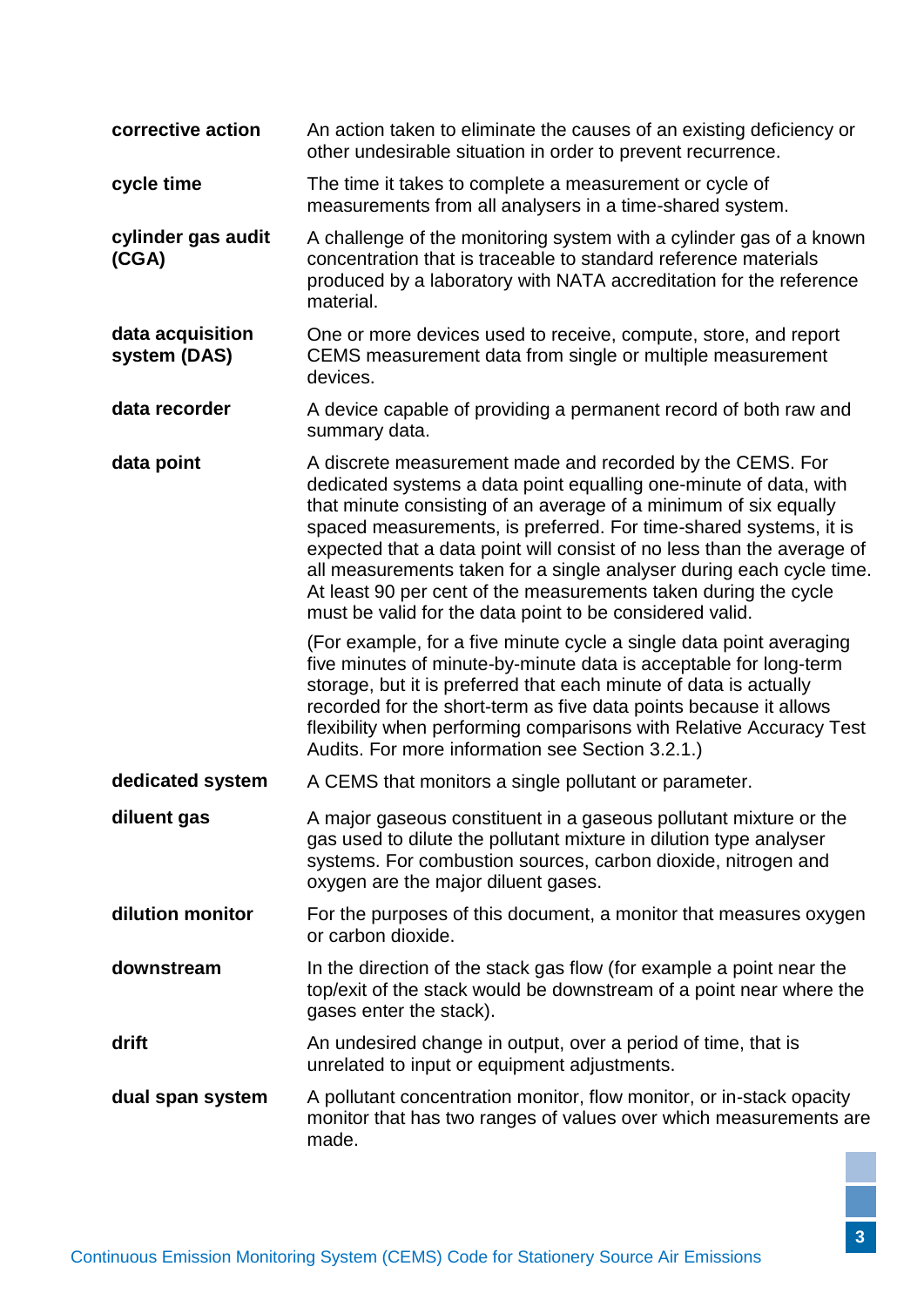**corrective action** An action taken to eliminate the causes of an existing deficiency or other undesirable situation in order to prevent recurrence.

**cycle time** The time it takes to complete a measurement or cycle of measurements from all analysers in a time-shared system.

**cylinder gas audit (CGA)** A challenge of the monitoring system with a cylinder gas of a known concentration that is traceable to standard reference materials produced by a laboratory with NATA accreditation for the reference material.

**data acquisition system (DAS)** One or more devices used to receive, compute, store, and report CEMS measurement data from single or multiple measurement devices.

**data recorder** A device capable of providing a permanent record of both raw and summary data.

**data point** A discrete measurement made and recorded by the CEMS. For dedicated systems a data point equalling one-minute of data, with that minute consisting of an average of a minimum of six equally spaced measurements, is preferred. For time-shared systems, it is expected that a data point will consist of no less than the average of all measurements taken for a single analyser during each cycle time. At least 90 per cent of the measurements taken during the cycle must be valid for the data point to be considered valid.

(For example, for a five minute cycle a single data point averaging five minutes of minute-by-minute data is acceptable for long-term storage, but it is preferred that each minute of data is actually recorded for the short-term as five data points because it allows flexibility when performing comparisons with Relative Accuracy Test Audits. For more information see Section 3.2.1.)

**dedicated system** A CEMS that monitors a single pollutant or parameter.

**diluent gas** A major gaseous constituent in a gaseous pollutant mixture or the gas used to dilute the pollutant mixture in dilution type analyser systems. For combustion sources, carbon dioxide, nitrogen and oxygen are the major diluent gases.

**dilution monitor** For the purposes of this document, a monitor that measures oxygen or carbon dioxide.

**downstream** In the direction of the stack gas flow (for example a point near the top/exit of the stack would be downstream of a point near where the gases enter the stack).

**drift** An undesired change in output, over a period of time, that is unrelated to input or equipment adjustments.

**dual span system** A pollutant concentration monitor, flow monitor, or in-stack opacity monitor that has two ranges of values over which measurements are made.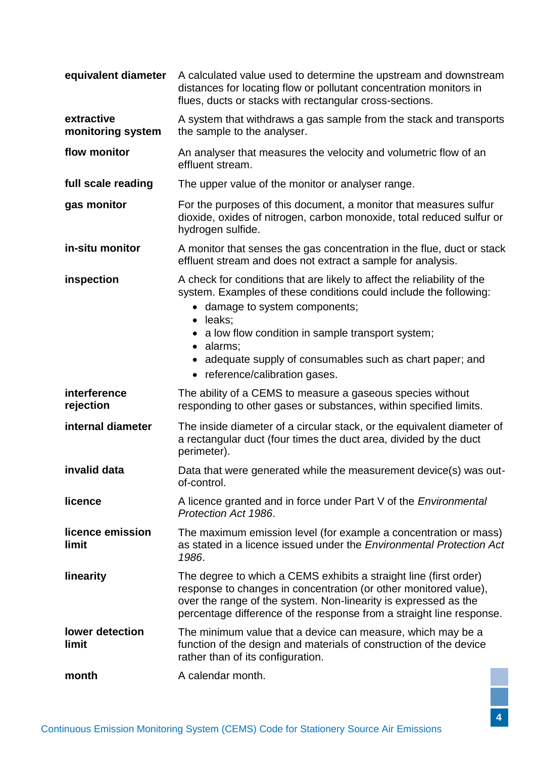**equivalent diameter** A calculated value used to determine the upstream and downstream distances for locating flow or pollutant concentration monitors in flues, ducts or stacks with rectangular cross-sections.

**extractive monitoring system** A system that withdraws a gas sample from the stack and transports the sample to the analyser.

**flow monitor** An analyser that measures the velocity and volumetric flow of an effluent stream.

**full scale reading** The upper value of the monitor or analyser range.

**gas monitor** For the purposes of this document, a monitor that measures sulfur dioxide, oxides of nitrogen, carbon monoxide, total reduced sulfur or hydrogen sulfide.

**in-situ monitor** A monitor that senses the gas concentration in the flue, duct or stack effluent stream and does not extract a sample for analysis.

**inspection** A check for conditions that are likely to affect the reliability of the system. Examples of these conditions could include the following:

- damage to system components;
- leaks;
- a low flow condition in sample transport system;
- alarms;
- adequate supply of consumables such as chart paper; and
- reference/calibration gases.

**interference rejection** The ability of a CEMS to measure a gaseous species without responding to other gases or substances, within specified limits.

**internal diameter** The inside diameter of a circular stack, or the equivalent diameter of a rectangular duct (four times the duct area, divided by the duct perimeter).

**invalid data** Data that were generated while the measurement device(s) was out-of-control.

**licence** A licence granted and in force under Part V of the *Environmental Protection Act 1986*.

**licence emission limit** The maximum emission level (for example a concentration or mass) as stated in a licence issued under the *Environmental Protection Act 1986*.

**linearity** The degree to which a CEMS exhibits a straight line (first order) response to changes in concentration (or other monitored value), over the range of the system. Non-linearity is expressed as the percentage difference of the response from a straight line response.

**lower detection limit** The minimum value that a device can measure, which may be a function of the design and materials of construction of the device rather than of its configuration.

**month** A calendar month.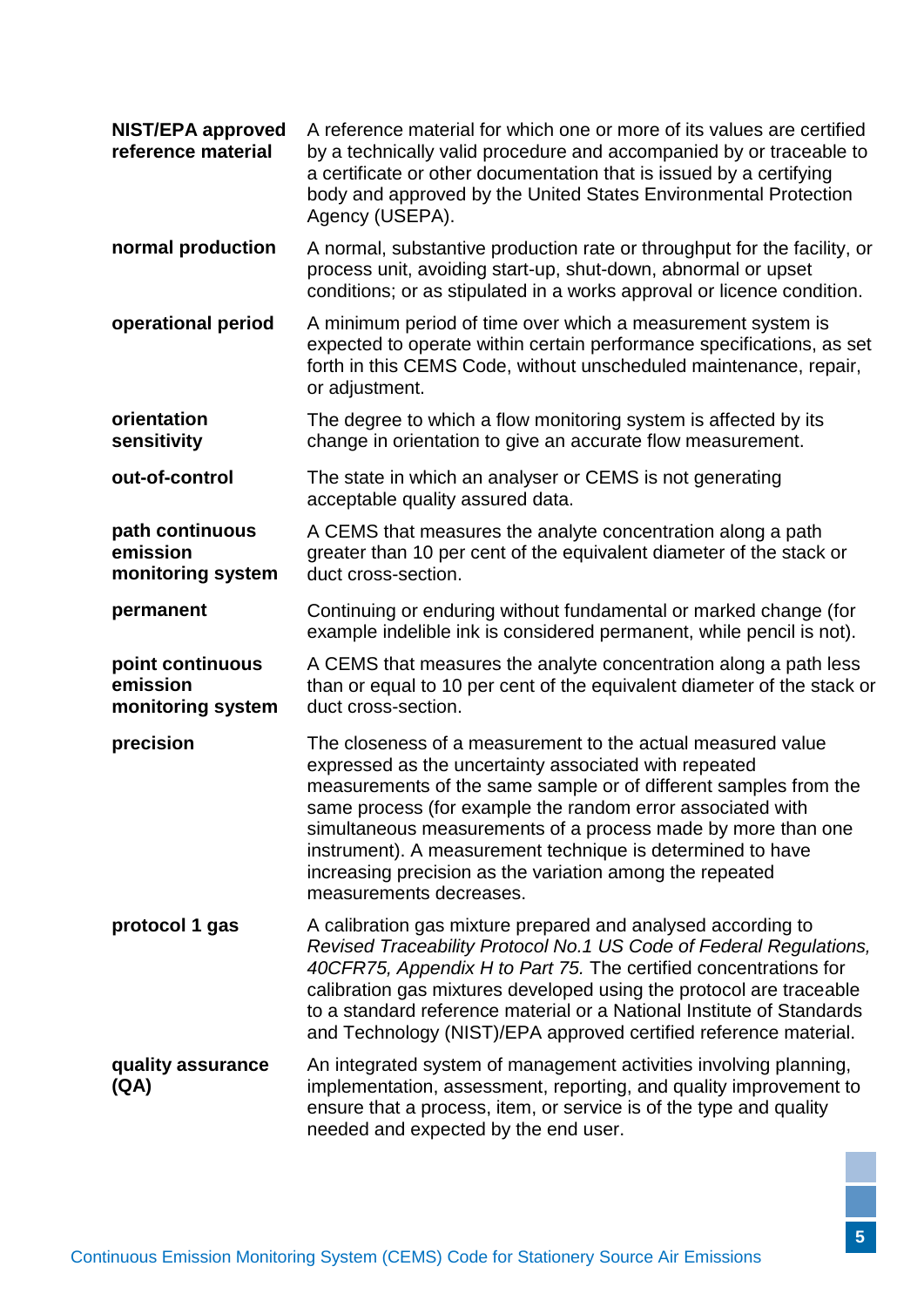| | |
|---|---|
| **NIST/EPA approved reference material** | A reference material for which one or more of its values are certified by a technically valid procedure and accompanied by or traceable to a certificate or other documentation that is issued by a certifying body and approved by the United States Environmental Protection Agency (USEPA). |
| **normal production** | A normal, substantive production rate or throughput for the facility, or process unit, avoiding start-up, shut-down, abnormal or upset conditions; or as stipulated in a works approval or licence condition. |
| **operational period** | A minimum period of time over which a measurement system is expected to operate within certain performance specifications, as set forth in this CEMS Code, without unscheduled maintenance, repair, or adjustment. |
| **orientation sensitivity** | The degree to which a flow monitoring system is affected by its change in orientation to give an accurate flow measurement. |
| **out-of-control** | The state in which an analyser or CEMS is not generating acceptable quality assured data. |
| **path continuous emission monitoring system** | A CEMS that measures the analyte concentration along a path greater than 10 per cent of the equivalent diameter of the stack or duct cross-section. |
| **permanent** | Continuing or enduring without fundamental or marked change (for example indelible ink is considered permanent, while pencil is not). |
| **point continuous emission monitoring system** | A CEMS that measures the analyte concentration along a path less than or equal to 10 per cent of the equivalent diameter of the stack or duct cross-section. |
| **precision** | The closeness of a measurement to the actual measured value expressed as the uncertainty associated with repeated measurements of the same sample or of different samples from the same process (for example the random error associated with simultaneous measurements of a process made by more than one instrument). A measurement technique is determined to have increasing precision as the variation among the repeated measurements decreases. |
| **protocol 1 gas** | A calibration gas mixture prepared and analysed according to *Revised Traceability Protocol No.1 US Code of Federal Regulations, 40CFR75, Appendix H to Part 75.* The certified concentrations for calibration gas mixtures developed using the protocol are traceable to a standard reference material or a National Institute of Standards and Technology (NIST)/EPA approved certified reference material. |
| **quality assurance (QA)** | An integrated system of management activities involving planning, implementation, assessment, reporting, and quality improvement to ensure that a process, item, or service is of the type and quality needed and expected by the end user. |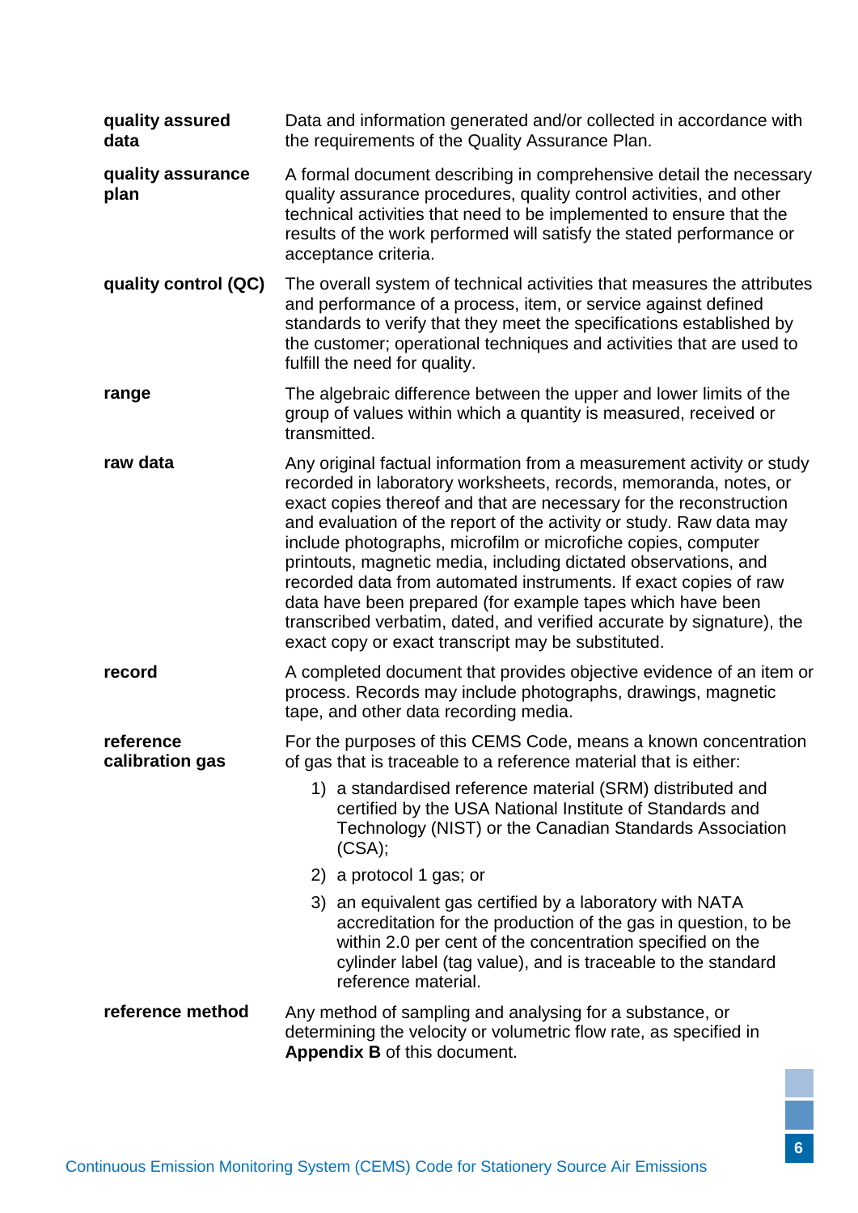**quality assured data**
Data and information generated and/or collected in accordance with the requirements of the Quality Assurance Plan.

**quality assurance plan**
A formal document describing in comprehensive detail the necessary quality assurance procedures, quality control activities, and other technical activities that need to be implemented to ensure that the results of the work performed will satisfy the stated performance or acceptance criteria.

**quality control (QC)**
The overall system of technical activities that measures the attributes and performance of a process, item, or service against defined standards to verify that they meet the specifications established by the customer; operational techniques and activities that are used to fulfill the need for quality.

**range**
The algebraic difference between the upper and lower limits of the group of values within which a quantity is measured, received or transmitted.

**raw data**
Any original factual information from a measurement activity or study recorded in laboratory worksheets, records, memoranda, notes, or exact copies thereof and that are necessary for the reconstruction and evaluation of the report of the activity or study. Raw data may include photographs, microfilm or microfiche copies, computer printouts, magnetic media, including dictated observations, and recorded data from automated instruments. If exact copies of raw data have been prepared (for example tapes which have been transcribed verbatim, dated, and verified accurate by signature), the exact copy or exact transcript may be substituted.

**record**
A completed document that provides objective evidence of an item or process. Records may include photographs, drawings, magnetic tape, and other data recording media.

**reference calibration gas**
For the purposes of this CEMS Code, means a known concentration of gas that is traceable to a reference material that is either:

1) a standardised reference material (SRM) distributed and certified by the USA National Institute of Standards and Technology (NIST) or the Canadian Standards Association (CSA);
2) a protocol 1 gas; or
3) an equivalent gas certified by a laboratory with NATA accreditation for the production of the gas in question, to be within 2.0 per cent of the concentration specified on the cylinder label (tag value), and is traceable to the standard reference material.

**reference method**
Any method of sampling and analysing for a substance, or determining the velocity or volumetric flow rate, as specified in **Appendix B** of this document.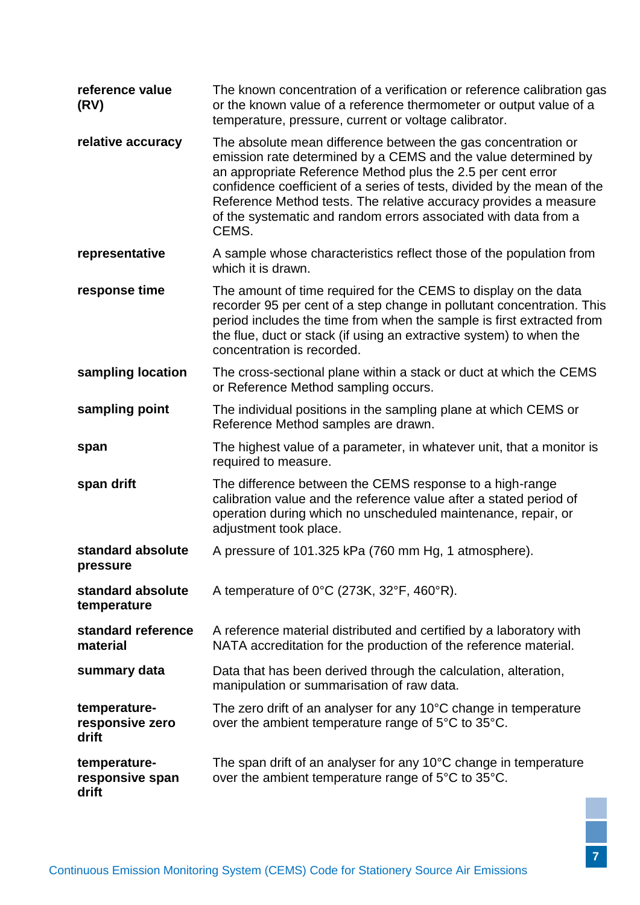**reference value (RV)** The known concentration of a verification or reference calibration gas or the known value of a reference thermometer or output value of a temperature, pressure, current or voltage calibrator.

**relative accuracy** The absolute mean difference between the gas concentration or emission rate determined by a CEMS and the value determined by an appropriate Reference Method plus the 2.5 per cent error confidence coefficient of a series of tests, divided by the mean of the Reference Method tests. The relative accuracy provides a measure of the systematic and random errors associated with data from a CEMS.

**representative** A sample whose characteristics reflect those of the population from which it is drawn.

**response time** The amount of time required for the CEMS to display on the data recorder 95 per cent of a step change in pollutant concentration. This period includes the time from when the sample is first extracted from the flue, duct or stack (if using an extractive system) to when the concentration is recorded.

**sampling location** The cross-sectional plane within a stack or duct at which the CEMS or Reference Method sampling occurs.

**sampling point** The individual positions in the sampling plane at which CEMS or Reference Method samples are drawn.

**span** The highest value of a parameter, in whatever unit, that a monitor is required to measure.

**span drift** The difference between the CEMS response to a high-range calibration value and the reference value after a stated period of operation during which no unscheduled maintenance, repair, or adjustment took place.

**standard absolute pressure** A pressure of 101.325 kPa (760 mm Hg, 1 atmosphere).

**standard absolute temperature** A temperature of 0°C (273K, 32°F, 460°R).

**standard reference material** A reference material distributed and certified by a laboratory with NATA accreditation for the production of the reference material.

**summary data** Data that has been derived through the calculation, alteration, manipulation or summarisation of raw data.

**temperature-responsive zero drift** The zero drift of an analyser for any 10°C change in temperature over the ambient temperature range of 5°C to 35°C.

**temperature-responsive span drift** The span drift of an analyser for any 10°C change in temperature over the ambient temperature range of 5°C to 35°C.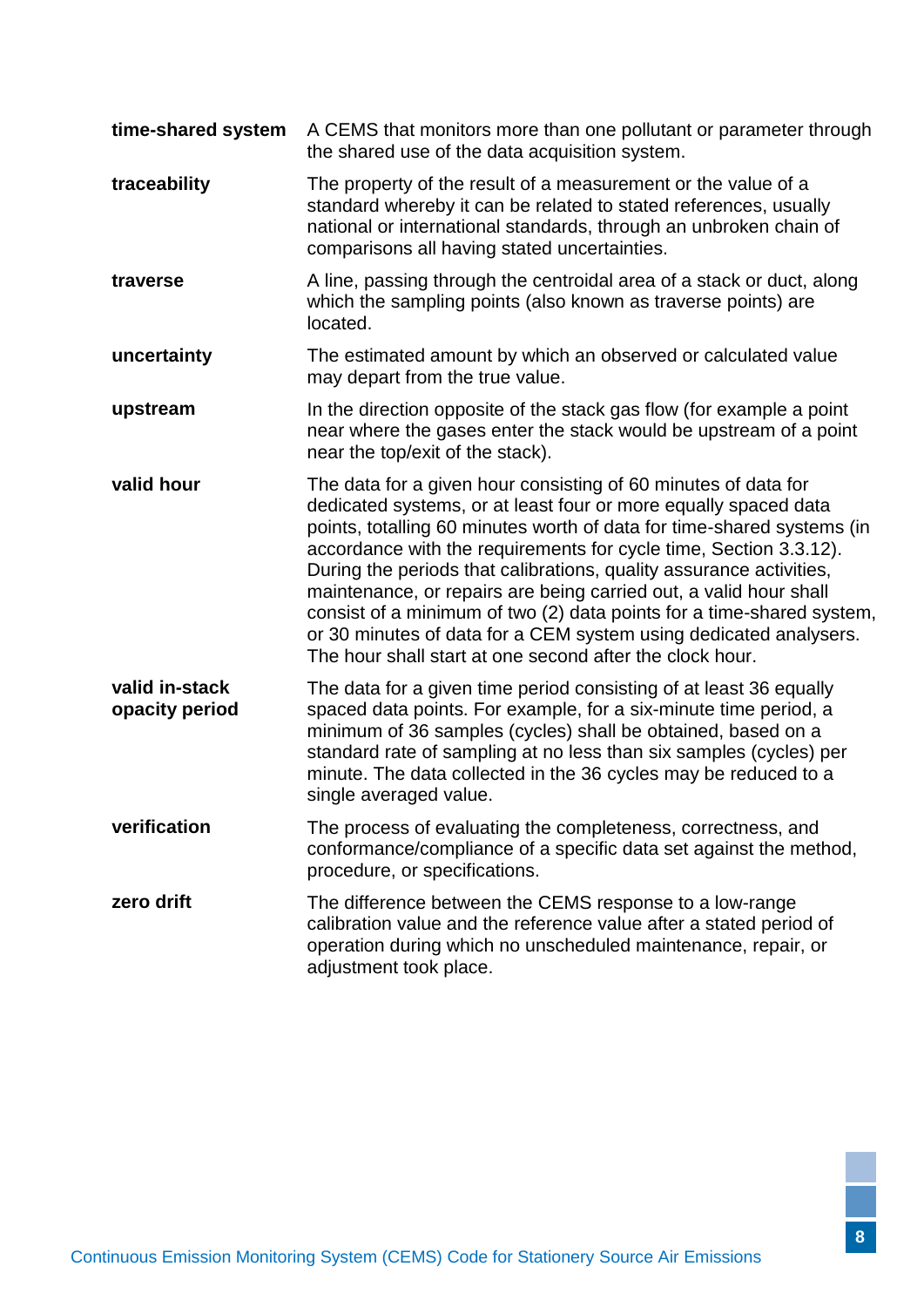**time-shared system** A CEMS that monitors more than one pollutant or parameter through the shared use of the data acquisition system.

**traceability** The property of the result of a measurement or the value of a standard whereby it can be related to stated references, usually national or international standards, through an unbroken chain of comparisons all having stated uncertainties.

**traverse** A line, passing through the centroidal area of a stack or duct, along which the sampling points (also known as traverse points) are located.

**uncertainty** The estimated amount by which an observed or calculated value may depart from the true value.

**upstream** In the direction opposite of the stack gas flow (for example a point near where the gases enter the stack would be upstream of a point near the top/exit of the stack).

**valid hour** The data for a given hour consisting of 60 minutes of data for dedicated systems, or at least four or more equally spaced data points, totalling 60 minutes worth of data for time-shared systems (in accordance with the requirements for cycle time, Section 3.3.12). During the periods that calibrations, quality assurance activities, maintenance, or repairs are being carried out, a valid hour shall consist of a minimum of two (2) data points for a time-shared system, or 30 minutes of data for a CEM system using dedicated analysers. The hour shall start at one second after the clock hour.

**valid in-stack opacity period** The data for a given time period consisting of at least 36 equally spaced data points. For example, for a six-minute time period, a minimum of 36 samples (cycles) shall be obtained, based on a standard rate of sampling at no less than six samples (cycles) per minute. The data collected in the 36 cycles may be reduced to a single averaged value.

**verification** The process of evaluating the completeness, correctness, and conformance/compliance of a specific data set against the method, procedure, or specifications.

**zero drift** The difference between the CEMS response to a low-range calibration value and the reference value after a stated period of operation during which no unscheduled maintenance, repair, or adjustment took place.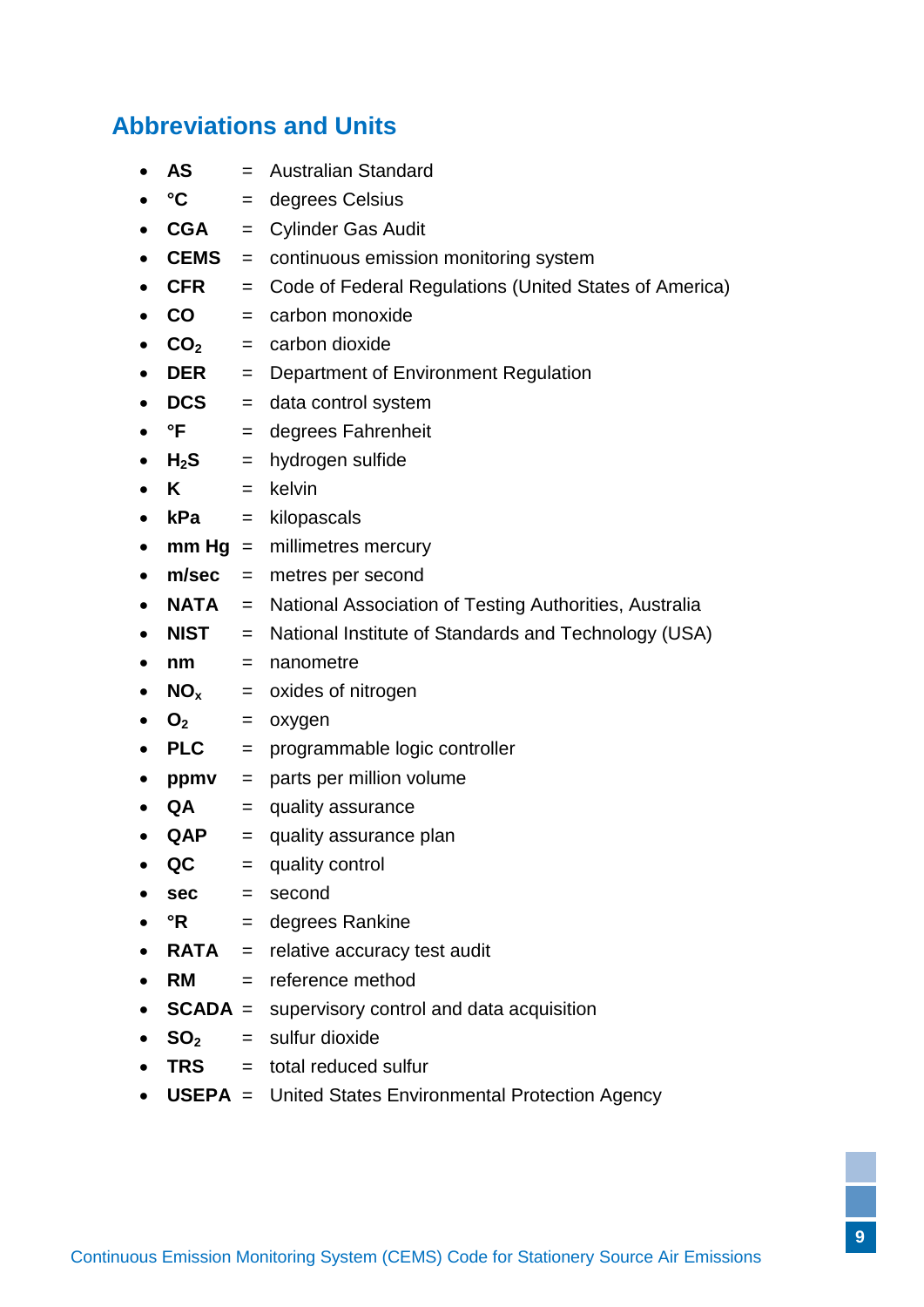## Abbreviations and Units

- **AS** = Australian Standard
- **°C** = degrees Celsius
- **CGA** = Cylinder Gas Audit
- **CEMS** = continuous emission monitoring system
- **CFR** = Code of Federal Regulations (United States of America)
- **CO** = carbon monoxide
- **$CO_2$** = carbon dioxide
- **DER** = Department of Environment Regulation
- **DCS** = data control system
- **°F** = degrees Fahrenheit
- **$H_2S$** = hydrogen sulfide
- **K** = kelvin
- **kPa** = kilopascals
- **mm Hg** = millimetres mercury
- **m/sec** = metres per second
- **NATA** = National Association of Testing Authorities, Australia
- **NIST** = National Institute of Standards and Technology (USA)
- **nm** = nanometre
- **$NO_x$** = oxides of nitrogen
- **$O_2$** = oxygen
- **PLC** = programmable logic controller
- **ppmv** = parts per million volume
- **QA** = quality assurance
- **QAP** = quality assurance plan
- **QC** = quality control
- **sec** = second
- **°R** = degrees Rankine
- **RATA** = relative accuracy test audit
- **RM** = reference method
- **SCADA** = supervisory control and data acquisition
- **$SO_2$** = sulfur dioxide
- **TRS** = total reduced sulfur
- **USEPA** = United States Environmental Protection Agency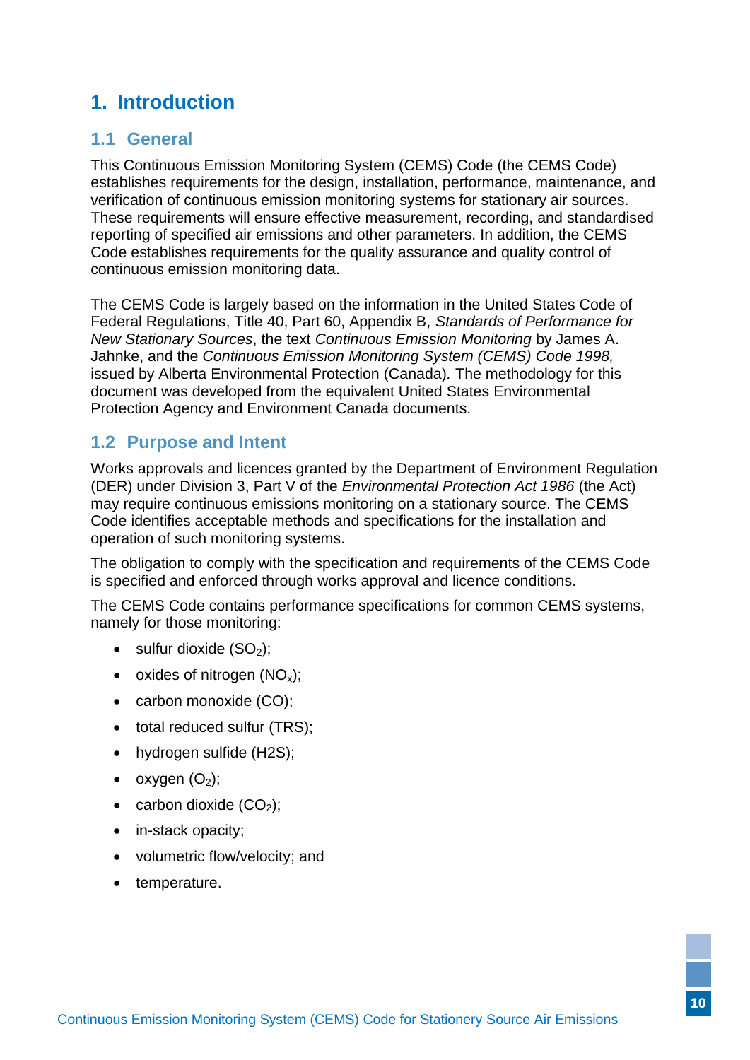# 1. Introduction

## 1.1 General

This Continuous Emission Monitoring System (CEMS) Code (the CEMS Code) establishes requirements for the design, installation, performance, maintenance, and verification of continuous emission monitoring systems for stationary air sources. These requirements will ensure effective measurement, recording, and standardised reporting of specified air emissions and other parameters. In addition, the CEMS Code establishes requirements for the quality assurance and quality control of continuous emission monitoring data.

The CEMS Code is largely based on the information in the United States Code of Federal Regulations, Title 40, Part 60, Appendix B, *Standards of Performance for New Stationary Sources*, the text *Continuous Emission Monitoring* by James A. Jahnke, and the *Continuous Emission Monitoring System (CEMS) Code 1998,* issued by Alberta Environmental Protection (Canada)*.* The methodology for this document was developed from the equivalent United States Environmental Protection Agency and Environment Canada documents.

## 1.2 Purpose and Intent

Works approvals and licences granted by the Department of Environment Regulation (DER) under Division 3, Part V of the *Environmental Protection Act 1986* (the Act) may require continuous emissions monitoring on a stationary source. The CEMS Code identifies acceptable methods and specifications for the installation and operation of such monitoring systems.

The obligation to comply with the specification and requirements of the CEMS Code is specified and enforced through works approval and licence conditions.

The CEMS Code contains performance specifications for common CEMS systems, namely for those monitoring:

- sulfur dioxide ($SO_2$);
- oxides of nitrogen ($NO_x$);
- carbon monoxide (CO);
- total reduced sulfur (TRS);
- hydrogen sulfide (H2S);
- oxygen ($O_2$);
- carbon dioxide ($CO_2$);
- in-stack opacity;
- volumetric flow/velocity; and
- temperature.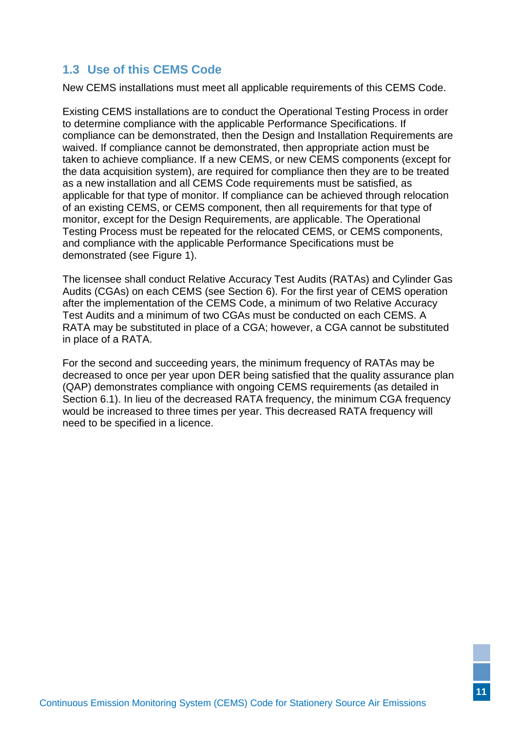## 1.3 Use of this CEMS Code

New CEMS installations must meet all applicable requirements of this CEMS Code.

Existing CEMS installations are to conduct the Operational Testing Process in order to determine compliance with the applicable Performance Specifications. If compliance can be demonstrated, then the Design and Installation Requirements are waived. If compliance cannot be demonstrated, then appropriate action must be taken to achieve compliance. If a new CEMS, or new CEMS components (except for the data acquisition system), are required for compliance then they are to be treated as a new installation and all CEMS Code requirements must be satisfied, as applicable for that type of monitor. If compliance can be achieved through relocation of an existing CEMS, or CEMS component, then all requirements for that type of monitor, except for the Design Requirements, are applicable. The Operational Testing Process must be repeated for the relocated CEMS, or CEMS components, and compliance with the applicable Performance Specifications must be demonstrated (see Figure 1).

The licensee shall conduct Relative Accuracy Test Audits (RATAs) and Cylinder Gas Audits (CGAs) on each CEMS (see Section 6). For the first year of CEMS operation after the implementation of the CEMS Code, a minimum of two Relative Accuracy Test Audits and a minimum of two CGAs must be conducted on each CEMS. A RATA may be substituted in place of a CGA; however, a CGA cannot be substituted in place of a RATA.

For the second and succeeding years, the minimum frequency of RATAs may be decreased to once per year upon DER being satisfied that the quality assurance plan (QAP) demonstrates compliance with ongoing CEMS requirements (as detailed in Section 6.1). In lieu of the decreased RATA frequency, the minimum CGA frequency would be increased to three times per year. This decreased RATA frequency will need to be specified in a licence.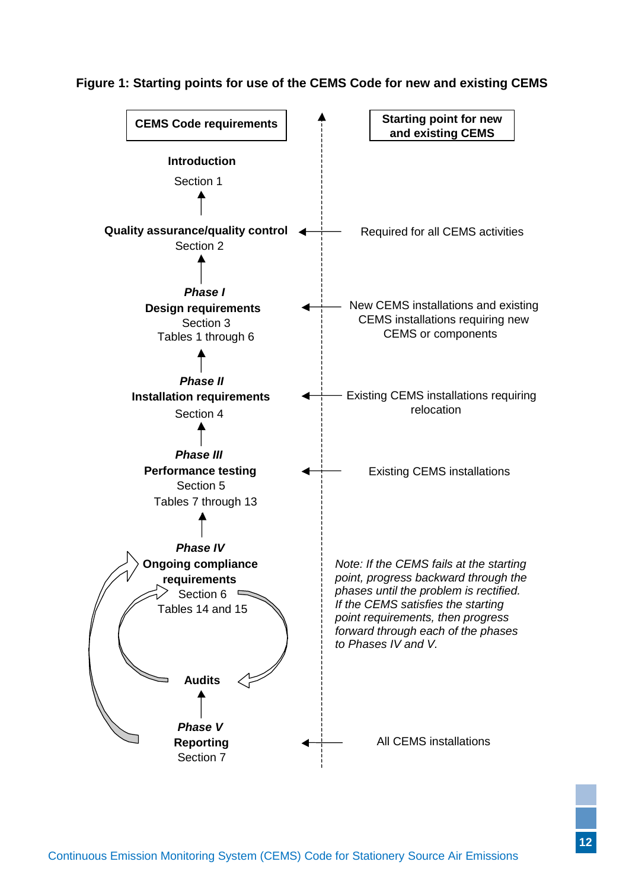**Figure 1: Starting points for use of the CEMS Code for new and existing CEMS**

| CEMS Code requirements | Starting point for new and existing CEMS |
|---|---|
| **Introduction**<br>Section 1 | |
| **Quality assurance/quality control**<br>Section 2 | Required for all CEMS activities |
| ***Phase I***<br>**Design requirements**<br>Section 3<br>Tables 1 through 6 | New CEMS installations and existing CEMS installations requiring new CEMS or components |
| ***Phase II***<br>**Installation requirements**<br>Section 4 | Existing CEMS installations requiring relocation |
| ***Phase III***<br>**Performance testing**<br>Section 5<br>Tables 7 through 13 | Existing CEMS installations |
| ***Phase IV***<br>**Ongoing compliance requirements**<br>Section 6<br>Tables 14 and 15 | *Note: If the CEMS fails at the starting point, progress backward through the phases until the problem is rectified. If the CEMS satisfies the starting point requirements, then progress forward through each of the phases to Phases IV and V.* |
| **Audits** | |
| ***Phase V***<br>**Reporting**<br>Section 7 | All CEMS installations |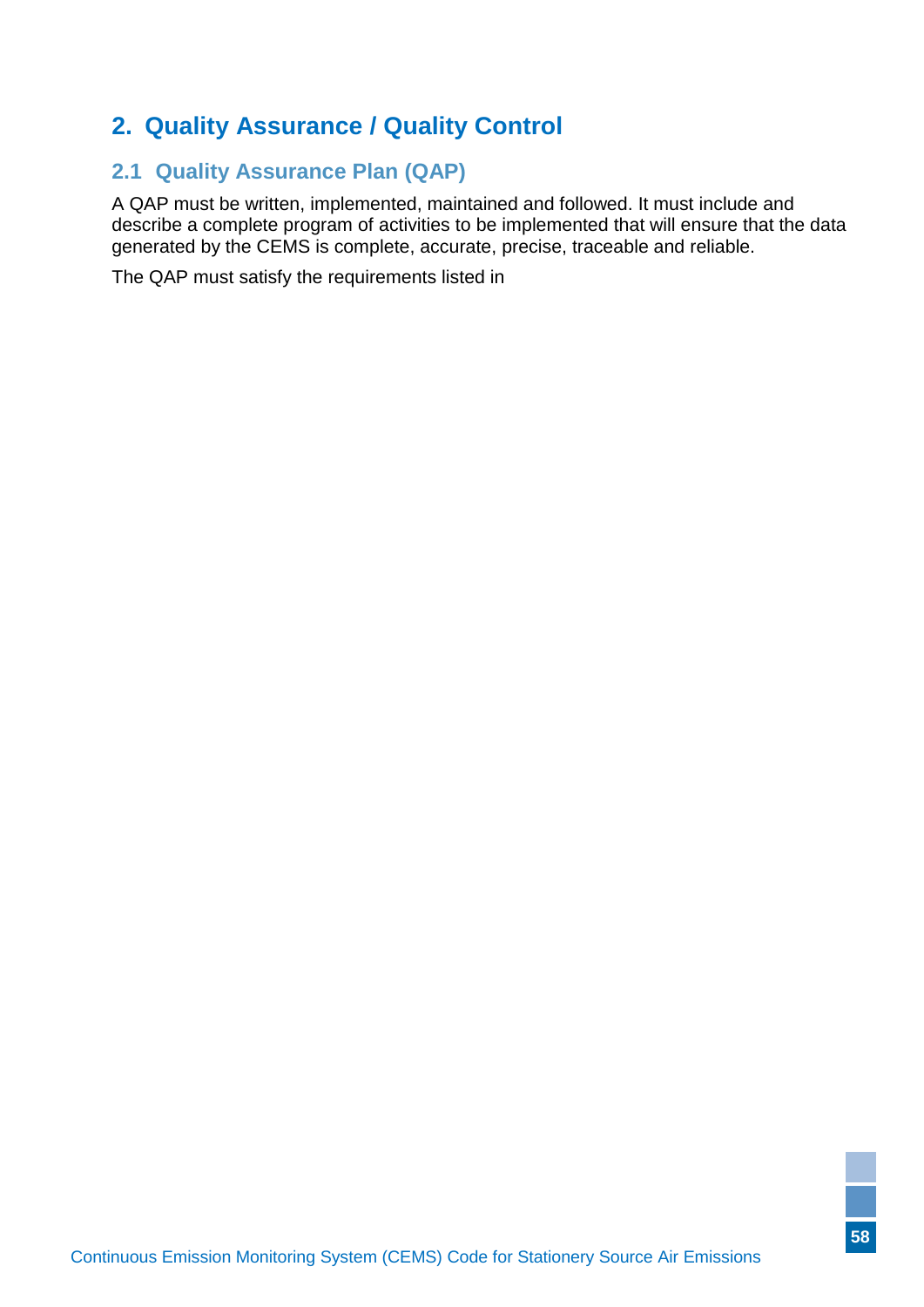# 2. Quality Assurance / Quality Control

## 2.1 Quality Assurance Plan (QAP)

A QAP must be written, implemented, maintained and followed. It must include and describe a complete program of activities to be implemented that will ensure that the data generated by the CEMS is complete, accurate, precise, traceable and reliable.

The QAP must satisfy the requirements listed in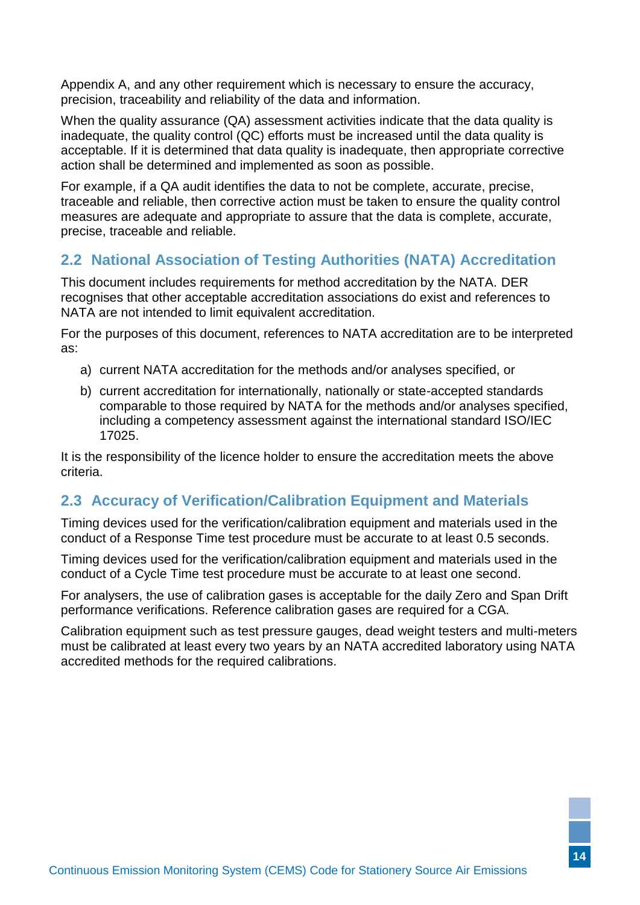Appendix A, and any other requirement which is necessary to ensure the accuracy, precision, traceability and reliability of the data and information.

When the quality assurance (QA) assessment activities indicate that the data quality is inadequate, the quality control (QC) efforts must be increased until the data quality is acceptable. If it is determined that data quality is inadequate, then appropriate corrective action shall be determined and implemented as soon as possible.

For example, if a QA audit identifies the data to not be complete, accurate, precise, traceable and reliable, then corrective action must be taken to ensure the quality control measures are adequate and appropriate to assure that the data is complete, accurate, precise, traceable and reliable.

## 2.2 National Association of Testing Authorities (NATA) Accreditation

This document includes requirements for method accreditation by the NATA. DER recognises that other acceptable accreditation associations do exist and references to NATA are not intended to limit equivalent accreditation.

For the purposes of this document, references to NATA accreditation are to be interpreted as:

a) current NATA accreditation for the methods and/or analyses specified, or

b) current accreditation for internationally, nationally or state-accepted standards comparable to those required by NATA for the methods and/or analyses specified, including a competency assessment against the international standard ISO/IEC 17025.

It is the responsibility of the licence holder to ensure the accreditation meets the above criteria.

## 2.3 Accuracy of Verification/Calibration Equipment and Materials

Timing devices used for the verification/calibration equipment and materials used in the conduct of a Response Time test procedure must be accurate to at least 0.5 seconds.

Timing devices used for the verification/calibration equipment and materials used in the conduct of a Cycle Time test procedure must be accurate to at least one second.

For analysers, the use of calibration gases is acceptable for the daily Zero and Span Drift performance verifications. Reference calibration gases are required for a CGA.

Calibration equipment such as test pressure gauges, dead weight testers and multi-meters must be calibrated at least every two years by an NATA accredited laboratory using NATA accredited methods for the required calibrations.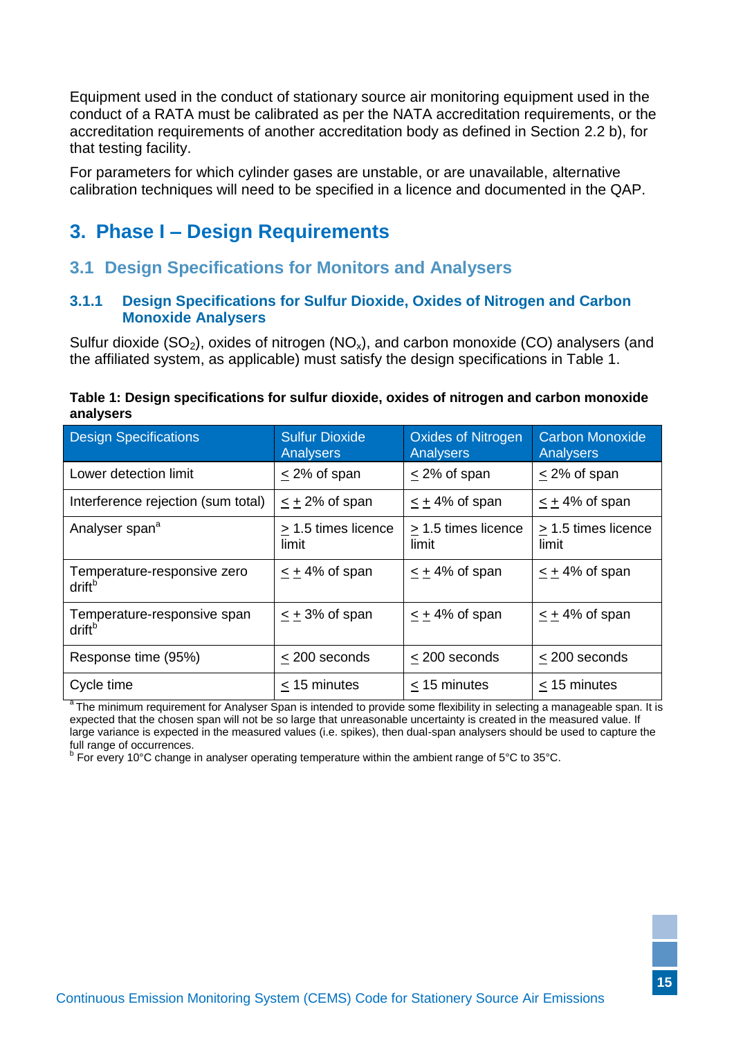Equipment used in the conduct of stationary source air monitoring equipment used in the conduct of a RATA must be calibrated as per the NATA accreditation requirements, or the accreditation requirements of another accreditation body as defined in Section 2.2 b), for that testing facility.

For parameters for which cylinder gases are unstable, or are unavailable, alternative calibration techniques will need to be specified in a licence and documented in the QAP.

# 3. Phase I – Design Requirements

## 3.1 Design Specifications for Monitors and Analysers

### 3.1.1 Design Specifications for Sulfur Dioxide, Oxides of Nitrogen and Carbon Monoxide Analysers

Sulfur dioxide ($SO_2$), oxides of nitrogen ($NO_x$), and carbon monoxide (CO) analysers (and the affiliated system, as applicable) must satisfy the design specifications in Table 1.

**Table 1: Design specifications for sulfur dioxide, oxides of nitrogen and carbon monoxide analysers**

| Design Specifications | Sulfur Dioxide Analysers | Oxides of Nitrogen Analysers | Carbon Monoxide Analysers |
|---|---|---|---|
| Lower detection limit | ≤ 2% of span | ≤ 2% of span | ≤ 2% of span |
| Interference rejection (sum total) | ≤ ± 2% of span | ≤ ± 4% of span | ≤ ± 4% of span |
| Analyser span[a] | ≥ 1.5 times licence limit | ≥ 1.5 times licence limit | ≥ 1.5 times licence limit |
| Temperature-responsive zero drift[b] | ≤ ± 4% of span | ≤ ± 4% of span | ≤ ± 4% of span |
| Temperature-responsive span drift[b] | ≤ ± 3% of span | ≤ ± 4% of span | ≤ ± 4% of span |
| Response time (95%) | ≤ 200 seconds | ≤ 200 seconds | ≤ 200 seconds |
| Cycle time | ≤ 15 minutes | ≤ 15 minutes | ≤ 15 minutes |

[a] The minimum requirement for Analyser Span is intended to provide some flexibility in selecting a manageable span. It is expected that the chosen span will not be so large that unreasonable uncertainty is created in the measured value. If large variance is expected in the measured values (i.e. spikes), then dual-span analysers should be used to capture the full range of occurrences.

[b] For every 10°C change in analyser operating temperature within the ambient range of 5°C to 35°C.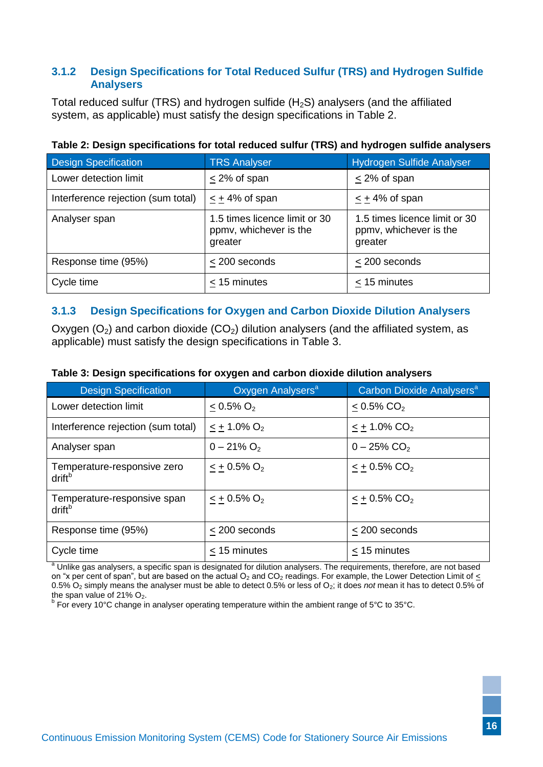### 3.1.2 Design Specifications for Total Reduced Sulfur (TRS) and Hydrogen Sulfide Analysers

Total reduced sulfur (TRS) and hydrogen sulfide ($H_2S$) analysers (and the affiliated system, as applicable) must satisfy the design specifications in Table 2.

**Table 2: Design specifications for total reduced sulfur (TRS) and hydrogen sulfide analysers**

| Design Specification | TRS Analyser | Hydrogen Sulfide Analyser |
|---|---|---|
| Lower detection limit | $\leq$ 2% of span | $\leq$ 2% of span |
| Interference rejection (sum total) | $\leq \pm$ 4% of span | $\leq \pm$ 4% of span |
| Analyser span | 1.5 times licence limit or 30 ppmv, whichever is the greater | 1.5 times licence limit or 30 ppmv, whichever is the greater |
| Response time (95%) | $\leq$ 200 seconds | $\leq$ 200 seconds |
| Cycle time | $\leq$ 15 minutes | $\leq$ 15 minutes |

### 3.1.3 Design Specifications for Oxygen and Carbon Dioxide Dilution Analysers

Oxygen ($O_2$) and carbon dioxide ($CO_2$) dilution analysers (and the affiliated system, as applicable) must satisfy the design specifications in Table 3.

**Table 3: Design specifications for oxygen and carbon dioxide dilution analysers**

| Design Specification | Oxygen Analysers[a] | Carbon Dioxide Analysers[a] |
|---|---|---|
| Lower detection limit | $\leq$ 0.5% $O_2$ | $\leq$ 0.5% $CO_2$ |
| Interference rejection (sum total) | $\leq \pm$ 1.0% $O_2$ | $\leq \pm$ 1.0% $CO_2$ |
| Analyser span | 0 – 21% $O_2$ | 0 – 25% $CO_2$ |
| Temperature-responsive zero drift[b] | $\leq \pm$ 0.5% $O_2$ | $\leq \pm$ 0.5% $CO_2$ |
| Temperature-responsive span drift[b] | $\leq \pm$ 0.5% $O_2$ | $\leq \pm$ 0.5% $CO_2$ |
| Response time (95%) | $\leq$ 200 seconds | $\leq$ 200 seconds |
| Cycle time | $\leq$ 15 minutes | $\leq$ 15 minutes |

[a] Unlike gas analysers, a specific span is designated for dilution analysers. The requirements, therefore, are not based on "x per cent of span", but are based on the actual $O_2$ and $CO_2$ readings. For example, the Lower Detection Limit of $\leq$ 0.5% $O_2$ simply means the analyser must be able to detect 0.5% or less of $O_2$; it does *not* mean it has to detect 0.5% of the span value of 21% $O_2$.

[b] For every 10°C change in analyser operating temperature within the ambient range of 5°C to 35°C.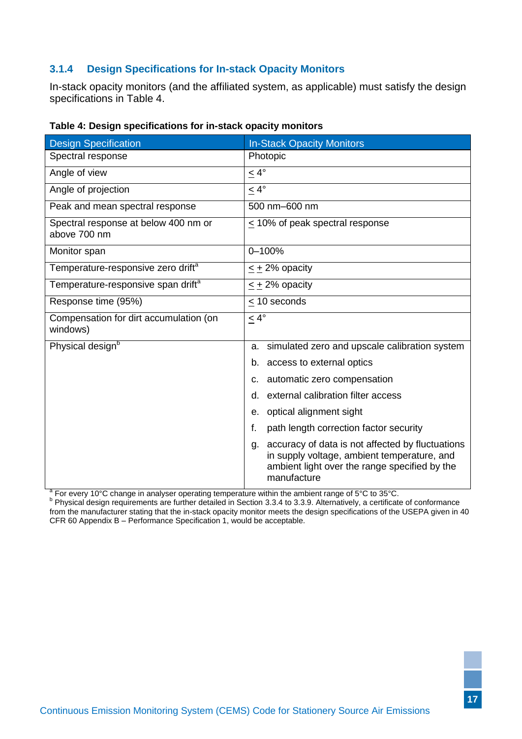### 3.1.4 Design Specifications for In-stack Opacity Monitors

In-stack opacity monitors (and the affiliated system, as applicable) must satisfy the design specifications in Table 4.

**Table 4: Design specifications for in-stack opacity monitors**

| Design Specification | In-Stack Opacity Monitors |
|---|---|
| Spectral response | Photopic |
| Angle of view | ≤ 4° |
| Angle of projection | ≤ 4° |
| Peak and mean spectral response | 500 nm–600 nm |
| Spectral response at below 400 nm or above 700 nm | ≤ 10% of peak spectral response |
| Monitor span | 0–100% |
| Temperature-responsive zero drift[a] | ≤ ± 2% opacity |
| Temperature-responsive span drift[a] | ≤ ± 2% opacity |
| Response time (95%) | ≤ 10 seconds |
| Compensation for dirt accumulation (on windows) | ≤ 4° |
| Physical design[b] | a. simulated zero and upscale calibration system<br>b. access to external optics<br>c. automatic zero compensation<br>d. external calibration filter access<br>e. optical alignment sight<br>f. path length correction factor security<br>g. accuracy of data is not affected by fluctuations in supply voltage, ambient temperature, and ambient light over the range specified by the manufacture |

[a] For every 10°C change in analyser operating temperature within the ambient range of 5°C to 35°C.
[b] Physical design requirements are further detailed in Section 3.3.4 to 3.3.9. Alternatively, a certificate of conformance from the manufacturer stating that the in-stack opacity monitor meets the design specifications of the USEPA given in 40 CFR 60 Appendix B – Performance Specification 1, would be acceptable.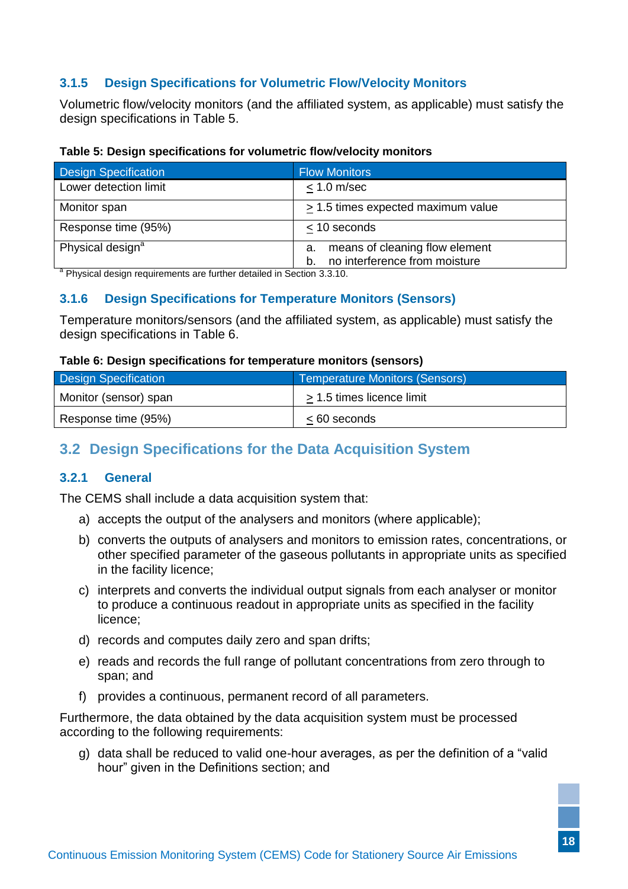### 3.1.5 Design Specifications for Volumetric Flow/Velocity Monitors

Volumetric flow/velocity monitors (and the affiliated system, as applicable) must satisfy the design specifications in Table 5.

**Table 5: Design specifications for volumetric flow/velocity monitors**

| Design Specification | Flow Monitors |
|---|---|
| Lower detection limit | $\leq$ 1.0 m/sec |
| Monitor span | $\geq$ 1.5 times expected maximum value |
| Response time (95%) | $\leq$ 10 seconds |
| Physical design[a] | a. means of cleaning flow element<br>b. no interference from moisture |

[a] Physical design requirements are further detailed in Section 3.3.10.

### 3.1.6 Design Specifications for Temperature Monitors (Sensors)

Temperature monitors/sensors (and the affiliated system, as applicable) must satisfy the design specifications in Table 6.

**Table 6: Design specifications for temperature monitors (sensors)**

| Design Specification | Temperature Monitors (Sensors) |
|---|---|
| Monitor (sensor) span | $\geq$ 1.5 times licence limit |
| Response time (95%) | $\leq$ 60 seconds |

## 3.2 Design Specifications for the Data Acquisition System

### 3.2.1 General

The CEMS shall include a data acquisition system that:

a) accepts the output of the analysers and monitors (where applicable);

b) converts the outputs of analysers and monitors to emission rates, concentrations, or other specified parameter of the gaseous pollutants in appropriate units as specified in the facility licence;

c) interprets and converts the individual output signals from each analyser or monitor to produce a continuous readout in appropriate units as specified in the facility licence;

d) records and computes daily zero and span drifts;

e) reads and records the full range of pollutant concentrations from zero through to span; and

f) provides a continuous, permanent record of all parameters.

Furthermore, the data obtained by the data acquisition system must be processed according to the following requirements:

g) data shall be reduced to valid one-hour averages, as per the definition of a “valid hour” given in the Definitions section; and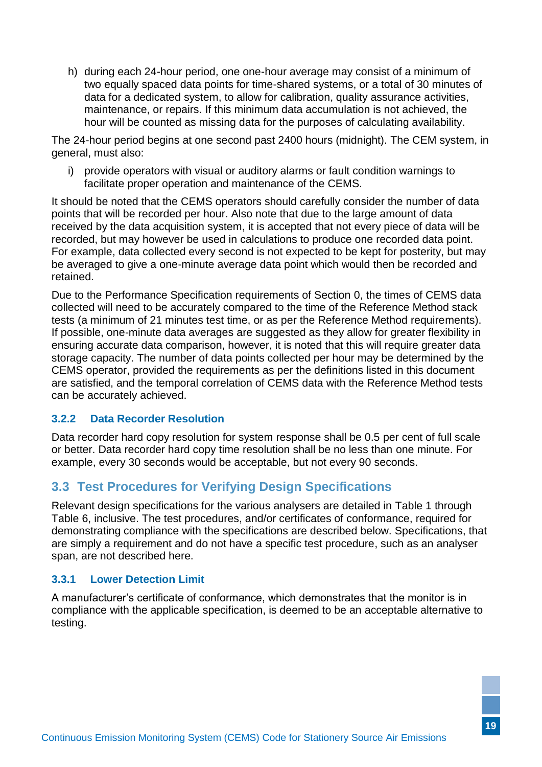h) during each 24-hour period, one one-hour average may consist of a minimum of two equally spaced data points for time-shared systems, or a total of 30 minutes of data for a dedicated system, to allow for calibration, quality assurance activities, maintenance, or repairs. If this minimum data accumulation is not achieved, the hour will be counted as missing data for the purposes of calculating availability.

The 24-hour period begins at one second past 2400 hours (midnight). The CEM system, in general, must also:

i) provide operators with visual or auditory alarms or fault condition warnings to facilitate proper operation and maintenance of the CEMS.

It should be noted that the CEMS operators should carefully consider the number of data points that will be recorded per hour. Also note that due to the large amount of data received by the data acquisition system, it is accepted that not every piece of data will be recorded, but may however be used in calculations to produce one recorded data point. For example, data collected every second is not expected to be kept for posterity, but may be averaged to give a one-minute average data point which would then be recorded and retained.

Due to the Performance Specification requirements of Section 0, the times of CEMS data collected will need to be accurately compared to the time of the Reference Method stack tests (a minimum of 21 minutes test time, or as per the Reference Method requirements). If possible, one-minute data averages are suggested as they allow for greater flexibility in ensuring accurate data comparison, however, it is noted that this will require greater data storage capacity. The number of data points collected per hour may be determined by the CEMS operator, provided the requirements as per the definitions listed in this document are satisfied, and the temporal correlation of CEMS data with the Reference Method tests can be accurately achieved.

### 3.2.2 Data Recorder Resolution

Data recorder hard copy resolution for system response shall be 0.5 per cent of full scale or better. Data recorder hard copy time resolution shall be no less than one minute. For example, every 30 seconds would be acceptable, but not every 90 seconds.

## 3.3 Test Procedures for Verifying Design Specifications

Relevant design specifications for the various analysers are detailed in Table 1 through Table 6, inclusive. The test procedures, and/or certificates of conformance, required for demonstrating compliance with the specifications are described below. Specifications, that are simply a requirement and do not have a specific test procedure, such as an analyser span, are not described here.

### 3.3.1 Lower Detection Limit

A manufacturer's certificate of conformance, which demonstrates that the monitor is in compliance with the applicable specification, is deemed to be an acceptable alternative to testing.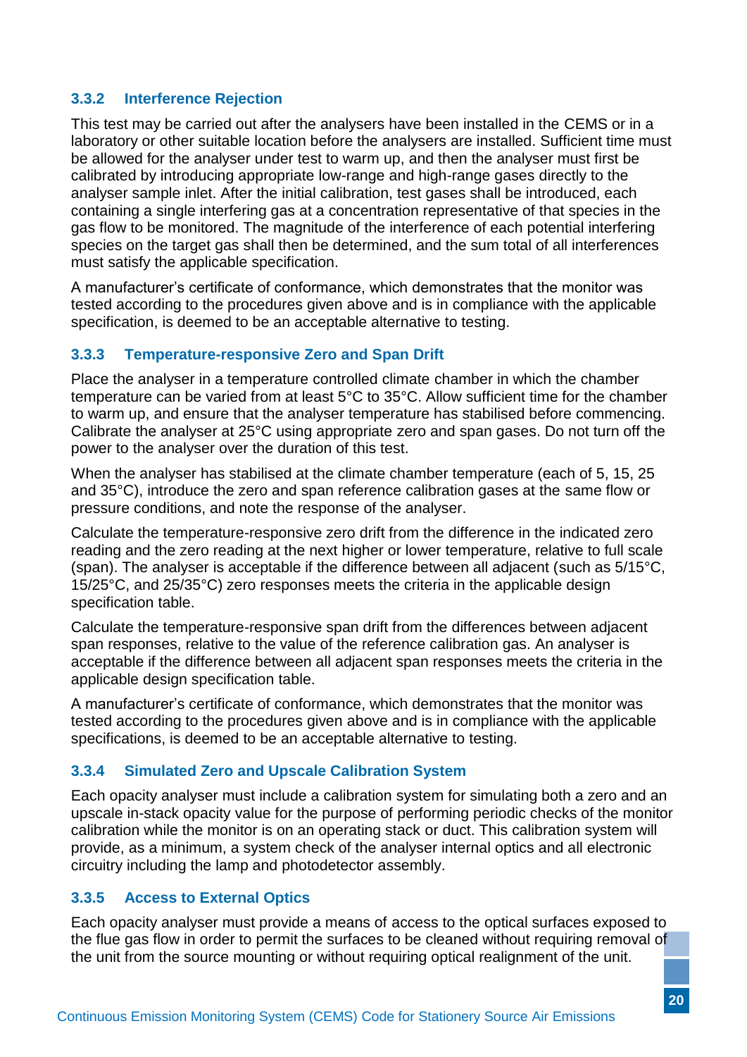### 3.3.2 Interference Rejection

This test may be carried out after the analysers have been installed in the CEMS or in a laboratory or other suitable location before the analysers are installed. Sufficient time must be allowed for the analyser under test to warm up, and then the analyser must first be calibrated by introducing appropriate low-range and high-range gases directly to the analyser sample inlet. After the initial calibration, test gases shall be introduced, each containing a single interfering gas at a concentration representative of that species in the gas flow to be monitored. The magnitude of the interference of each potential interfering species on the target gas shall then be determined, and the sum total of all interferences must satisfy the applicable specification.

A manufacturer's certificate of conformance, which demonstrates that the monitor was tested according to the procedures given above and is in compliance with the applicable specification, is deemed to be an acceptable alternative to testing.

### 3.3.3 Temperature-responsive Zero and Span Drift

Place the analyser in a temperature controlled climate chamber in which the chamber temperature can be varied from at least 5°C to 35°C. Allow sufficient time for the chamber to warm up, and ensure that the analyser temperature has stabilised before commencing. Calibrate the analyser at 25°C using appropriate zero and span gases. Do not turn off the power to the analyser over the duration of this test.

When the analyser has stabilised at the climate chamber temperature (each of 5, 15, 25 and 35°C), introduce the zero and span reference calibration gases at the same flow or pressure conditions, and note the response of the analyser.

Calculate the temperature-responsive zero drift from the difference in the indicated zero reading and the zero reading at the next higher or lower temperature, relative to full scale (span). The analyser is acceptable if the difference between all adjacent (such as 5/15°C, 15/25°C, and 25/35°C) zero responses meets the criteria in the applicable design specification table.

Calculate the temperature-responsive span drift from the differences between adjacent span responses, relative to the value of the reference calibration gas. An analyser is acceptable if the difference between all adjacent span responses meets the criteria in the applicable design specification table.

A manufacturer's certificate of conformance, which demonstrates that the monitor was tested according to the procedures given above and is in compliance with the applicable specifications, is deemed to be an acceptable alternative to testing.

### 3.3.4 Simulated Zero and Upscale Calibration System

Each opacity analyser must include a calibration system for simulating both a zero and an upscale in-stack opacity value for the purpose of performing periodic checks of the monitor calibration while the monitor is on an operating stack or duct. This calibration system will provide, as a minimum, a system check of the analyser internal optics and all electronic circuitry including the lamp and photodetector assembly.

### 3.3.5 Access to External Optics

Each opacity analyser must provide a means of access to the optical surfaces exposed to the flue gas flow in order to permit the surfaces to be cleaned without requiring removal of the unit from the source mounting or without requiring optical realignment of the unit.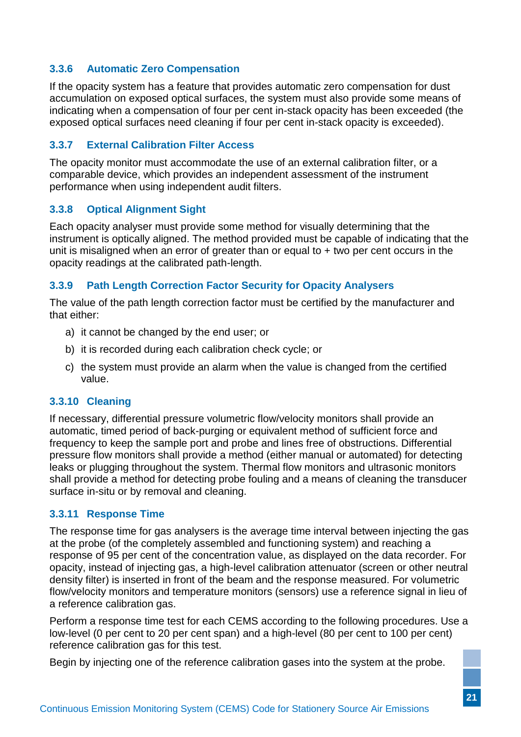### 3.3.6 Automatic Zero Compensation

If the opacity system has a feature that provides automatic zero compensation for dust accumulation on exposed optical surfaces, the system must also provide some means of indicating when a compensation of four per cent in-stack opacity has been exceeded (the exposed optical surfaces need cleaning if four per cent in-stack opacity is exceeded).

### 3.3.7 External Calibration Filter Access

The opacity monitor must accommodate the use of an external calibration filter, or a comparable device, which provides an independent assessment of the instrument performance when using independent audit filters.

### 3.3.8 Optical Alignment Sight

Each opacity analyser must provide some method for visually determining that the instrument is optically aligned. The method provided must be capable of indicating that the unit is misaligned when an error of greater than or equal to + two per cent occurs in the opacity readings at the calibrated path-length.

### 3.3.9 Path Length Correction Factor Security for Opacity Analysers

The value of the path length correction factor must be certified by the manufacturer and that either:

a) it cannot be changed by the end user; or

b) it is recorded during each calibration check cycle; or

c) the system must provide an alarm when the value is changed from the certified value.

### 3.3.10 Cleaning

If necessary, differential pressure volumetric flow/velocity monitors shall provide an automatic, timed period of back-purging or equivalent method of sufficient force and frequency to keep the sample port and probe and lines free of obstructions. Differential pressure flow monitors shall provide a method (either manual or automated) for detecting leaks or plugging throughout the system. Thermal flow monitors and ultrasonic monitors shall provide a method for detecting probe fouling and a means of cleaning the transducer surface in-situ or by removal and cleaning.

### 3.3.11 Response Time

The response time for gas analysers is the average time interval between injecting the gas at the probe (of the completely assembled and functioning system) and reaching a response of 95 per cent of the concentration value, as displayed on the data recorder. For opacity, instead of injecting gas, a high-level calibration attenuator (screen or other neutral density filter) is inserted in front of the beam and the response measured. For volumetric flow/velocity monitors and temperature monitors (sensors) use a reference signal in lieu of a reference calibration gas.

Perform a response time test for each CEMS according to the following procedures. Use a low-level (0 per cent to 20 per cent span) and a high-level (80 per cent to 100 per cent) reference calibration gas for this test.

Begin by injecting one of the reference calibration gases into the system at the probe.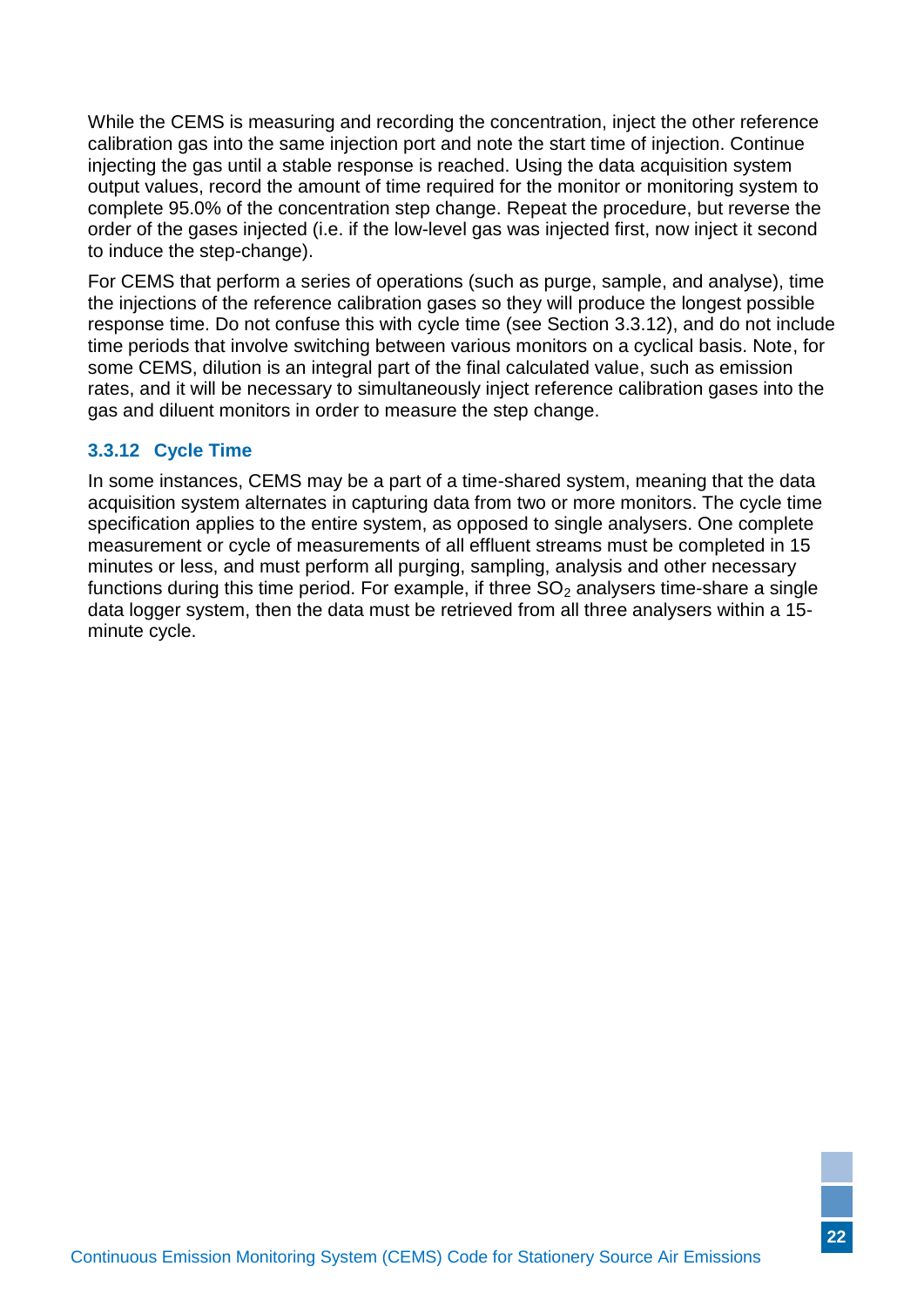While the CEMS is measuring and recording the concentration, inject the other reference calibration gas into the same injection port and note the start time of injection. Continue injecting the gas until a stable response is reached. Using the data acquisition system output values, record the amount of time required for the monitor or monitoring system to complete 95.0% of the concentration step change. Repeat the procedure, but reverse the order of the gases injected (i.e. if the low-level gas was injected first, now inject it second to induce the step-change).

For CEMS that perform a series of operations (such as purge, sample, and analyse), time the injections of the reference calibration gases so they will produce the longest possible response time. Do not confuse this with cycle time (see Section 3.3.12), and do not include time periods that involve switching between various monitors on a cyclical basis. Note, for some CEMS, dilution is an integral part of the final calculated value, such as emission rates, and it will be necessary to simultaneously inject reference calibration gases into the gas and diluent monitors in order to measure the step change.

### 3.3.12 Cycle Time

In some instances, CEMS may be a part of a time-shared system, meaning that the data acquisition system alternates in capturing data from two or more monitors. The cycle time specification applies to the entire system, as opposed to single analysers. One complete measurement or cycle of measurements of all effluent streams must be completed in 15 minutes or less, and must perform all purging, sampling, analysis and other necessary functions during this time period. For example, if three $SO_2$ analysers time-share a single data logger system, then the data must be retrieved from all three analysers within a 15-minute cycle.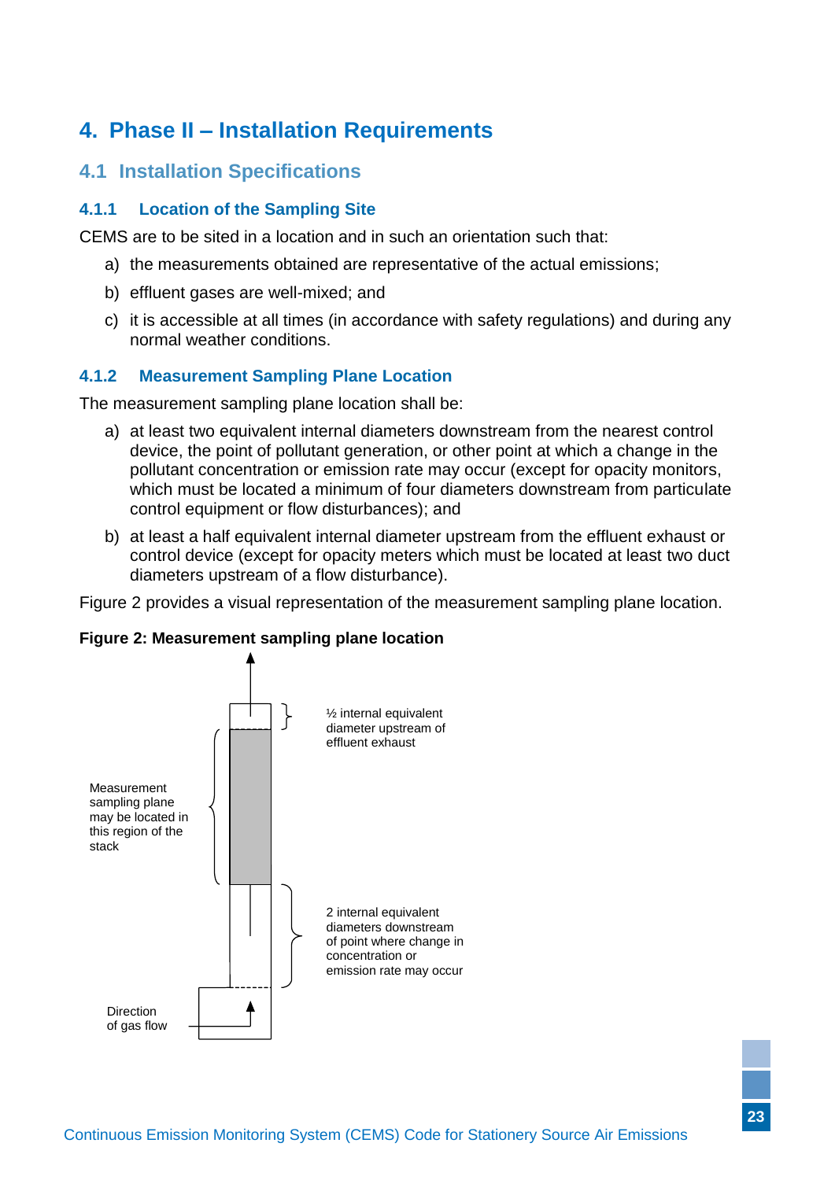# 4. Phase II – Installation Requirements

## 4.1 Installation Specifications

### 4.1.1 Location of the Sampling Site

CEMS are to be sited in a location and in such an orientation such that:

a) the measurements obtained are representative of the actual emissions;

b) effluent gases are well-mixed; and

c) it is accessible at all times (in accordance with safety regulations) and during any normal weather conditions.

### 4.1.2 Measurement Sampling Plane Location

The measurement sampling plane location shall be:

a) at least two equivalent internal diameters downstream from the nearest control device, the point of pollutant generation, or other point at which a change in the pollutant concentration or emission rate may occur (except for opacity monitors, which must be located a minimum of four diameters downstream from particulate control equipment or flow disturbances); and

b) at least a half equivalent internal diameter upstream from the effluent exhaust or control device (except for opacity meters which must be located at least two duct diameters upstream of a flow disturbance).

Figure 2 provides a visual representation of the measurement sampling plane location.

**Figure 2: Measurement sampling plane location**

½ internal equivalent diameter upstream of effluent exhaust

Measurement sampling plane may be located in this region of the stack

2 internal equivalent diameters downstream of point where change in concentration or emission rate may occur

Direction of gas flow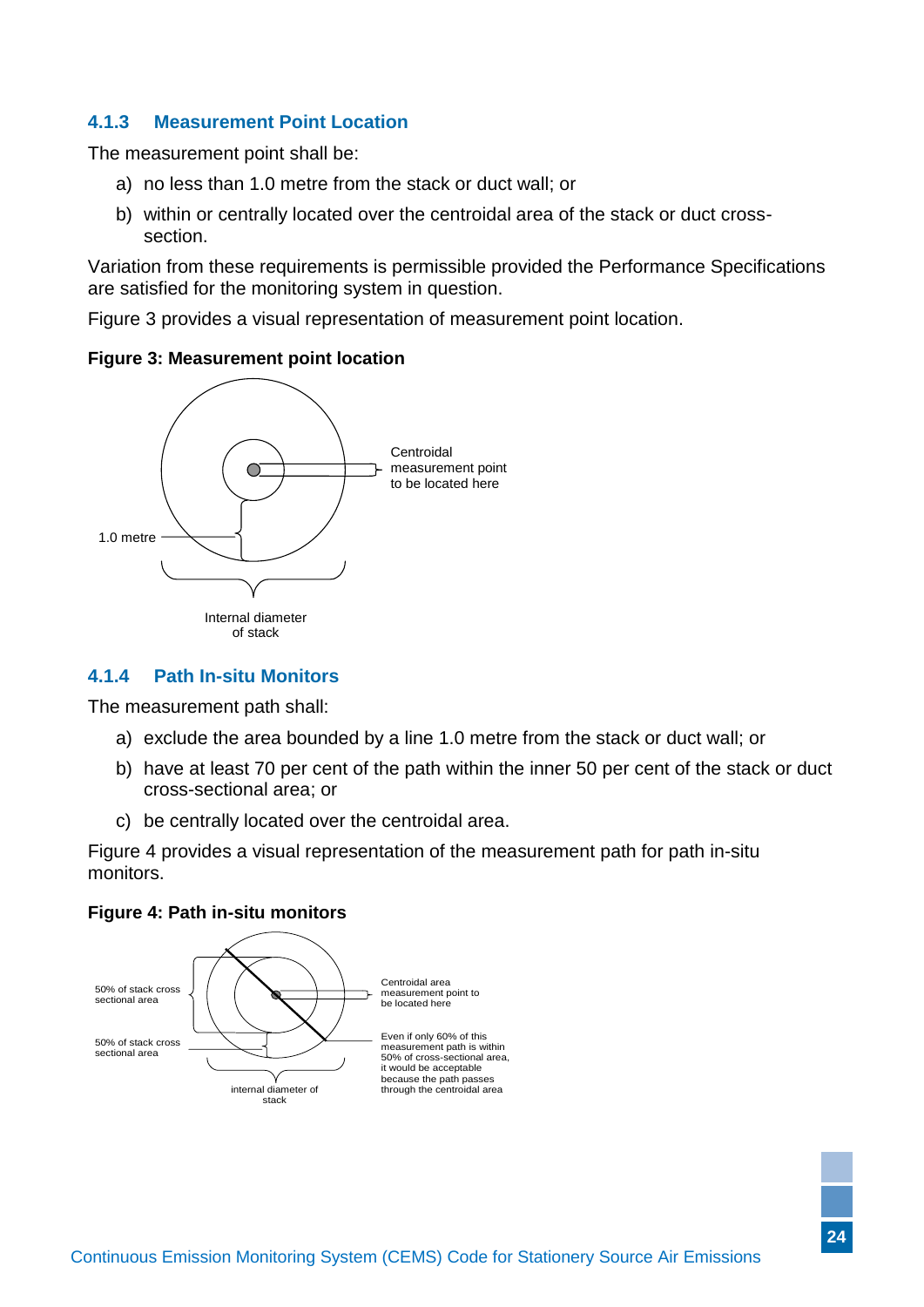### 4.1.3 Measurement Point Location

The measurement point shall be:

a) no less than 1.0 metre from the stack or duct wall; or

b) within or centrally located over the centroidal area of the stack or duct cross-section.

Variation from these requirements is permissible provided the Performance Specifications are satisfied for the monitoring system in question.

Figure 3 provides a visual representation of measurement point location.

**Figure 3: Measurement point location**

Centroidal measurement point to be located here

1.0 metre

Internal diameter of stack

### 4.1.4 Path In-situ Monitors

The measurement path shall:

a) exclude the area bounded by a line 1.0 metre from the stack or duct wall; or

b) have at least 70 per cent of the path within the inner 50 per cent of the stack or duct cross-sectional area; or

c) be centrally located over the centroidal area.

Figure 4 provides a visual representation of the measurement path for path in-situ monitors.

**Figure 4: Path in-situ monitors**

50% of stack cross sectional area

50% of stack cross sectional area

Centroidal area measurement point to be located here

Even if only 60% of this measurement path is within 50% of cross-sectional area, it would be acceptable because the path passes through the centroidal area

internal diameter of stack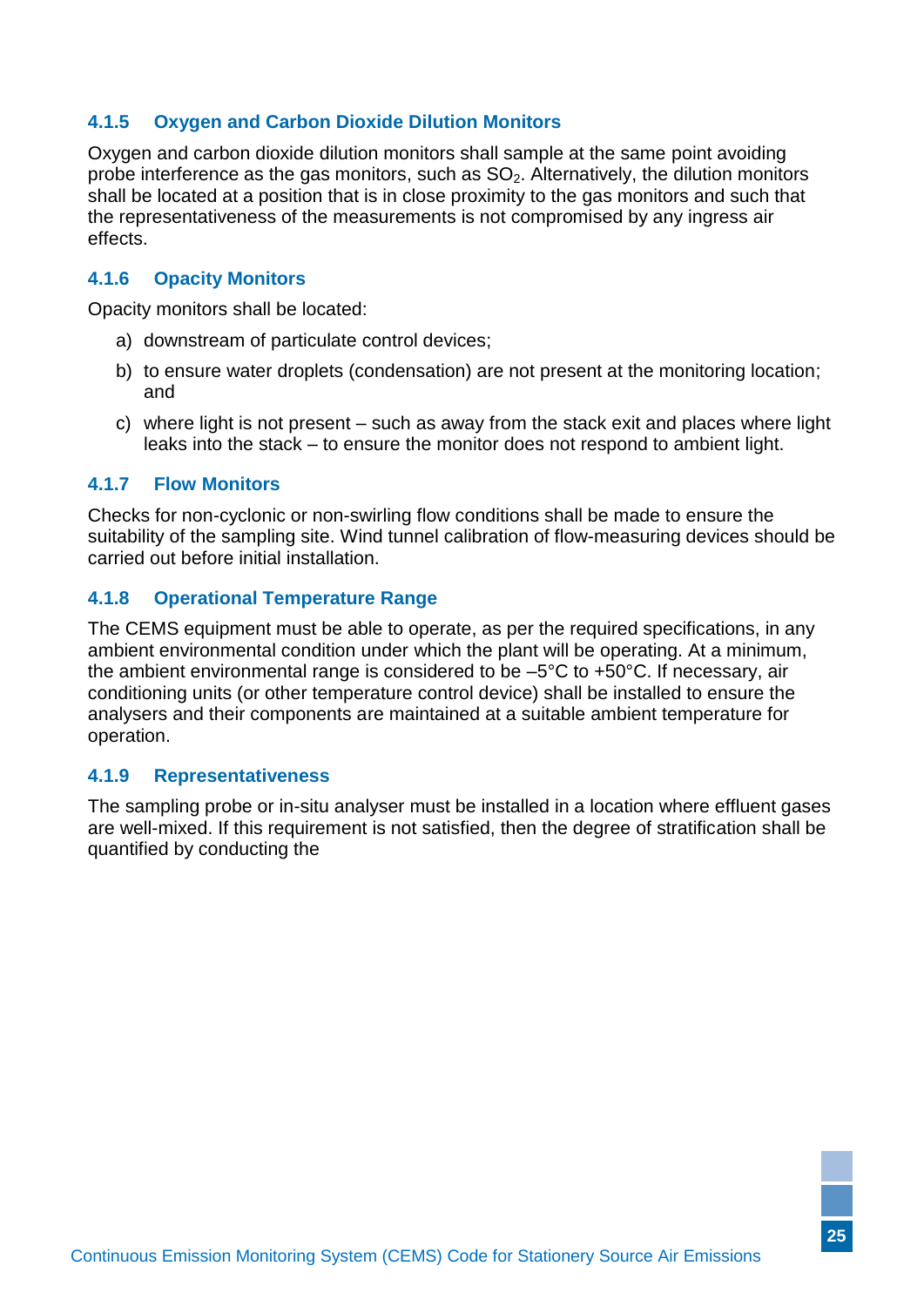### 4.1.5 Oxygen and Carbon Dioxide Dilution Monitors

Oxygen and carbon dioxide dilution monitors shall sample at the same point avoiding probe interference as the gas monitors, such as $SO_2$. Alternatively, the dilution monitors shall be located at a position that is in close proximity to the gas monitors and such that the representativeness of the measurements is not compromised by any ingress air effects.

### 4.1.6 Opacity Monitors

Opacity monitors shall be located:

a) downstream of particulate control devices;

b) to ensure water droplets (condensation) are not present at the monitoring location; and

c) where light is not present – such as away from the stack exit and places where light leaks into the stack – to ensure the monitor does not respond to ambient light.

### 4.1.7 Flow Monitors

Checks for non-cyclonic or non-swirling flow conditions shall be made to ensure the suitability of the sampling site. Wind tunnel calibration of flow-measuring devices should be carried out before initial installation.

### 4.1.8 Operational Temperature Range

The CEMS equipment must be able to operate, as per the required specifications, in any ambient environmental condition under which the plant will be operating. At a minimum, the ambient environmental range is considered to be –5°C to +50°C. If necessary, air conditioning units (or other temperature control device) shall be installed to ensure the analysers and their components are maintained at a suitable ambient temperature for operation.

### 4.1.9 Representativeness

The sampling probe or in-situ analyser must be installed in a location where effluent gases are well-mixed. If this requirement is not satisfied, then the degree of stratification shall be quantified by conducting the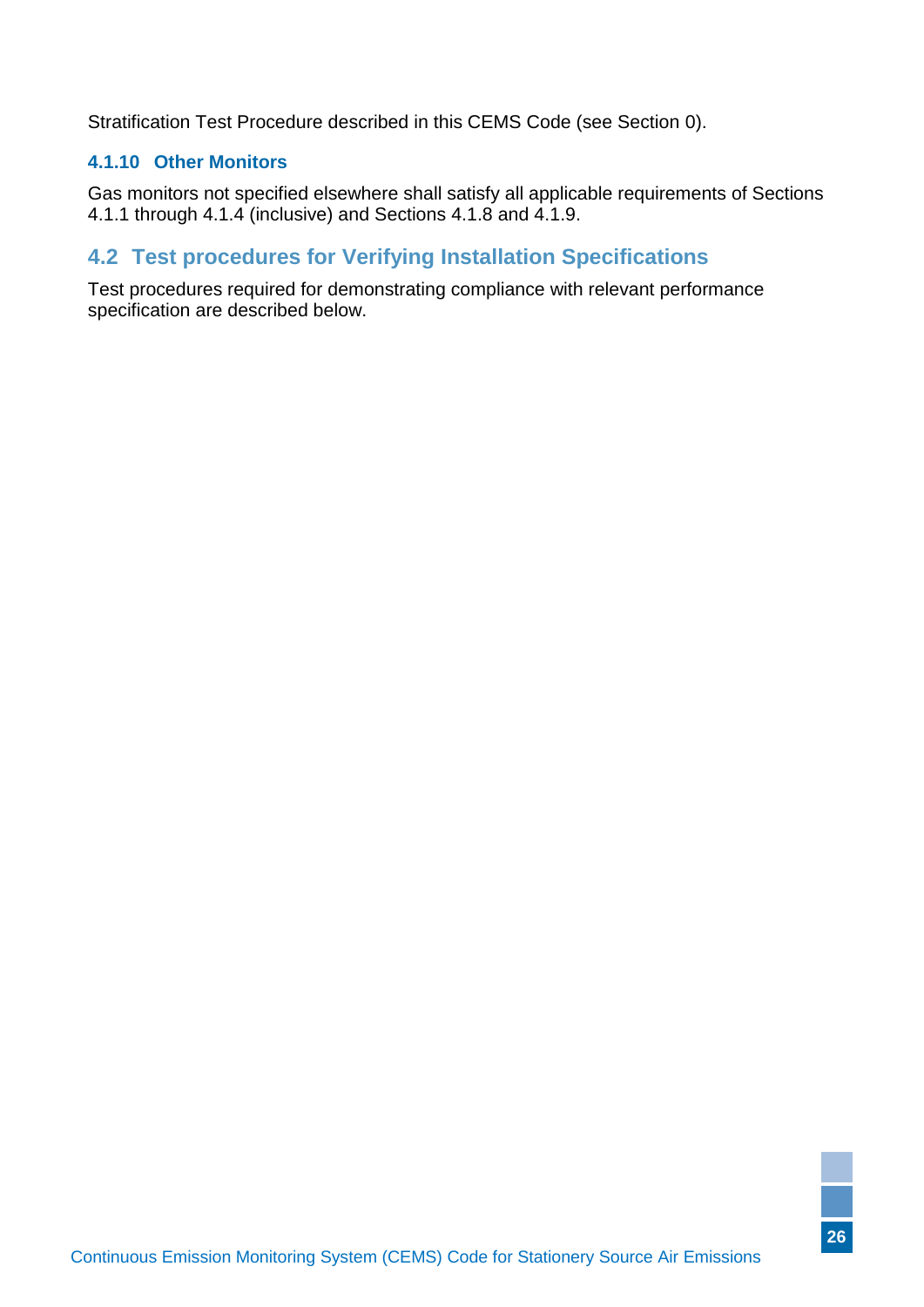Stratification Test Procedure described in this CEMS Code (see Section 0).

### 4.1.10 Other Monitors

Gas monitors not specified elsewhere shall satisfy all applicable requirements of Sections 4.1.1 through 4.1.4 (inclusive) and Sections 4.1.8 and 4.1.9.

## 4.2 Test procedures for Verifying Installation Specifications

Test procedures required for demonstrating compliance with relevant performance specification are described below.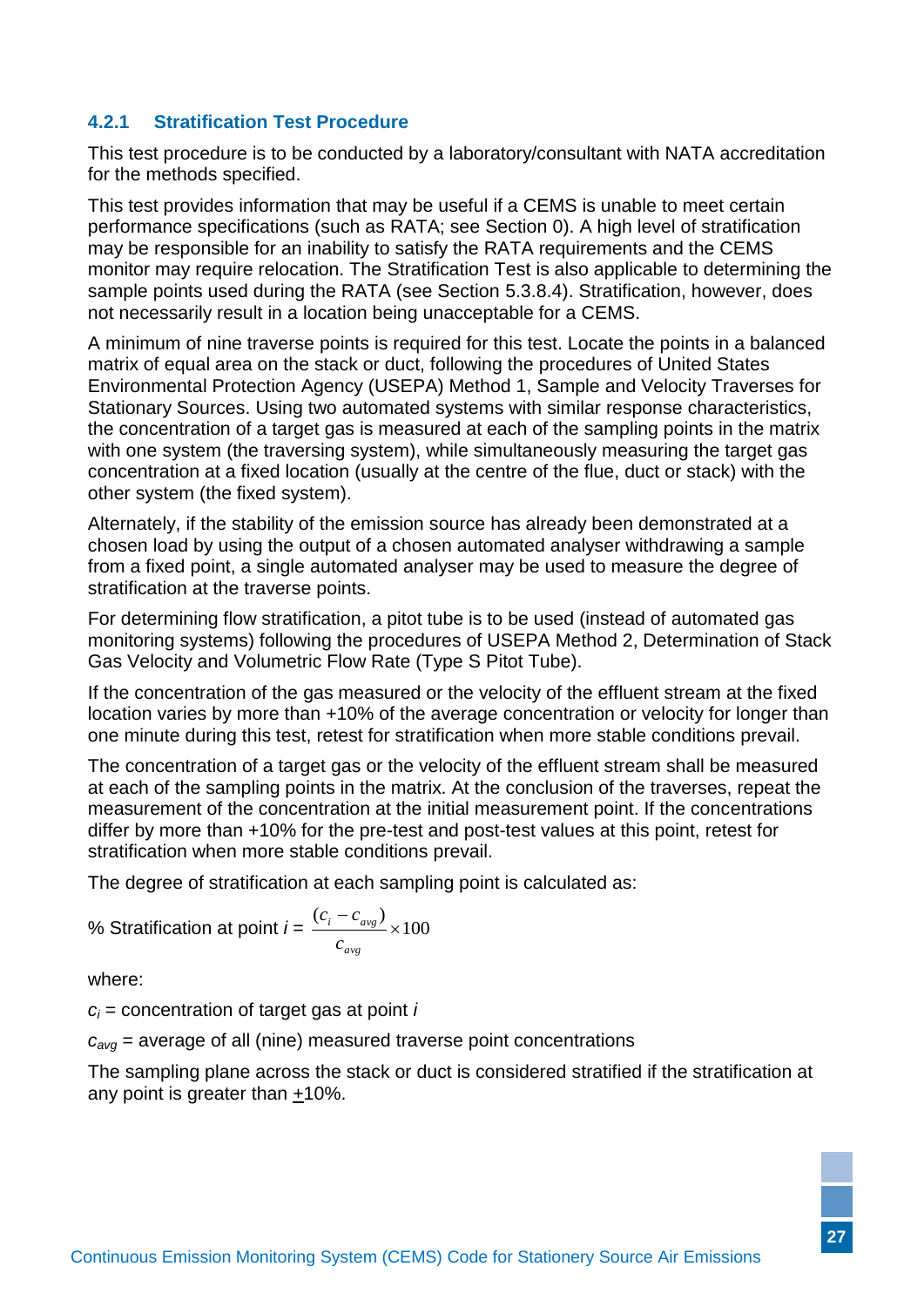### 4.2.1 Stratification Test Procedure

This test procedure is to be conducted by a laboratory/consultant with NATA accreditation for the methods specified.

This test provides information that may be useful if a CEMS is unable to meet certain performance specifications (such as RATA; see Section 0). A high level of stratification may be responsible for an inability to satisfy the RATA requirements and the CEMS monitor may require relocation. The Stratification Test is also applicable to determining the sample points used during the RATA (see Section 5.3.8.4). Stratification, however, does not necessarily result in a location being unacceptable for a CEMS.

A minimum of nine traverse points is required for this test. Locate the points in a balanced matrix of equal area on the stack or duct, following the procedures of United States Environmental Protection Agency (USEPA) Method 1, Sample and Velocity Traverses for Stationary Sources. Using two automated systems with similar response characteristics, the concentration of a target gas is measured at each of the sampling points in the matrix with one system (the traversing system), while simultaneously measuring the target gas concentration at a fixed location (usually at the centre of the flue, duct or stack) with the other system (the fixed system).

Alternately, if the stability of the emission source has already been demonstrated at a chosen load by using the output of a chosen automated analyser withdrawing a sample from a fixed point, a single automated analyser may be used to measure the degree of stratification at the traverse points.

For determining flow stratification, a pitot tube is to be used (instead of automated gas monitoring systems) following the procedures of USEPA Method 2, Determination of Stack Gas Velocity and Volumetric Flow Rate (Type S Pitot Tube).

If the concentration of the gas measured or the velocity of the effluent stream at the fixed location varies by more than +10% of the average concentration or velocity for longer than one minute during this test, retest for stratification when more stable conditions prevail.

The concentration of a target gas or the velocity of the effluent stream shall be measured at each of the sampling points in the matrix. At the conclusion of the traverses, repeat the measurement of the concentration at the initial measurement point. If the concentrations differ by more than +10% for the pre-test and post-test values at this point, retest for stratification when more stable conditions prevail.

The degree of stratification at each sampling point is calculated as:

$$\% \text{ Stratification at point } i = \frac{(c_i - c_{avg})}{c_{avg}} \times 100$$

where:

$c_i$ = concentration of target gas at point $i$

$c_{avg}$ = average of all (nine) measured traverse point concentrations

The sampling plane across the stack or duct is considered stratified if the stratification at any point is greater than ±10%.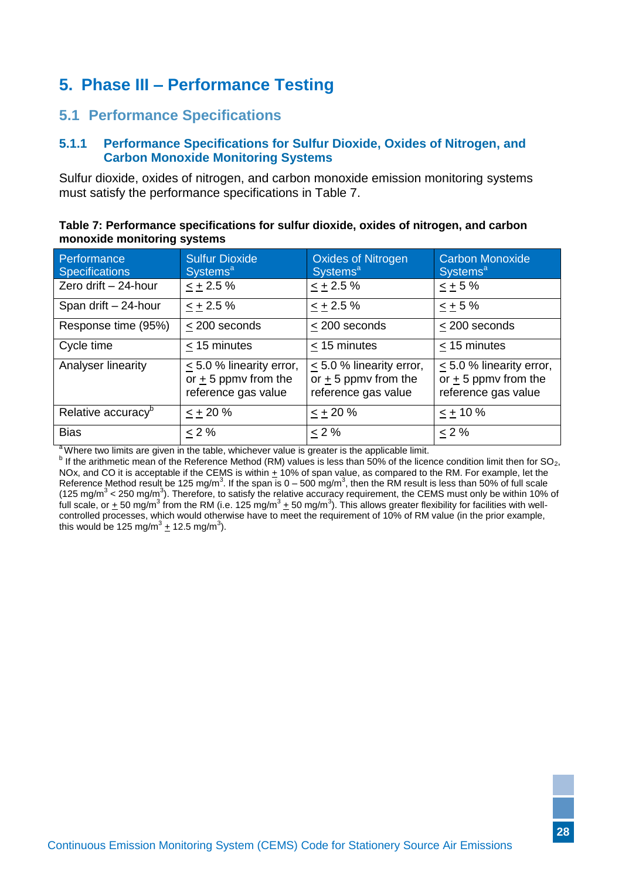# 5. Phase III – Performance Testing

## 5.1 Performance Specifications

### 5.1.1 Performance Specifications for Sulfur Dioxide, Oxides of Nitrogen, and Carbon Monoxide Monitoring Systems

Sulfur dioxide, oxides of nitrogen, and carbon monoxide emission monitoring systems must satisfy the performance specifications in Table 7.

**Table 7: Performance specifications for sulfur dioxide, oxides of nitrogen, and carbon monoxide monitoring systems**

| Performance Specifications | Sulfur Dioxide Systems[a] | Oxides of Nitrogen Systems[a] | Carbon Monoxide Systems[a] |
|---|---|---|---|
| Zero drift – 24-hour | $\leq \pm$ 2.5 % | $\leq \pm$ 2.5 % | $\leq \pm$ 5 % |
| Span drift – 24-hour | $\leq \pm$ 2.5 % | $\leq \pm$ 2.5 % | $\leq \pm$ 5 % |
| Response time (95%) | $\leq$ 200 seconds | $\leq$ 200 seconds | $\leq$ 200 seconds |
| Cycle time | $\leq$ 15 minutes | $\leq$ 15 minutes | $\leq$ 15 minutes |
| Analyser linearity | $\leq$ 5.0 % linearity error, or $\pm$ 5 ppmv from the reference gas value | $\leq$ 5.0 % linearity error, or $\pm$ 5 ppmv from the reference gas value | $\leq$ 5.0 % linearity error, or $\pm$ 5 ppmv from the reference gas value |
| Relative accuracy[b] | $\leq \pm$ 20 % | $\leq \pm$ 20 % | $\leq \pm$ 10 % |
| Bias | $\leq$ 2 % | $\leq$ 2 % | $\leq$ 2 % |

[a] Where two limits are given in the table, whichever value is greater is the applicable limit.

[b] If the arithmetic mean of the Reference Method (RM) values is less than 50% of the licence condition limit then for $SO_2$, NOx, and CO it is acceptable if the CEMS is within $\pm$ 10% of span value, as compared to the RM. For example, let the Reference Method result be 125 mg/m$^3$. If the span is 0 – 500 mg/m$^3$, then the RM result is less than 50% of full scale (125 mg/m$^3$ < 250 mg/m$^3$). Therefore, to satisfy the relative accuracy requirement, the CEMS must only be within 10% of full scale, or $\pm$ 50 mg/m$^3$ from the RM (i.e. 125 mg/m$^3$ $\pm$ 50 mg/m$^3$). This allows greater flexibility for facilities with well-controlled processes, which would otherwise have to meet the requirement of 10% of RM value (in the prior example, this would be 125 mg/m$^3$ $\pm$ 12.5 mg/m$^3$).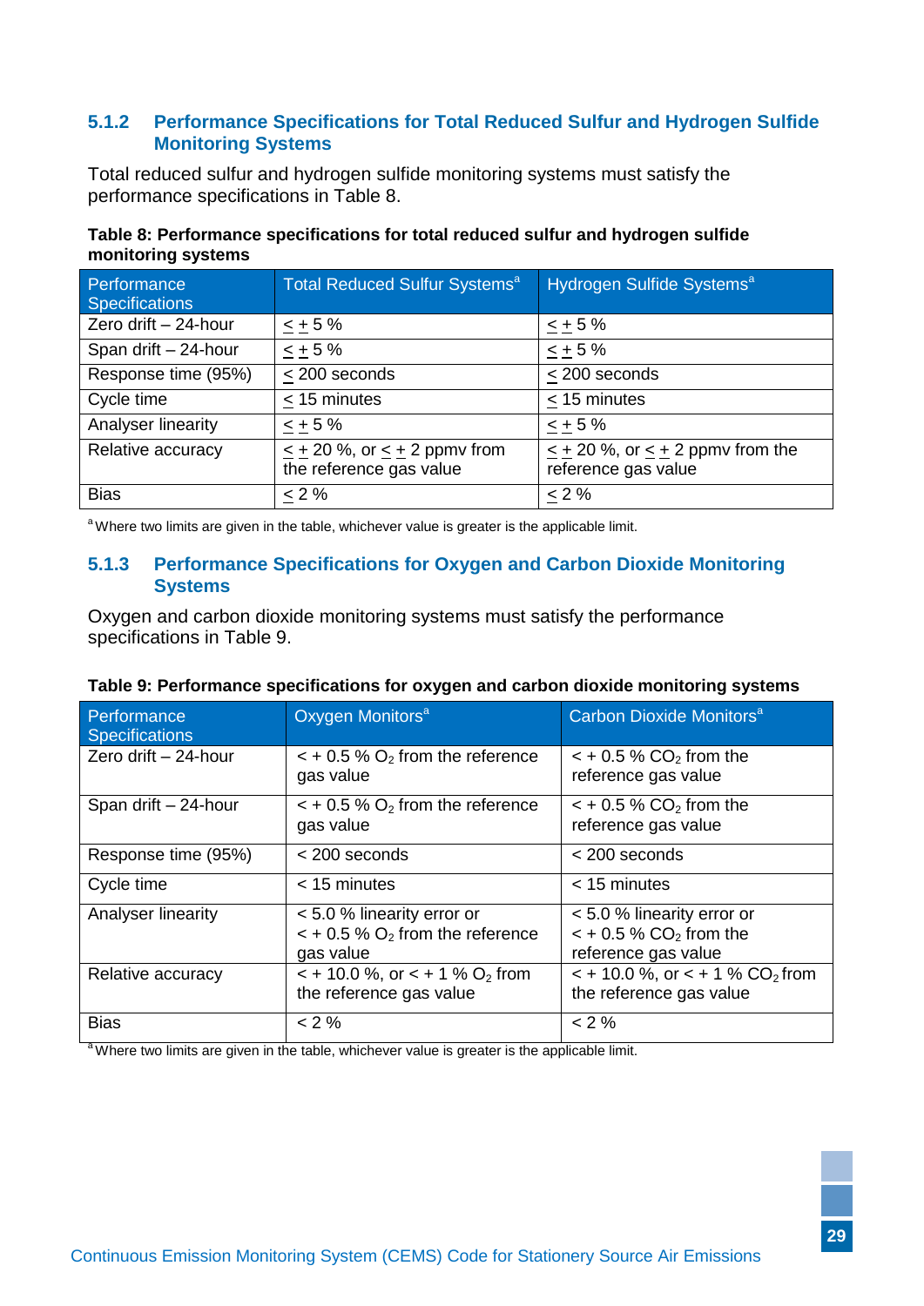### 5.1.2 Performance Specifications for Total Reduced Sulfur and Hydrogen Sulfide Monitoring Systems

Total reduced sulfur and hydrogen sulfide monitoring systems must satisfy the performance specifications in Table 8.

**Table 8: Performance specifications for total reduced sulfur and hydrogen sulfide monitoring systems**

| Performance Specifications | Total Reduced Sulfur Systems[a] | Hydrogen Sulfide Systems[a] |
|---|---|---|
| Zero drift – 24-hour | ≤ ± 5 % | ≤ ± 5 % |
| Span drift – 24-hour | ≤ ± 5 % | ≤ ± 5 % |
| Response time (95%) | ≤ 200 seconds | ≤ 200 seconds |
| Cycle time | ≤ 15 minutes | ≤ 15 minutes |
| Analyser linearity | ≤ ± 5 % | ≤ ± 5 % |
| Relative accuracy | ≤ ± 20 %, or ≤ ± 2 ppmv from the reference gas value | ≤ ± 20 %, or ≤ ± 2 ppmv from the reference gas value |
| Bias | ≤ 2 % | ≤ 2 % |

[a] Where two limits are given in the table, whichever value is greater is the applicable limit.

### 5.1.3 Performance Specifications for Oxygen and Carbon Dioxide Monitoring Systems

Oxygen and carbon dioxide monitoring systems must satisfy the performance specifications in Table 9.

**Table 9: Performance specifications for oxygen and carbon dioxide monitoring systems**

| Performance Specifications | Oxygen Monitors[a] | Carbon Dioxide Monitors[a] |
|---|---|---|
| Zero drift – 24-hour | < + 0.5 % $O_2$ from the reference gas value | < + 0.5 % $CO_2$ from the reference gas value |
| Span drift – 24-hour | < + 0.5 % $O_2$ from the reference gas value | < + 0.5 % $CO_2$ from the reference gas value |
| Response time (95%) | < 200 seconds | < 200 seconds |
| Cycle time | < 15 minutes | < 15 minutes |
| Analyser linearity | < 5.0 % linearity error or < + 0.5 % $O_2$ from the reference gas value | < 5.0 % linearity error or < + 0.5 % $CO_2$ from the reference gas value |
| Relative accuracy | < + 10.0 %, or < + 1 % $O_2$ from the reference gas value | < + 10.0 %, or < + 1 % $CO_2$ from the reference gas value |
| Bias | < 2 % | < 2 % |

[a] Where two limits are given in the table, whichever value is greater is the applicable limit.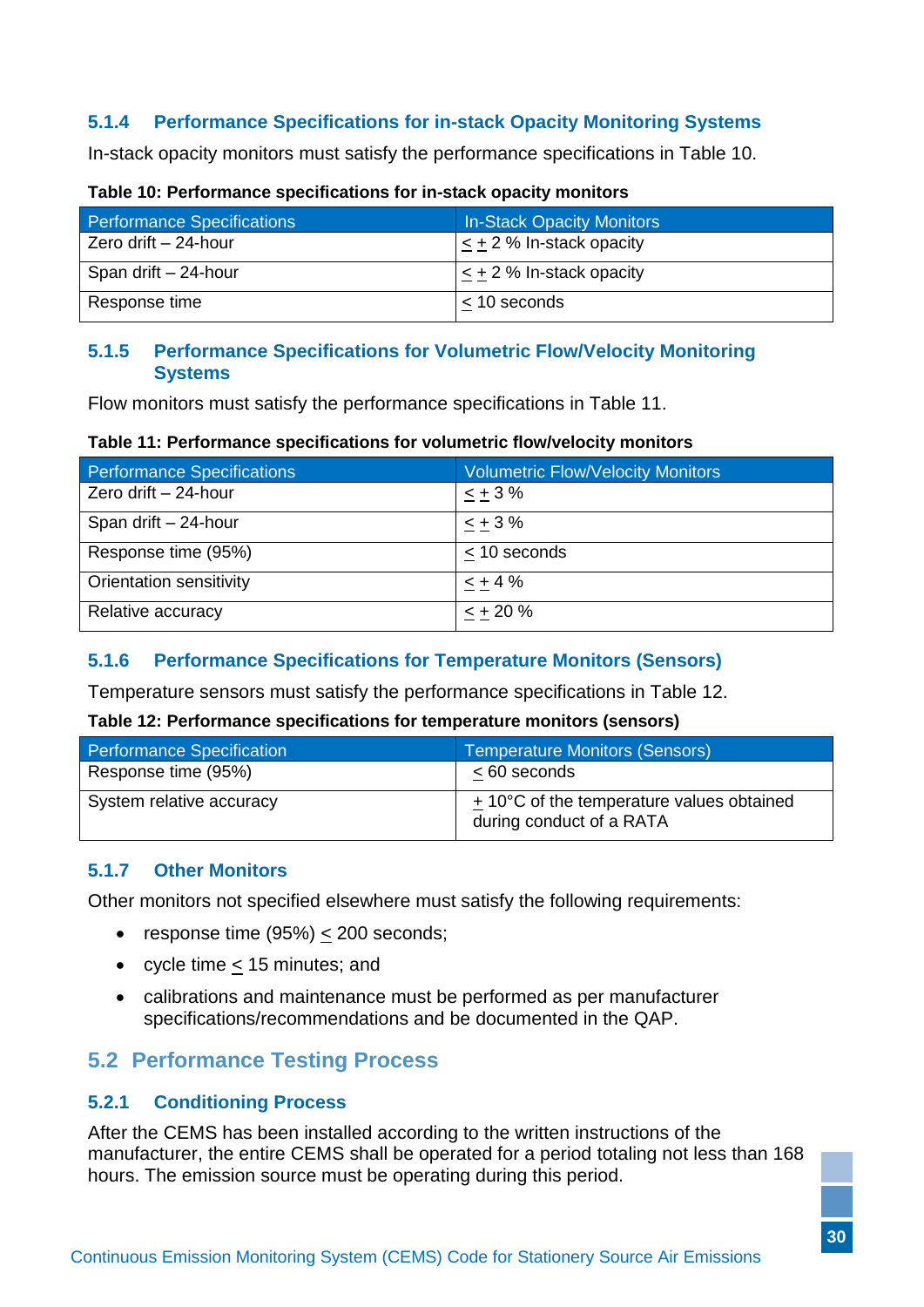#### 5.1.4 Performance Specifications for in-stack Opacity Monitoring Systems

In-stack opacity monitors must satisfy the performance specifications in Table 10.

**Table 10: Performance specifications for in-stack opacity monitors**

| Performance Specifications | In-Stack Opacity Monitors |
|---|---|
| Zero drift – 24-hour | $\leq \pm$ 2 % In-stack opacity |
| Span drift – 24-hour | $\leq \pm$ 2 % In-stack opacity |
| Response time | $\leq$ 10 seconds |

#### 5.1.5 Performance Specifications for Volumetric Flow/Velocity Monitoring Systems

Flow monitors must satisfy the performance specifications in Table 11.

**Table 11: Performance specifications for volumetric flow/velocity monitors**

| Performance Specifications | Volumetric Flow/Velocity Monitors |
|---|---|
| Zero drift – 24-hour | $\leq \pm$ 3 % |
| Span drift – 24-hour | $\leq \pm$ 3 % |
| Response time (95%) | $\leq$ 10 seconds |
| Orientation sensitivity | $\leq \pm$ 4 % |
| Relative accuracy | $\leq \pm$ 20 % |

#### 5.1.6 Performance Specifications for Temperature Monitors (Sensors)

Temperature sensors must satisfy the performance specifications in Table 12.

**Table 12: Performance specifications for temperature monitors (sensors)**

| Performance Specification | Temperature Monitors (Sensors) |
|---|---|
| Response time (95%) | $\leq$ 60 seconds |
| System relative accuracy | $\pm$ 10°C of the temperature values obtained during conduct of a RATA |

#### 5.1.7 Other Monitors

Other monitors not specified elsewhere must satisfy the following requirements:

- response time (95%) $\leq$ 200 seconds;
- cycle time $\leq$ 15 minutes; and
- calibrations and maintenance must be performed as per manufacturer specifications/recommendations and be documented in the QAP.

### 5.2 Performance Testing Process

#### 5.2.1 Conditioning Process

After the CEMS has been installed according to the written instructions of the manufacturer, the entire CEMS shall be operated for a period totaling not less than 168 hours. The emission source must be operating during this period.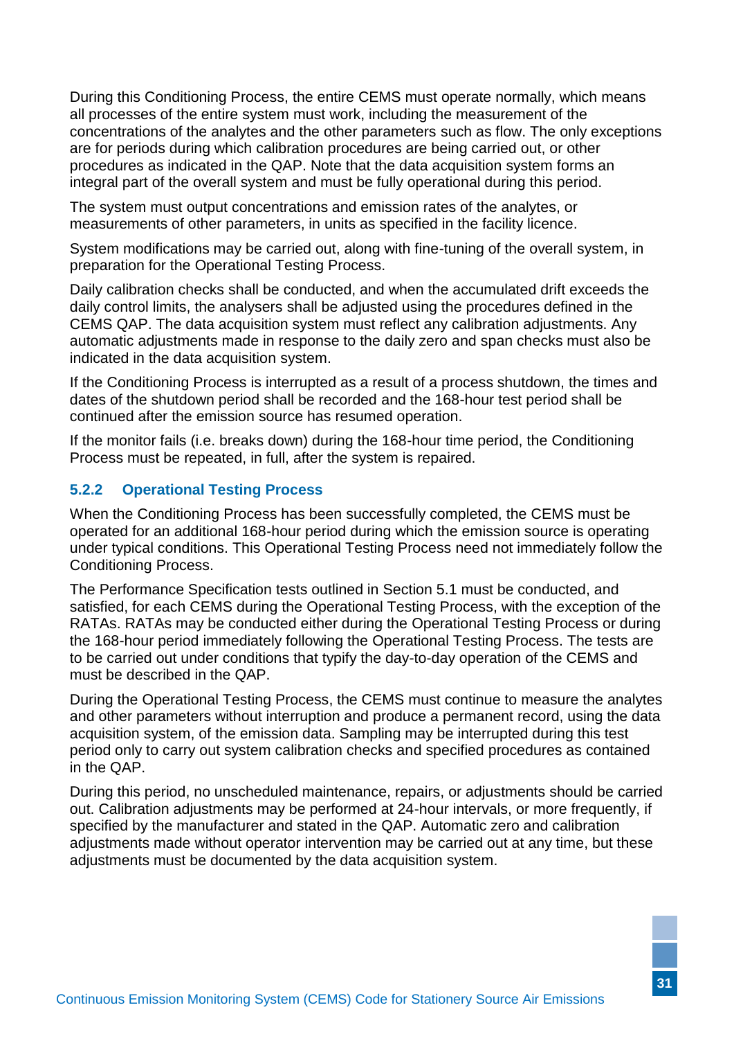During this Conditioning Process, the entire CEMS must operate normally, which means all processes of the entire system must work, including the measurement of the concentrations of the analytes and the other parameters such as flow. The only exceptions are for periods during which calibration procedures are being carried out, or other procedures as indicated in the QAP. Note that the data acquisition system forms an integral part of the overall system and must be fully operational during this period.

The system must output concentrations and emission rates of the analytes, or measurements of other parameters, in units as specified in the facility licence.

System modifications may be carried out, along with fine-tuning of the overall system, in preparation for the Operational Testing Process.

Daily calibration checks shall be conducted, and when the accumulated drift exceeds the daily control limits, the analysers shall be adjusted using the procedures defined in the CEMS QAP. The data acquisition system must reflect any calibration adjustments. Any automatic adjustments made in response to the daily zero and span checks must also be indicated in the data acquisition system.

If the Conditioning Process is interrupted as a result of a process shutdown, the times and dates of the shutdown period shall be recorded and the 168-hour test period shall be continued after the emission source has resumed operation.

If the monitor fails (i.e. breaks down) during the 168-hour time period, the Conditioning Process must be repeated, in full, after the system is repaired.

### 5.2.2 Operational Testing Process

When the Conditioning Process has been successfully completed, the CEMS must be operated for an additional 168-hour period during which the emission source is operating under typical conditions. This Operational Testing Process need not immediately follow the Conditioning Process.

The Performance Specification tests outlined in Section 5.1 must be conducted, and satisfied, for each CEMS during the Operational Testing Process, with the exception of the RATAs. RATAs may be conducted either during the Operational Testing Process or during the 168-hour period immediately following the Operational Testing Process. The tests are to be carried out under conditions that typify the day-to-day operation of the CEMS and must be described in the QAP.

During the Operational Testing Process, the CEMS must continue to measure the analytes and other parameters without interruption and produce a permanent record, using the data acquisition system, of the emission data. Sampling may be interrupted during this test period only to carry out system calibration checks and specified procedures as contained in the QAP.

During this period, no unscheduled maintenance, repairs, or adjustments should be carried out. Calibration adjustments may be performed at 24-hour intervals, or more frequently, if specified by the manufacturer and stated in the QAP. Automatic zero and calibration adjustments made without operator intervention may be carried out at any time, but these adjustments must be documented by the data acquisition system.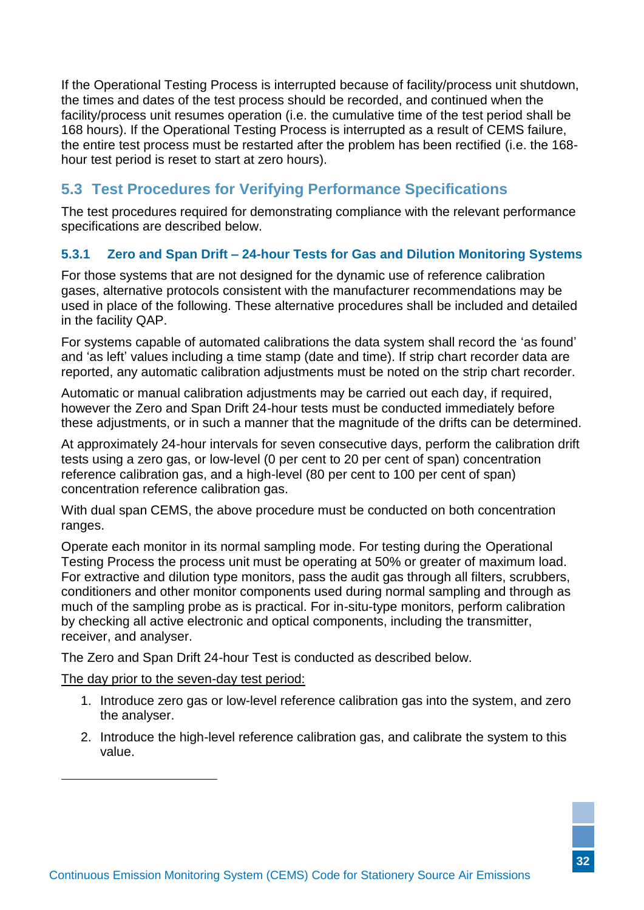If the Operational Testing Process is interrupted because of facility/process unit shutdown, the times and dates of the test process should be recorded, and continued when the facility/process unit resumes operation (i.e. the cumulative time of the test period shall be 168 hours). If the Operational Testing Process is interrupted as a result of CEMS failure, the entire test process must be restarted after the problem has been rectified (i.e. the 168-hour test period is reset to start at zero hours).

## 5.3 Test Procedures for Verifying Performance Specifications

The test procedures required for demonstrating compliance with the relevant performance specifications are described below.

### 5.3.1 Zero and Span Drift – 24-hour Tests for Gas and Dilution Monitoring Systems

For those systems that are not designed for the dynamic use of reference calibration gases, alternative protocols consistent with the manufacturer recommendations may be used in place of the following. These alternative procedures shall be included and detailed in the facility QAP.

For systems capable of automated calibrations the data system shall record the 'as found' and 'as left' values including a time stamp (date and time). If strip chart recorder data are reported, any automatic calibration adjustments must be noted on the strip chart recorder.

Automatic or manual calibration adjustments may be carried out each day, if required, however the Zero and Span Drift 24-hour tests must be conducted immediately before these adjustments, or in such a manner that the magnitude of the drifts can be determined.

At approximately 24-hour intervals for seven consecutive days, perform the calibration drift tests using a zero gas, or low-level (0 per cent to 20 per cent of span) concentration reference calibration gas, and a high-level (80 per cent to 100 per cent of span) concentration reference calibration gas.

With dual span CEMS, the above procedure must be conducted on both concentration ranges.

Operate each monitor in its normal sampling mode. For testing during the Operational Testing Process the process unit must be operating at 50% or greater of maximum load. For extractive and dilution type monitors, pass the audit gas through all filters, scrubbers, conditioners and other monitor components used during normal sampling and through as much of the sampling probe as is practical. For in-situ-type monitors, perform calibration by checking all active electronic and optical components, including the transmitter, receiver, and analyser.

The Zero and Span Drift 24-hour Test is conducted as described below.

<u>The day prior to the seven-day test period:</u>

1. Introduce zero gas or low-level reference calibration gas into the system, and zero the analyser.
2. Introduce the high-level reference calibration gas, and calibrate the system to this value.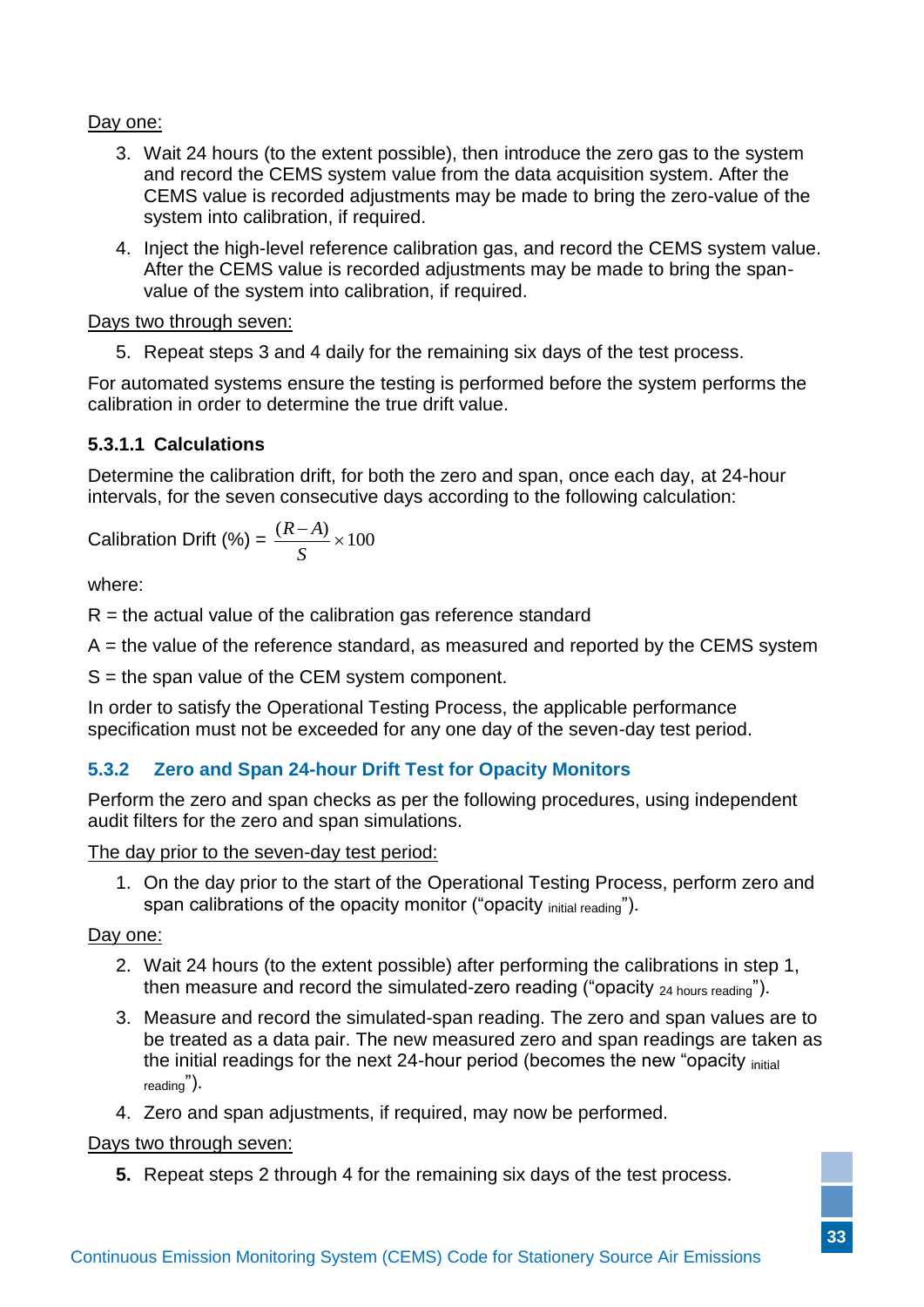Day one:

3. Wait 24 hours (to the extent possible), then introduce the zero gas to the system and record the CEMS system value from the data acquisition system. After the CEMS value is recorded adjustments may be made to bring the zero-value of the system into calibration, if required.
4. Inject the high-level reference calibration gas, and record the CEMS system value. After the CEMS value is recorded adjustments may be made to bring the span-value of the system into calibration, if required.

Days two through seven:

5. Repeat steps 3 and 4 daily for the remaining six days of the test process.

For automated systems ensure the testing is performed before the system performs the calibration in order to determine the true drift value.

#### 5.3.1.1 Calculations

Determine the calibration drift, for both the zero and span, once each day, at 24-hour intervals, for the seven consecutive days according to the following calculation:

$$\text{Calibration Drift (\%)} = \frac{(R - A)}{S} \times 100$$

where:

R = the actual value of the calibration gas reference standard

A = the value of the reference standard, as measured and reported by the CEMS system

S = the span value of the CEM system component.

In order to satisfy the Operational Testing Process, the applicable performance specification must not be exceeded for any one day of the seven-day test period.

### 5.3.2 Zero and Span 24-hour Drift Test for Opacity Monitors

Perform the zero and span checks as per the following procedures, using independent audit filters for the zero and span simulations.

The day prior to the seven-day test period:

1. On the day prior to the start of the Operational Testing Process, perform zero and span calibrations of the opacity monitor (“opacity $_{\text{initial reading}}$”).

Day one:

2. Wait 24 hours (to the extent possible) after performing the calibrations in step 1, then measure and record the simulated-zero reading (“opacity $_{\text{24 hours reading}}$”).
3. Measure and record the simulated-span reading. The zero and span values are to be treated as a data pair. The new measured zero and span readings are taken as the initial readings for the next 24-hour period (becomes the new “opacity $_{\text{initial reading}}$”).
4. Zero and span adjustments, if required, may now be performed.

Days two through seven:

5. **5.** Repeat steps 2 through 4 for the remaining six days of the test process.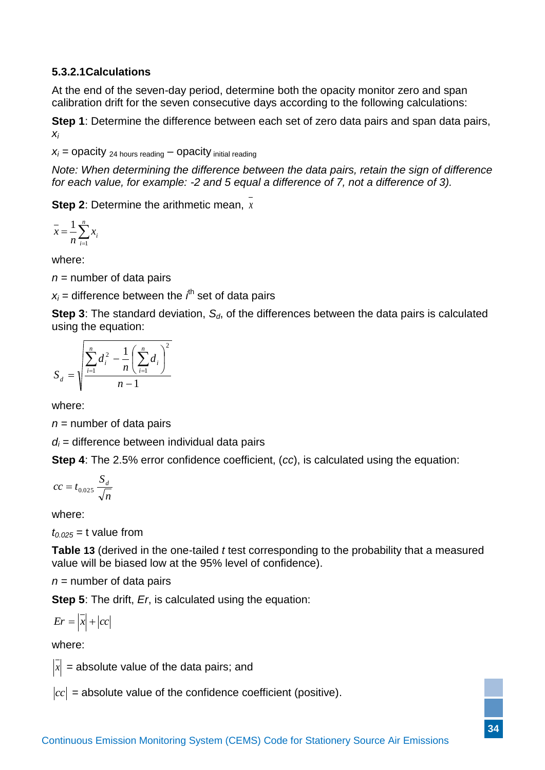#### 5.3.2.1Calculations

At the end of the seven-day period, determine both the opacity monitor zero and span calibration drift for the seven consecutive days according to the following calculations:

**Step 1**: Determine the difference between each set of zero data pairs and span data pairs, $x_i$

$x_i$ = opacity $_{\text{24 hours reading}}$ – opacity $_{\text{initial reading}}$

*Note: When determining the difference between the data pairs, retain the sign of difference for each value, for example: -2 and 5 equal a difference of 7, not a difference of 3).*

**Step 2**: Determine the arithmetic mean, $\bar{x}$

$$\bar{x} = \frac{1}{n}\sum_{i=1}^{n} x_i$$

where:

$n$ = number of data pairs

$x_i$ = difference between the $i^{th}$ set of data pairs

**Step 3**: The standard deviation, $S_d$, of the differences between the data pairs is calculated using the equation:

$$S_d = \sqrt{\frac{\sum_{i=1}^{n} d_i^2 - \frac{1}{n}\left(\sum_{i=1}^{n} d_i\right)^2}{n-1}}$$

where:

$n$ = number of data pairs

$d_i$ = difference between individual data pairs

**Step 4**: The 2.5% error confidence coefficient, ($cc$), is calculated using the equation:

$$cc = t_{0.025}\frac{S_d}{\sqrt{n}}$$

where:

$t_{0.025}$ = t value from

**Table 13** (derived in the one-tailed *t* test corresponding to the probability that a measured value will be biased low at the 95% level of confidence).

$n$ = number of data pairs

**Step 5**: The drift, $Er$, is calculated using the equation:

$$Er = |\bar{x}| + |cc|$$

where:

$|\bar{x}|$ = absolute value of the data pairs; and

$|cc|$ = absolute value of the confidence coefficient (positive).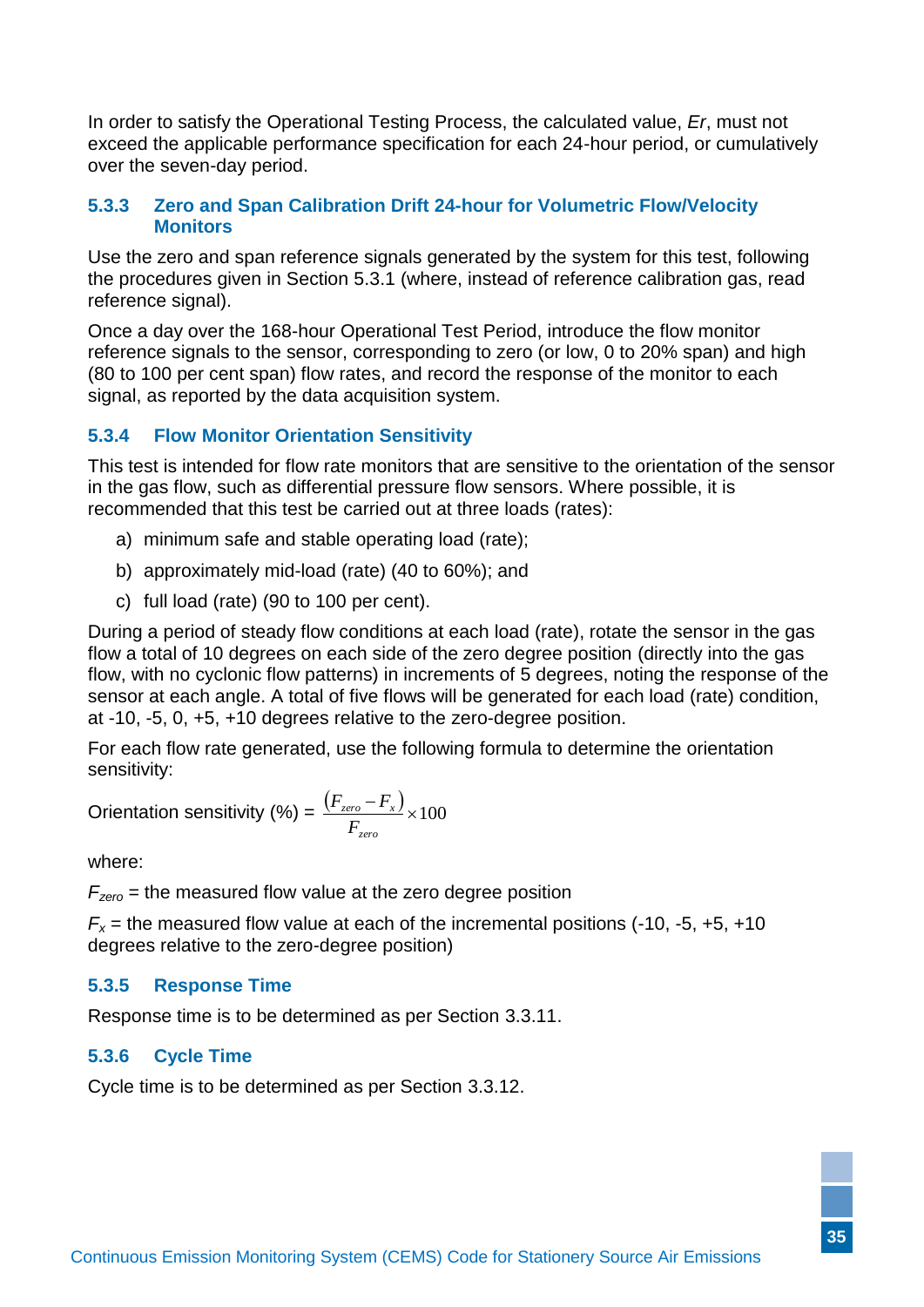In order to satisfy the Operational Testing Process, the calculated value, *Er*, must not exceed the applicable performance specification for each 24-hour period, or cumulatively over the seven-day period.

### 5.3.3 Zero and Span Calibration Drift 24-hour for Volumetric Flow/Velocity Monitors

Use the zero and span reference signals generated by the system for this test, following the procedures given in Section 5.3.1 (where, instead of reference calibration gas, read reference signal).

Once a day over the 168-hour Operational Test Period, introduce the flow monitor reference signals to the sensor, corresponding to zero (or low, 0 to 20% span) and high (80 to 100 per cent span) flow rates, and record the response of the monitor to each signal, as reported by the data acquisition system.

### 5.3.4 Flow Monitor Orientation Sensitivity

This test is intended for flow rate monitors that are sensitive to the orientation of the sensor in the gas flow, such as differential pressure flow sensors. Where possible, it is recommended that this test be carried out at three loads (rates):

a) minimum safe and stable operating load (rate);

b) approximately mid-load (rate) (40 to 60%); and

c) full load (rate) (90 to 100 per cent).

During a period of steady flow conditions at each load (rate), rotate the sensor in the gas flow a total of 10 degrees on each side of the zero degree position (directly into the gas flow, with no cyclonic flow patterns) in increments of 5 degrees, noting the response of the sensor at each angle. A total of five flows will be generated for each load (rate) condition, at -10, -5, 0, +5, +10 degrees relative to the zero-degree position.

For each flow rate generated, use the following formula to determine the orientation sensitivity:

$$\text{Orientation sensitivity (\%)} = \frac{(F_{zero} - F_x)}{F_{zero}} \times 100$$

where:

$F_{zero}$ = the measured flow value at the zero degree position

$F_x$ = the measured flow value at each of the incremental positions (-10, -5, +5, +10 degrees relative to the zero-degree position)

### 5.3.5 Response Time

Response time is to be determined as per Section 3.3.11.

### 5.3.6 Cycle Time

Cycle time is to be determined as per Section 3.3.12.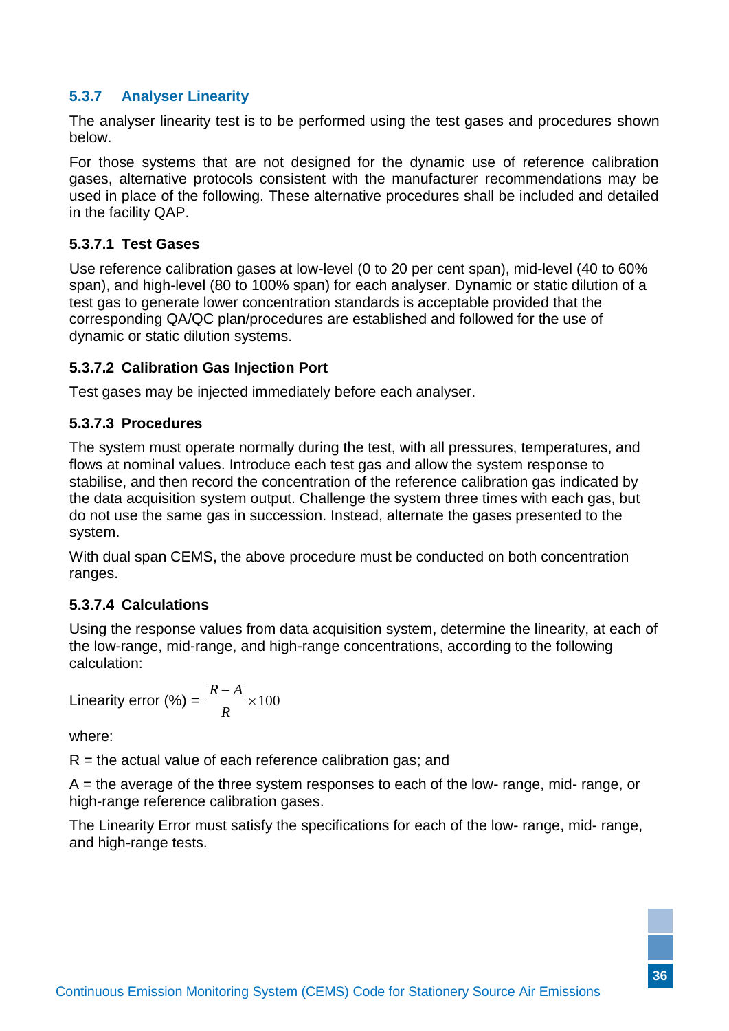### 5.3.7 Analyser Linearity

The analyser linearity test is to be performed using the test gases and procedures shown below.

For those systems that are not designed for the dynamic use of reference calibration gases, alternative protocols consistent with the manufacturer recommendations may be used in place of the following. These alternative procedures shall be included and detailed in the facility QAP.

#### 5.3.7.1 Test Gases

Use reference calibration gases at low-level (0 to 20 per cent span), mid-level (40 to 60% span), and high-level (80 to 100% span) for each analyser. Dynamic or static dilution of a test gas to generate lower concentration standards is acceptable provided that the corresponding QA/QC plan/procedures are established and followed for the use of dynamic or static dilution systems.

#### 5.3.7.2 Calibration Gas Injection Port

Test gases may be injected immediately before each analyser.

#### 5.3.7.3 Procedures

The system must operate normally during the test, with all pressures, temperatures, and flows at nominal values. Introduce each test gas and allow the system response to stabilise, and then record the concentration of the reference calibration gas indicated by the data acquisition system output. Challenge the system three times with each gas, but do not use the same gas in succession. Instead, alternate the gases presented to the system.

With dual span CEMS, the above procedure must be conducted on both concentration ranges.

#### 5.3.7.4 Calculations

Using the response values from data acquisition system, determine the linearity, at each of the low-range, mid-range, and high-range concentrations, according to the following calculation:

$$\text{Linearity error (\%)} = \frac{|R - A|}{R} \times 100$$

where:

R = the actual value of each reference calibration gas; and

A = the average of the three system responses to each of the low- range, mid- range, or high-range reference calibration gases.

The Linearity Error must satisfy the specifications for each of the low- range, mid- range, and high-range tests.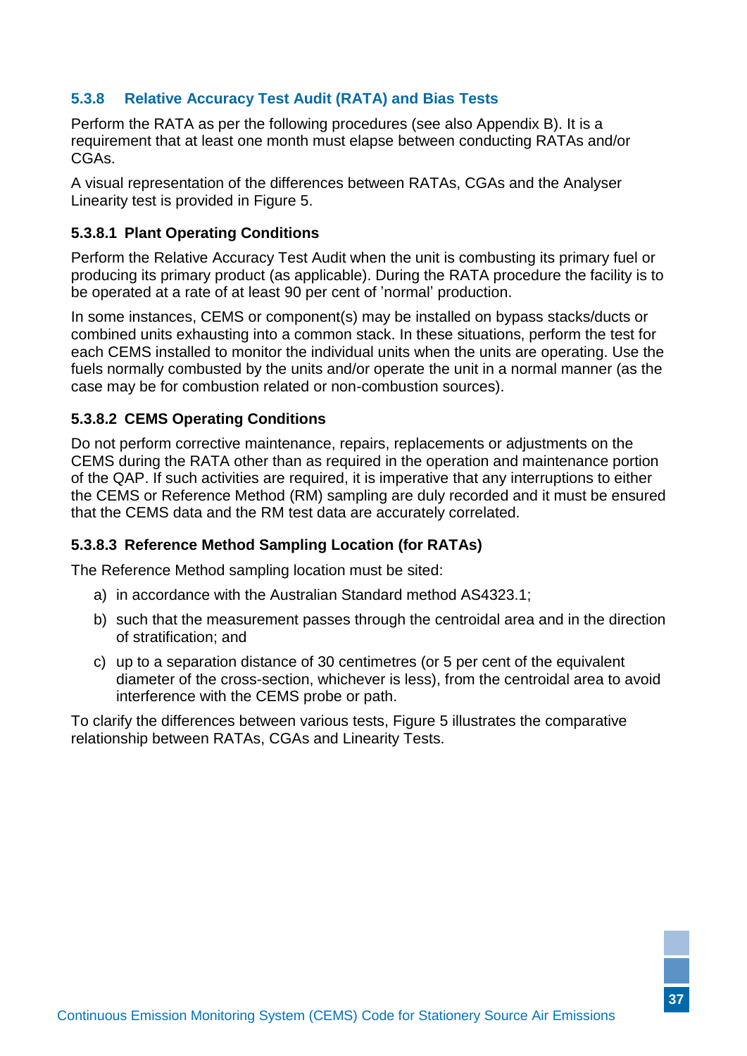### 5.3.8 Relative Accuracy Test Audit (RATA) and Bias Tests

Perform the RATA as per the following procedures (see also Appendix B). It is a requirement that at least one month must elapse between conducting RATAs and/or CGAs.

A visual representation of the differences between RATAs, CGAs and the Analyser Linearity test is provided in Figure 5.

#### 5.3.8.1 Plant Operating Conditions

Perform the Relative Accuracy Test Audit when the unit is combusting its primary fuel or producing its primary product (as applicable). During the RATA procedure the facility is to be operated at a rate of at least 90 per cent of 'normal' production.

In some instances, CEMS or component(s) may be installed on bypass stacks/ducts or combined units exhausting into a common stack. In these situations, perform the test for each CEMS installed to monitor the individual units when the units are operating. Use the fuels normally combusted by the units and/or operate the unit in a normal manner (as the case may be for combustion related or non-combustion sources).

#### 5.3.8.2 CEMS Operating Conditions

Do not perform corrective maintenance, repairs, replacements or adjustments on the CEMS during the RATA other than as required in the operation and maintenance portion of the QAP. If such activities are required, it is imperative that any interruptions to either the CEMS or Reference Method (RM) sampling are duly recorded and it must be ensured that the CEMS data and the RM test data are accurately correlated.

#### 5.3.8.3 Reference Method Sampling Location (for RATAs)

The Reference Method sampling location must be sited:

a) in accordance with the Australian Standard method AS4323.1;

b) such that the measurement passes through the centroidal area and in the direction of stratification; and

c) up to a separation distance of 30 centimetres (or 5 per cent of the equivalent diameter of the cross-section, whichever is less), from the centroidal area to avoid interference with the CEMS probe or path.

To clarify the differences between various tests, Figure 5 illustrates the comparative relationship between RATAs, CGAs and Linearity Tests.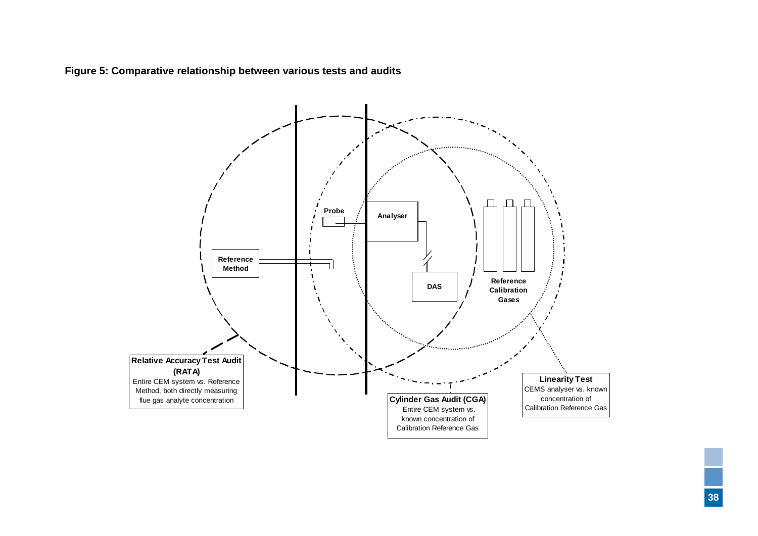**Figure 5: Comparative relationship between various tests and audits**

Probe

Analyser

Reference Method

DAS

Reference Calibration Gases

**Relative Accuracy Test Audit (RATA)**
Entire CEM system vs. Reference Method, both directly measuring flue gas analyte concentration

**Cylinder Gas Audit (CGA)**
Entire CEM system vs. known concentration of Calibration Reference Gas

**Linearity Test**
CEMS analyser vs. known concentration of Calibration Reference Gas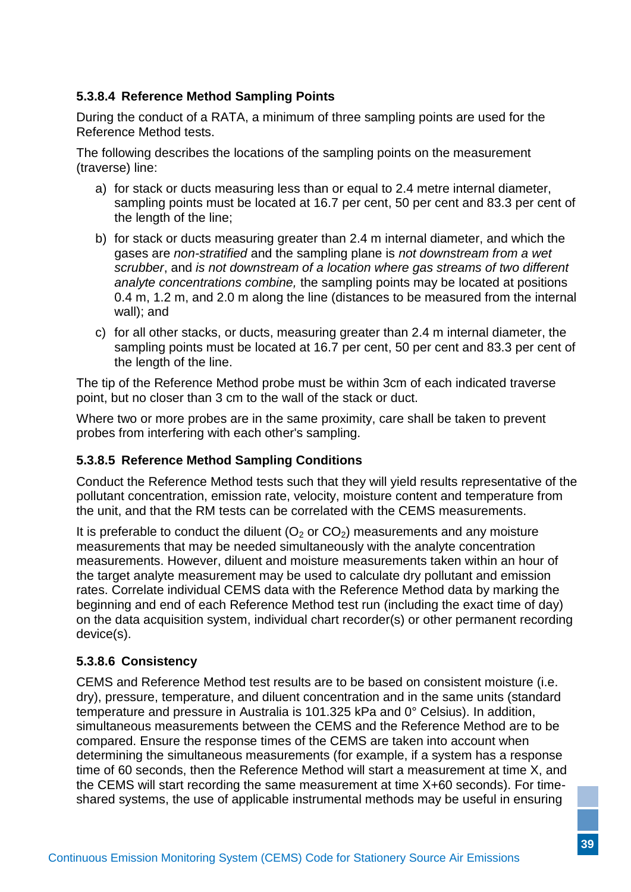#### 5.3.8.4 Reference Method Sampling Points

During the conduct of a RATA, a minimum of three sampling points are used for the Reference Method tests.

The following describes the locations of the sampling points on the measurement (traverse) line:

a) for stack or ducts measuring less than or equal to 2.4 metre internal diameter, sampling points must be located at 16.7 per cent, 50 per cent and 83.3 per cent of the length of the line;

b) for stack or ducts measuring greater than 2.4 m internal diameter, and which the gases are *non-stratified* and the sampling plane is *not downstream from a wet scrubber*, and *is not downstream of a location where gas streams of two different analyte concentrations combine,* the sampling points may be located at positions 0.4 m, 1.2 m, and 2.0 m along the line (distances to be measured from the internal wall); and

c) for all other stacks, or ducts, measuring greater than 2.4 m internal diameter, the sampling points must be located at 16.7 per cent, 50 per cent and 83.3 per cent of the length of the line.

The tip of the Reference Method probe must be within 3cm of each indicated traverse point, but no closer than 3 cm to the wall of the stack or duct.

Where two or more probes are in the same proximity, care shall be taken to prevent probes from interfering with each other's sampling.

#### 5.3.8.5 Reference Method Sampling Conditions

Conduct the Reference Method tests such that they will yield results representative of the pollutant concentration, emission rate, velocity, moisture content and temperature from the unit, and that the RM tests can be correlated with the CEMS measurements.

It is preferable to conduct the diluent ($O_2$ or $CO_2$) measurements and any moisture measurements that may be needed simultaneously with the analyte concentration measurements. However, diluent and moisture measurements taken within an hour of the target analyte measurement may be used to calculate dry pollutant and emission rates. Correlate individual CEMS data with the Reference Method data by marking the beginning and end of each Reference Method test run (including the exact time of day) on the data acquisition system, individual chart recorder(s) or other permanent recording device(s).

#### 5.3.8.6 Consistency

CEMS and Reference Method test results are to be based on consistent moisture (i.e. dry), pressure, temperature, and diluent concentration and in the same units (standard temperature and pressure in Australia is 101.325 kPa and 0° Celsius). In addition, simultaneous measurements between the CEMS and the Reference Method are to be compared. Ensure the response times of the CEMS are taken into account when determining the simultaneous measurements (for example, if a system has a response time of 60 seconds, then the Reference Method will start a measurement at time X, and the CEMS will start recording the same measurement at time X+60 seconds). For time-shared systems, the use of applicable instrumental methods may be useful in ensuring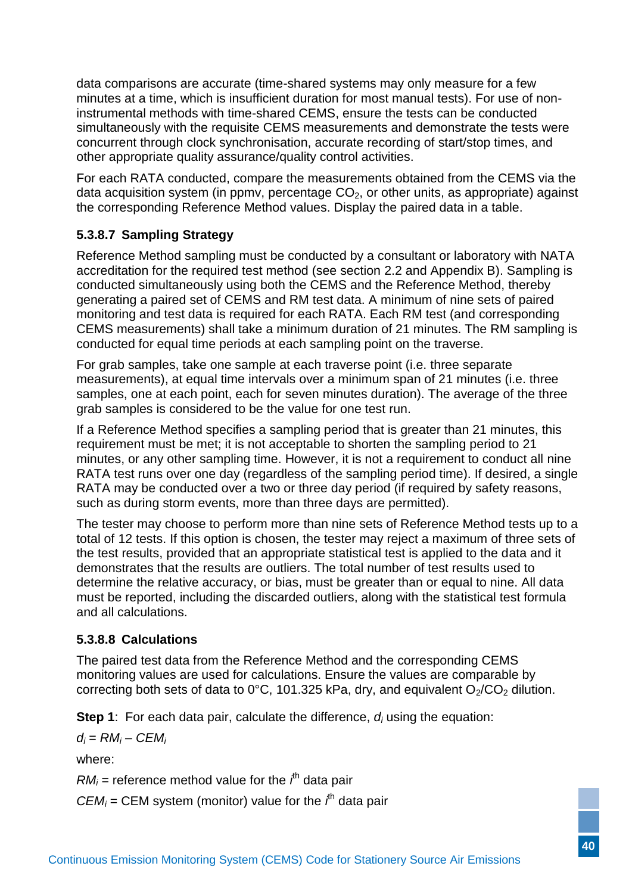data comparisons are accurate (time-shared systems may only measure for a few minutes at a time, which is insufficient duration for most manual tests). For use of non-instrumental methods with time-shared CEMS, ensure the tests can be conducted simultaneously with the requisite CEMS measurements and demonstrate the tests were concurrent through clock synchronisation, accurate recording of start/stop times, and other appropriate quality assurance/quality control activities.

For each RATA conducted, compare the measurements obtained from the CEMS via the data acquisition system (in ppmv, percentage $CO_2$, or other units, as appropriate) against the corresponding Reference Method values. Display the paired data in a table.

#### 5.3.8.7 Sampling Strategy

Reference Method sampling must be conducted by a consultant or laboratory with NATA accreditation for the required test method (see section 2.2 and Appendix B). Sampling is conducted simultaneously using both the CEMS and the Reference Method, thereby generating a paired set of CEMS and RM test data. A minimum of nine sets of paired monitoring and test data is required for each RATA. Each RM test (and corresponding CEMS measurements) shall take a minimum duration of 21 minutes. The RM sampling is conducted for equal time periods at each sampling point on the traverse.

For grab samples, take one sample at each traverse point (i.e. three separate measurements), at equal time intervals over a minimum span of 21 minutes (i.e. three samples, one at each point, each for seven minutes duration). The average of the three grab samples is considered to be the value for one test run.

If a Reference Method specifies a sampling period that is greater than 21 minutes, this requirement must be met; it is not acceptable to shorten the sampling period to 21 minutes, or any other sampling time. However, it is not a requirement to conduct all nine RATA test runs over one day (regardless of the sampling period time). If desired, a single RATA may be conducted over a two or three day period (if required by safety reasons, such as during storm events, more than three days are permitted).

The tester may choose to perform more than nine sets of Reference Method tests up to a total of 12 tests. If this option is chosen, the tester may reject a maximum of three sets of the test results, provided that an appropriate statistical test is applied to the data and it demonstrates that the results are outliers. The total number of test results used to determine the relative accuracy, or bias, must be greater than or equal to nine. All data must be reported, including the discarded outliers, along with the statistical test formula and all calculations.

#### 5.3.8.8 Calculations

The paired test data from the Reference Method and the corresponding CEMS monitoring values are used for calculations. Ensure the values are comparable by correcting both sets of data to 0°C, 101.325 kPa, dry, and equivalent $O_2/CO_2$ dilution.

**Step 1**: For each data pair, calculate the difference, $d_i$ using the equation:

$$d_i = RM_i - CEM_i$$

where:

$RM_i$ = reference method value for the $i^{th}$ data pair

$CEM_i$ = CEM system (monitor) value for the $i^{th}$ data pair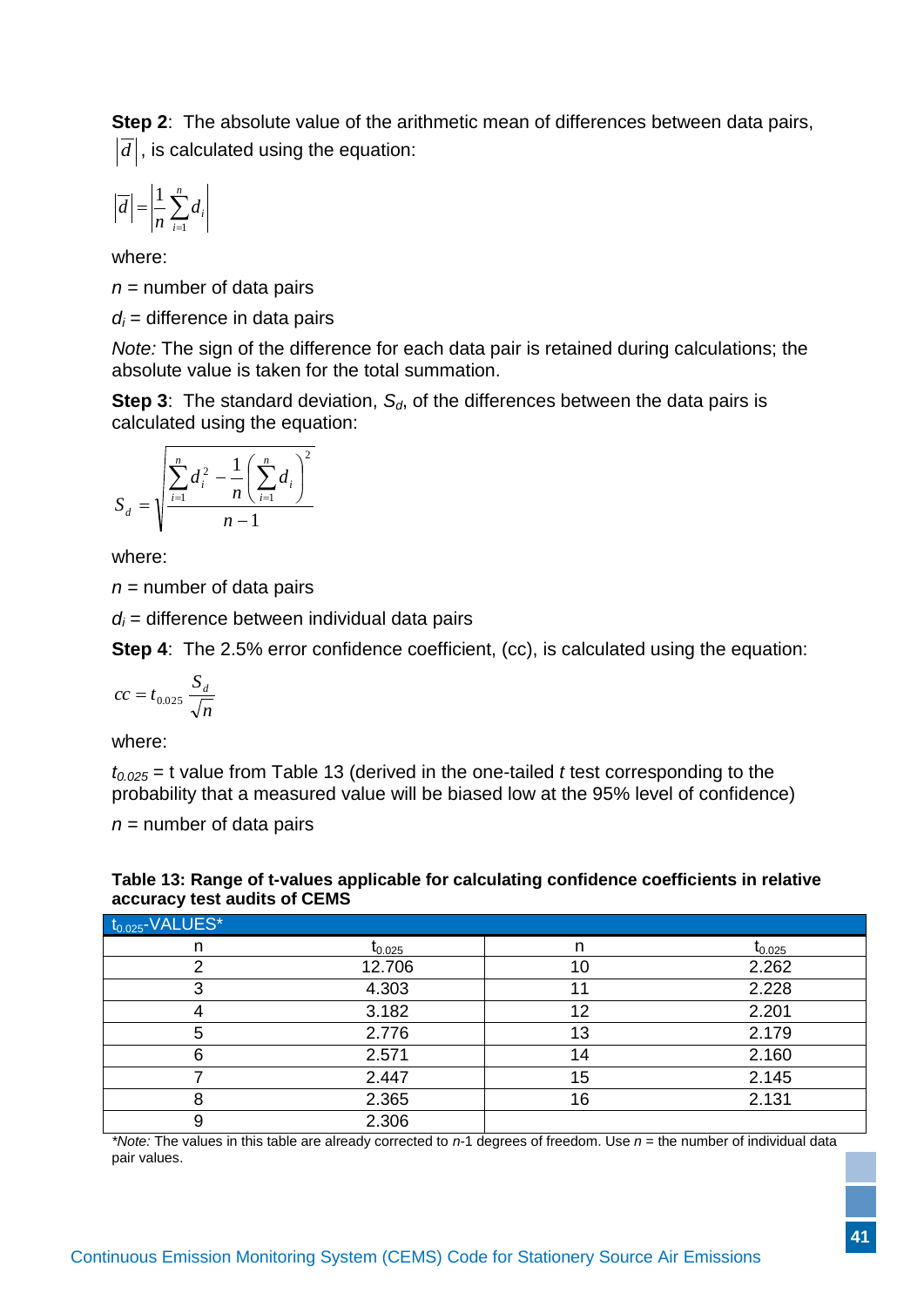**Step 2**: The absolute value of the arithmetic mean of differences between data pairs, $\left|\bar{d}\right|$, is calculated using the equation:

$$\left|\bar{d}\right| = \left|\frac{1}{n}\sum_{i=1}^{n} d_i\right|$$

where:

$n$ = number of data pairs

$d_i$ = difference in data pairs

*Note:* The sign of the difference for each data pair is retained during calculations; the absolute value is taken for the total summation.

**Step 3**: The standard deviation, $S_d$, of the differences between the data pairs is calculated using the equation:

$$S_d = \sqrt{\frac{\sum_{i=1}^{n} d_i^2 - \frac{1}{n}\left(\sum_{i=1}^{n} d_i\right)^2}{n-1}}$$

where:

$n$ = number of data pairs

$d_i$ = difference between individual data pairs

**Step 4**: The 2.5% error confidence coefficient, (cc), is calculated using the equation:

$$cc = t_{0.025}\frac{S_d}{\sqrt{n}}$$

where:

$t_{0.025}$ = t value from Table 13 (derived in the one-tailed *t* test corresponding to the probability that a measured value will be biased low at the 95% level of confidence)

$n$ = number of data pairs

**Table 13: Range of t-values applicable for calculating confidence coefficients in relative accuracy test audits of CEMS**

| $t_{0.025}$-VALUES* | | | |
|---|---|---|---|
| n | $t_{0.025}$ | n | $t_{0.025}$ |
| 2 | 12.706 | 10 | 2.262 |
| 3 | 4.303 | 11 | 2.228 |
| 4 | 3.182 | 12 | 2.201 |
| 5 | 2.776 | 13 | 2.179 |
| 6 | 2.571 | 14 | 2.160 |
| 7 | 2.447 | 15 | 2.145 |
| 8 | 2.365 | 16 | 2.131 |
| 9 | 2.306 | | |

*\*Note:* The values in this table are already corrected to *n*-1 degrees of freedom. Use *n* = the number of individual data pair values.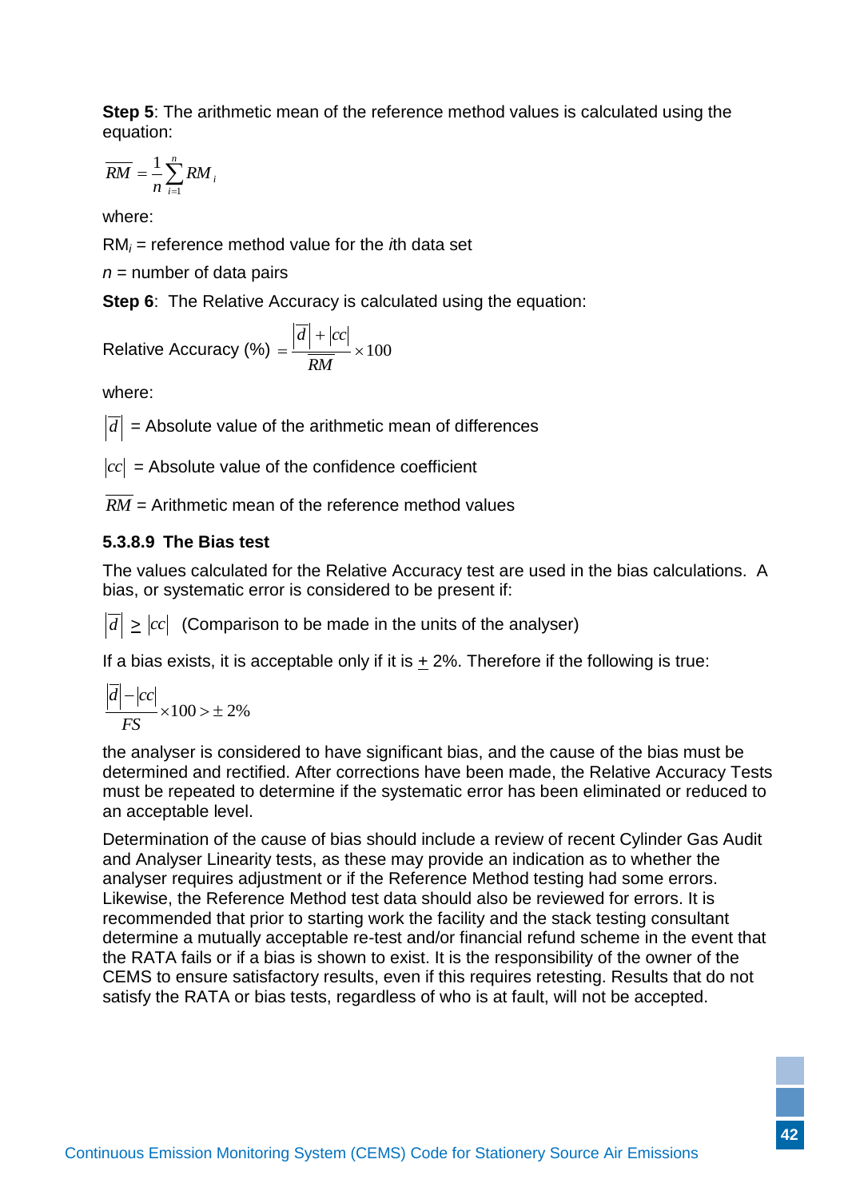**Step 5**: The arithmetic mean of the reference method values is calculated using the equation:

$$\overline{RM} = \frac{1}{n}\sum_{i=1}^{n} RM_i$$

where:

$RM_i$ = reference method value for the *i*th data set

$n$ = number of data pairs

**Step 6**: The Relative Accuracy is calculated using the equation:

$$\text{Relative Accuracy (\%)} = \frac{\left|\overline{d}\right| + |cc|}{\overline{RM}} \times 100$$

where:

$\left|\overline{d}\right|$ = Absolute value of the arithmetic mean of differences

$|cc|$ = Absolute value of the confidence coefficient

$\overline{RM}$ = Arithmetic mean of the reference method values

### 5.3.8.9 The Bias test

The values calculated for the Relative Accuracy test are used in the bias calculations. A bias, or systematic error is considered to be present if:

$\left|\overline{d}\right| \geq |cc|$ (Comparison to be made in the units of the analyser)

If a bias exists, it is acceptable only if it is $\pm$ 2%. Therefore if the following is true:

$$\frac{\left|\overline{d}\right| - |cc|}{FS} \times 100 > \pm 2\%$$

the analyser is considered to have significant bias, and the cause of the bias must be determined and rectified. After corrections have been made, the Relative Accuracy Tests must be repeated to determine if the systematic error has been eliminated or reduced to an acceptable level.

Determination of the cause of bias should include a review of recent Cylinder Gas Audit and Analyser Linearity tests, as these may provide an indication as to whether the analyser requires adjustment or if the Reference Method testing had some errors. Likewise, the Reference Method test data should also be reviewed for errors. It is recommended that prior to starting work the facility and the stack testing consultant determine a mutually acceptable re-test and/or financial refund scheme in the event that the RATA fails or if a bias is shown to exist. It is the responsibility of the owner of the CEMS to ensure satisfactory results, even if this requires retesting. Results that do not satisfy the RATA or bias tests, regardless of who is at fault, will not be accepted.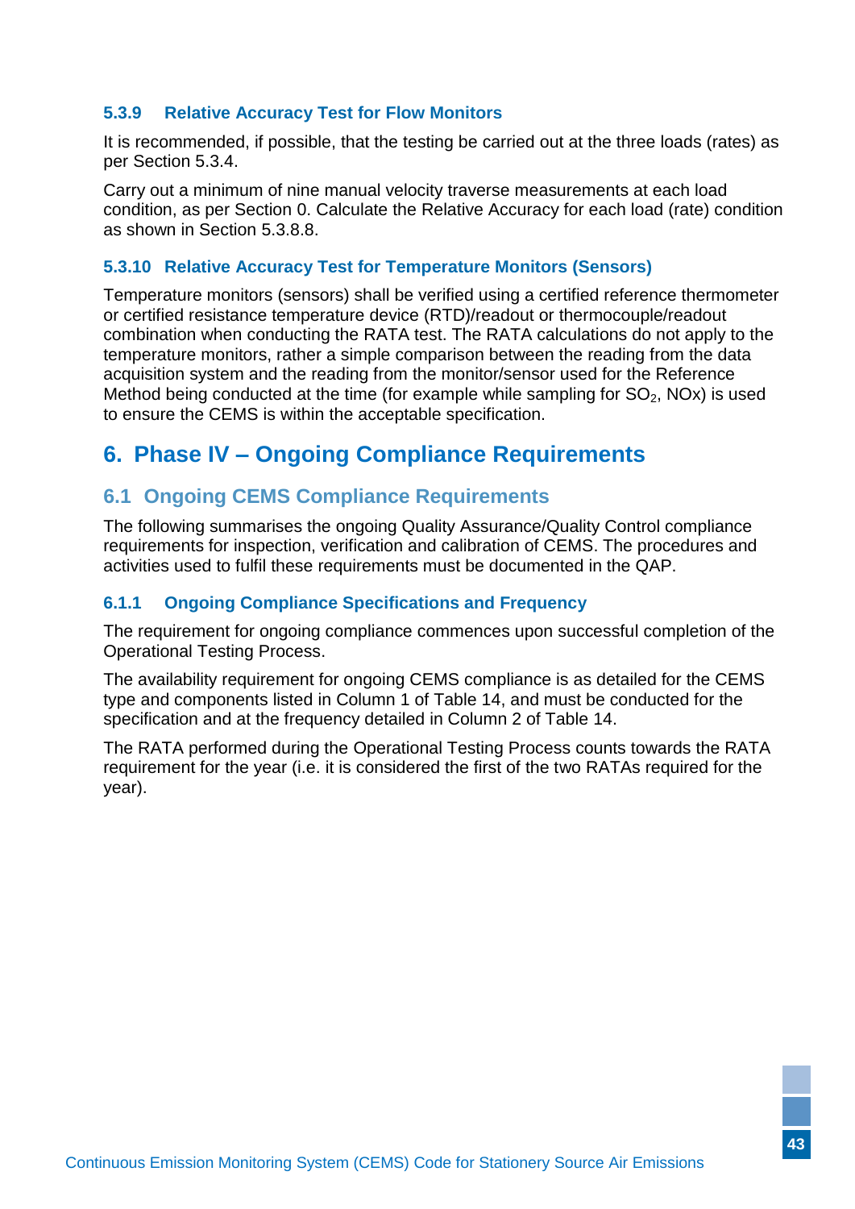### 5.3.9 Relative Accuracy Test for Flow Monitors

It is recommended, if possible, that the testing be carried out at the three loads (rates) as per Section 5.3.4.

Carry out a minimum of nine manual velocity traverse measurements at each load condition, as per Section 0. Calculate the Relative Accuracy for each load (rate) condition as shown in Section 5.3.8.8.

### 5.3.10 Relative Accuracy Test for Temperature Monitors (Sensors)

Temperature monitors (sensors) shall be verified using a certified reference thermometer or certified resistance temperature device (RTD)/readout or thermocouple/readout combination when conducting the RATA test. The RATA calculations do not apply to the temperature monitors, rather a simple comparison between the reading from the data acquisition system and the reading from the monitor/sensor used for the Reference Method being conducted at the time (for example while sampling for $SO_2$, NOx) is used to ensure the CEMS is within the acceptable specification.

# 6. Phase IV – Ongoing Compliance Requirements

## 6.1 Ongoing CEMS Compliance Requirements

The following summarises the ongoing Quality Assurance/Quality Control compliance requirements for inspection, verification and calibration of CEMS. The procedures and activities used to fulfil these requirements must be documented in the QAP.

### 6.1.1 Ongoing Compliance Specifications and Frequency

The requirement for ongoing compliance commences upon successful completion of the Operational Testing Process.

The availability requirement for ongoing CEMS compliance is as detailed for the CEMS type and components listed in Column 1 of Table 14, and must be conducted for the specification and at the frequency detailed in Column 2 of Table 14.

The RATA performed during the Operational Testing Process counts towards the RATA requirement for the year (i.e. it is considered the first of the two RATAs required for the year).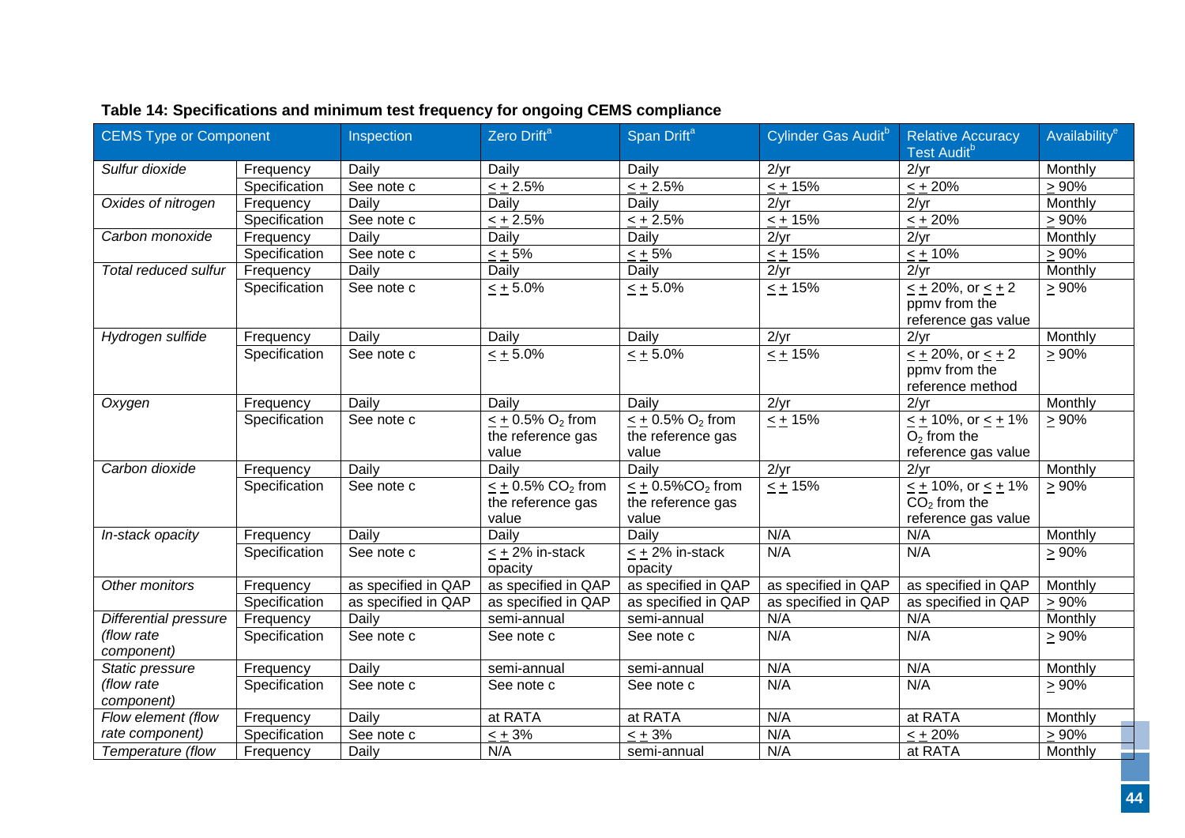**Table 14: Specifications and minimum test frequency for ongoing CEMS compliance**

| CEMS Type or Component | | Inspection | Zero Drift[a] | Span Drift[a] | Cylinder Gas Audit[b] | Relative Accuracy Test Audit[b] | Availability[e] |
|---|---|---|---|---|---|---|---|
| *Sulfur dioxide* | Frequency | Daily | Daily | Daily | 2/yr | 2/yr | Monthly |
| | Specification | See note c | $\leq \pm$ 2.5% | $\leq \pm$ 2.5% | $\leq \pm$ 15% | $\leq \pm$ 20% | $\geq$ 90% |
| *Oxides of nitrogen* | Frequency | Daily | Daily | Daily | 2/yr | 2/yr | Monthly |
| | Specification | See note c | $\leq \pm$ 2.5% | $\leq \pm$ 2.5% | $\leq \pm$ 15% | $\leq \pm$ 20% | $\geq$ 90% |
| *Carbon monoxide* | Frequency | Daily | Daily | Daily | 2/yr | 2/yr | Monthly |
| | Specification | See note c | $\leq \pm$ 5% | $\leq \pm$ 5% | $\leq \pm$ 15% | $\leq \pm$ 10% | $\geq$ 90% |
| *Total reduced sulfur* | Frequency | Daily | Daily | Daily | 2/yr | 2/yr | Monthly |
| | Specification | See note c | $\leq \pm$ 5.0% | $\leq \pm$ 5.0% | $\leq \pm$ 15% | $\leq \pm$ 20%, or $\leq \pm$ 2 ppmv from the reference gas value | $\geq$ 90% |
| *Hydrogen sulfide* | Frequency | Daily | Daily | Daily | 2/yr | 2/yr | Monthly |
| | Specification | See note c | $\leq \pm$ 5.0% | $\leq \pm$ 5.0% | $\leq \pm$ 15% | $\leq \pm$ 20%, or $\leq \pm$ 2 ppmv from the reference method | $\geq$ 90% |
| *Oxygen* | Frequency | Daily | Daily | Daily | 2/yr | 2/yr | Monthly |
| | Specification | See note c | $\leq \pm$ 0.5% $O_2$ from the reference gas value | $\leq \pm$ 0.5% $O_2$ from the reference gas value | $\leq \pm$ 15% | $\leq \pm$ 10%, or $\leq \pm$ 1% $O_2$ from the reference gas value | $\geq$ 90% |
| *Carbon dioxide* | Frequency | Daily | Daily | Daily | 2/yr | 2/yr | Monthly |
| | Specification | See note c | $\leq \pm$ 0.5% $CO_2$ from the reference gas value | $\leq \pm$ 0.5%$CO_2$ from the reference gas value | $\leq \pm$ 15% | $\leq \pm$ 10%, or $\leq \pm$ 1% $CO_2$ from the reference gas value | $\geq$ 90% |
| *In-stack opacity* | Frequency | Daily | Daily | Daily | N/A | N/A | Monthly |
| | Specification | See note c | $\leq \pm$ 2% in-stack opacity | $\leq \pm$ 2% in-stack opacity | N/A | N/A | $\geq$ 90% |
| *Other monitors* | Frequency | as specified in QAP | as specified in QAP | as specified in QAP | as specified in QAP | as specified in QAP | Monthly |
| | Specification | as specified in QAP | as specified in QAP | as specified in QAP | as specified in QAP | as specified in QAP | $\geq$ 90% |
| *Differential pressure (flow rate component)* | Frequency | Daily | semi-annual | semi-annual | N/A | N/A | Monthly |
| | Specification | See note c | See note c | See note c | N/A | N/A | $\geq$ 90% |
| *Static pressure (flow rate component)* | Frequency | Daily | semi-annual | semi-annual | N/A | N/A | Monthly |
| | Specification | See note c | See note c | See note c | N/A | N/A | $\geq$ 90% |
| *Flow element (flow rate component)* | Frequency | Daily | at RATA | at RATA | N/A | at RATA | Monthly |
| | Specification | See note c | $\leq \pm$ 3% | $\leq \pm$ 3% | N/A | $\leq \pm$ 20% | $\geq$ 90% |
| *Temperature (flow* | Frequency | Daily | N/A | semi-annual | N/A | at RATA | Monthly |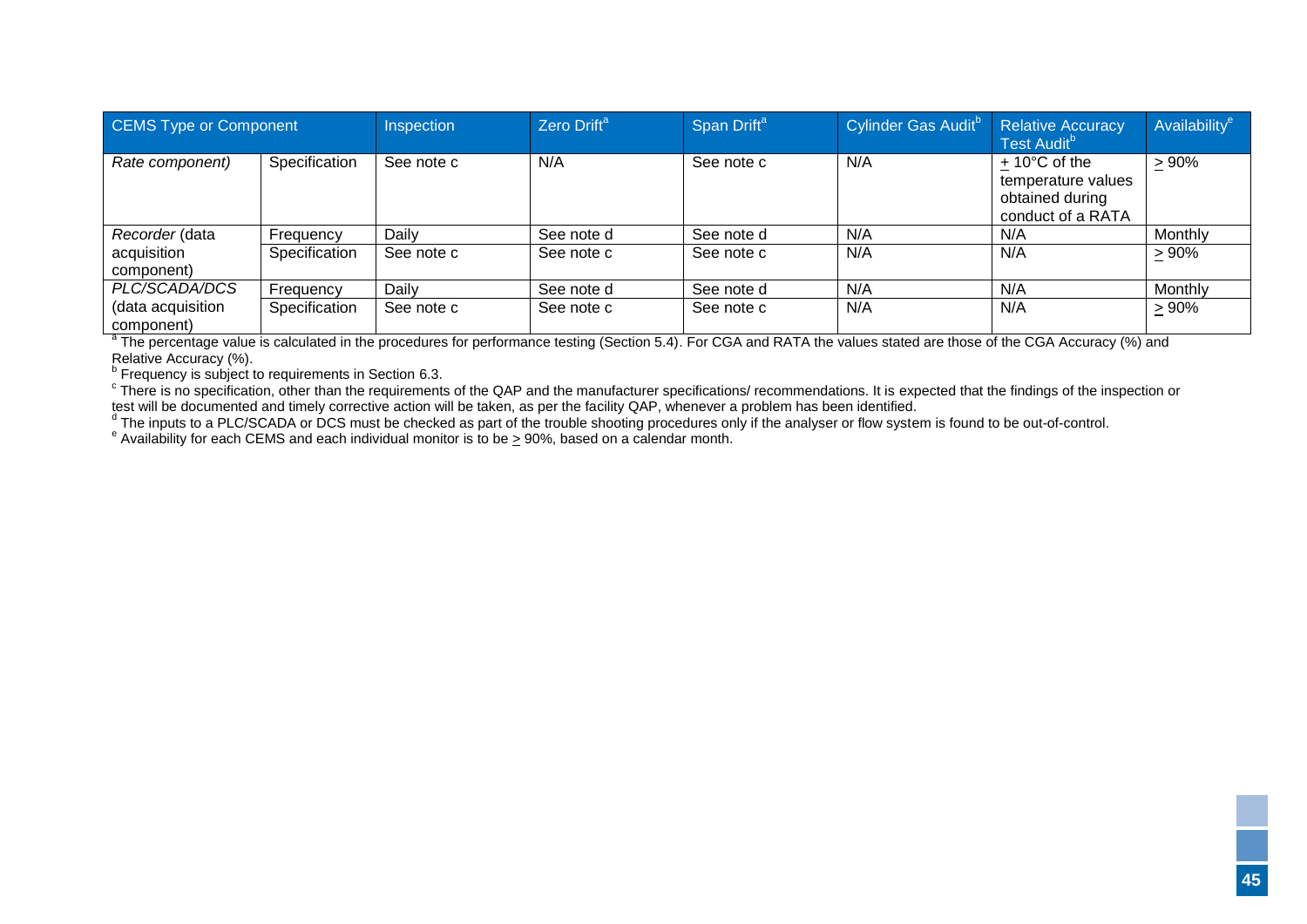| CEMS Type or Component | | Inspection | Zero Drift[a] | Span Drift[a] | Cylinder Gas Audit[b] | Relative Accuracy Test Audit[b] | Availability[e] |
|---|---|---|---|---|---|---|---|
| *Rate component)* | Specification | See note c | N/A | See note c | N/A | + 10°C of the temperature values obtained during conduct of a RATA | > 90% |
| *Recorder* (data acquisition component) | Frequency | Daily | See note d | See note d | N/A | N/A | Monthly |
| | Specification | See note c | See note c | See note c | N/A | N/A | > 90% |
| *PLC/SCADA/DCS* (data acquisition component) | Frequency | Daily | See note d | See note d | N/A | N/A | Monthly |
| | Specification | See note c | See note c | See note c | N/A | N/A | > 90% |

[a] The percentage value is calculated in the procedures for performance testing (Section 5.4). For CGA and RATA the values stated are those of the CGA Accuracy (%) and Relative Accuracy (%).

[b] Frequency is subject to requirements in Section 6.3.

[c] There is no specification, other than the requirements of the QAP and the manufacturer specifications/ recommendations. It is expected that the findings of the inspection or test will be documented and timely corrective action will be taken, as per the facility QAP, whenever a problem has been identified.

[d] The inputs to a PLC/SCADA or DCS must be checked as part of the trouble shooting procedures only if the analyser or flow system is found to be out-of-control.

[e] Availability for each CEMS and each individual monitor is to be > 90%, based on a calendar month.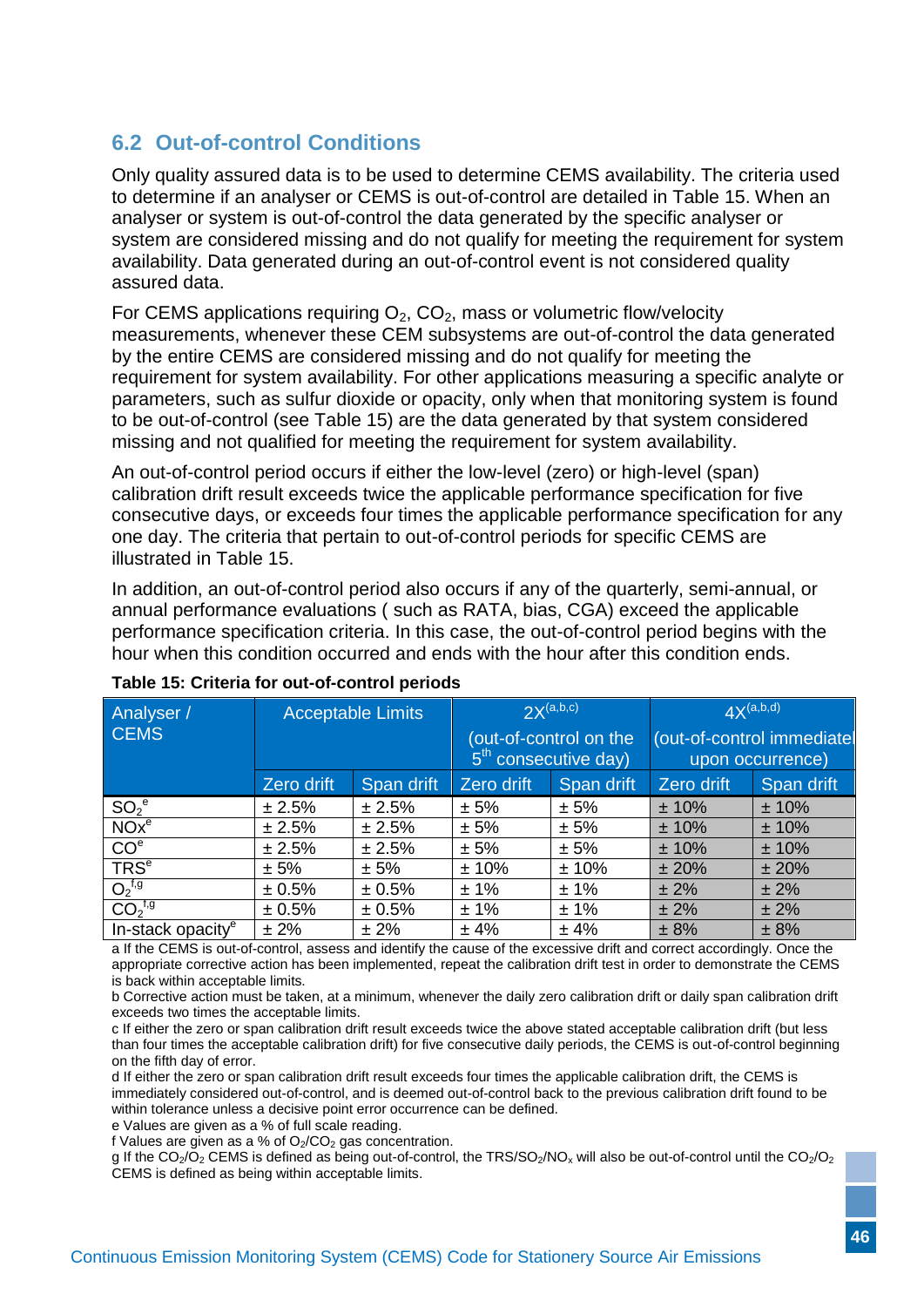## 6.2 Out-of-control Conditions

Only quality assured data is to be used to determine CEMS availability. The criteria used to determine if an analyser or CEMS is out-of-control are detailed in Table 15. When an analyser or system is out-of-control the data generated by the specific analyser or system are considered missing and do not qualify for meeting the requirement for system availability. Data generated during an out-of-control event is not considered quality assured data.

For CEMS applications requiring $O_2$, $CO_2$, mass or volumetric flow/velocity measurements, whenever these CEM subsystems are out-of-control the data generated by the entire CEMS are considered missing and do not qualify for meeting the requirement for system availability. For other applications measuring a specific analyte or parameters, such as sulfur dioxide or opacity, only when that monitoring system is found to be out-of-control (see Table 15) are the data generated by that system considered missing and not qualified for meeting the requirement for system availability.

An out-of-control period occurs if either the low-level (zero) or high-level (span) calibration drift result exceeds twice the applicable performance specification for five consecutive days, or exceeds four times the applicable performance specification for any one day. The criteria that pertain to out-of-control periods for specific CEMS are illustrated in Table 15.

In addition, an out-of-control period also occurs if any of the quarterly, semi-annual, or annual performance evaluations ( such as RATA, bias, CGA) exceed the applicable performance specification criteria. In this case, the out-of-control period begins with the hour when this condition occurred and ends with the hour after this condition ends.

**Table 15: Criteria for out-of-control periods**

| Analyser / CEMS | Acceptable Limits | | 2X[a,b,c] (out-of-control on the 5th consecutive day) | | 4X[a,b,d] (out-of-control immediate upon occurrence) | |
|---|---|---|---|---|---|---|
| | Zero drift | Span drift | Zero drift | Span drift | Zero drift | Span drift |
| $SO_2$[e] | ± 2.5% | ± 2.5% | ± 5% | ± 5% | ± 10% | ± 10% |
| NOx[e] | ± 2.5% | ± 2.5% | ± 5% | ± 5% | ± 10% | ± 10% |
| CO[e] | ± 2.5% | ± 2.5% | ± 5% | ± 5% | ± 10% | ± 10% |
| TRS[e] | ± 5% | ± 5% | ± 10% | ± 10% | ± 20% | ± 20% |
| $O_2$[f,g] | ± 0.5% | ± 0.5% | ± 1% | ± 1% | ± 2% | ± 2% |
| $CO_2$[f,g] | ± 0.5% | ± 0.5% | ± 1% | ± 1% | ± 2% | ± 2% |
| In-stack opacity[e] | ± 2% | ± 2% | ± 4% | ± 4% | ± 8% | ± 8% |

a If the CEMS is out-of-control, assess and identify the cause of the excessive drift and correct accordingly. Once the appropriate corrective action has been implemented, repeat the calibration drift test in order to demonstrate the CEMS is back within acceptable limits.

b Corrective action must be taken, at a minimum, whenever the daily zero calibration drift or daily span calibration drift exceeds two times the acceptable limits.

c If either the zero or span calibration drift result exceeds twice the above stated acceptable calibration drift (but less than four times the acceptable calibration drift) for five consecutive daily periods, the CEMS is out-of-control beginning on the fifth day of error.

d If either the zero or span calibration drift result exceeds four times the applicable calibration drift, the CEMS is immediately considered out-of-control, and is deemed out-of-control back to the previous calibration drift found to be within tolerance unless a decisive point error occurrence can be defined.

e Values are given as a % of full scale reading.

f Values are given as a % of $O_2/CO_2$ gas concentration.

g If the $CO_2/O_2$ CEMS is defined as being out-of-control, the $TRS/SO_2/NO_x$ will also be out-of-control until the $CO_2/O_2$ CEMS is defined as being within acceptable limits.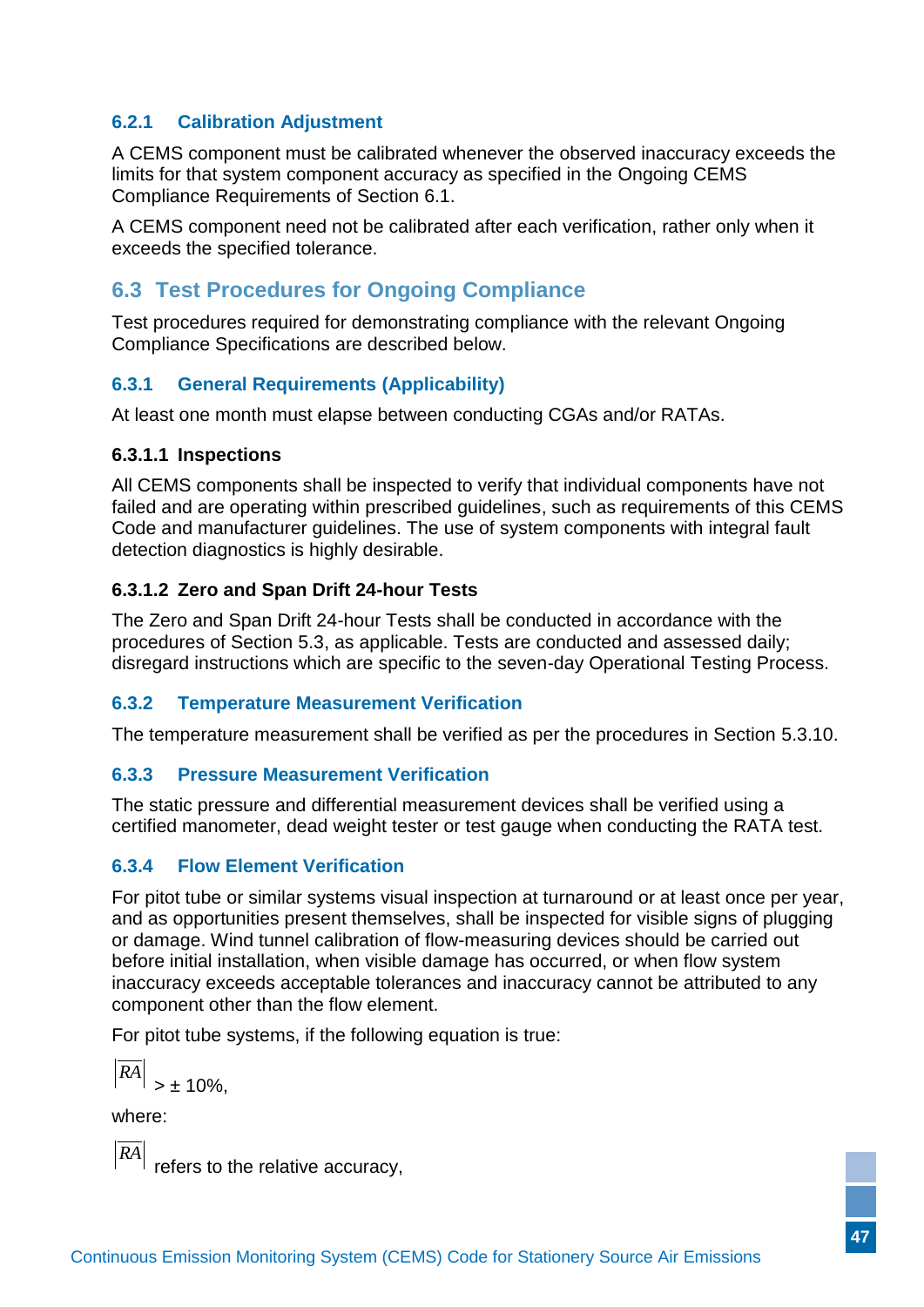#### 6.2.1 Calibration Adjustment

A CEMS component must be calibrated whenever the observed inaccuracy exceeds the limits for that system component accuracy as specified in the Ongoing CEMS Compliance Requirements of Section 6.1.

A CEMS component need not be calibrated after each verification, rather only when it exceeds the specified tolerance.

### 6.3 Test Procedures for Ongoing Compliance

Test procedures required for demonstrating compliance with the relevant Ongoing Compliance Specifications are described below.

#### 6.3.1 General Requirements (Applicability)

At least one month must elapse between conducting CGAs and/or RATAs.

**6.3.1.1 Inspections**

All CEMS components shall be inspected to verify that individual components have not failed and are operating within prescribed guidelines, such as requirements of this CEMS Code and manufacturer guidelines. The use of system components with integral fault detection diagnostics is highly desirable.

**6.3.1.2 Zero and Span Drift 24-hour Tests**

The Zero and Span Drift 24-hour Tests shall be conducted in accordance with the procedures of Section 5.3, as applicable. Tests are conducted and assessed daily; disregard instructions which are specific to the seven-day Operational Testing Process.

#### 6.3.2 Temperature Measurement Verification

The temperature measurement shall be verified as per the procedures in Section 5.3.10.

#### 6.3.3 Pressure Measurement Verification

The static pressure and differential measurement devices shall be verified using a certified manometer, dead weight tester or test gauge when conducting the RATA test.

#### 6.3.4 Flow Element Verification

For pitot tube or similar systems visual inspection at turnaround or at least once per year, and as opportunities present themselves, shall be inspected for visible signs of plugging or damage. Wind tunnel calibration of flow-measuring devices should be carried out before initial installation, when visible damage has occurred, or when flow system inaccuracy exceeds acceptable tolerances and inaccuracy cannot be attributed to any component other than the flow element.

For pitot tube systems, if the following equation is true:

$|RA| > \pm 10\%$,

where:

$|RA|$ refers to the relative accuracy,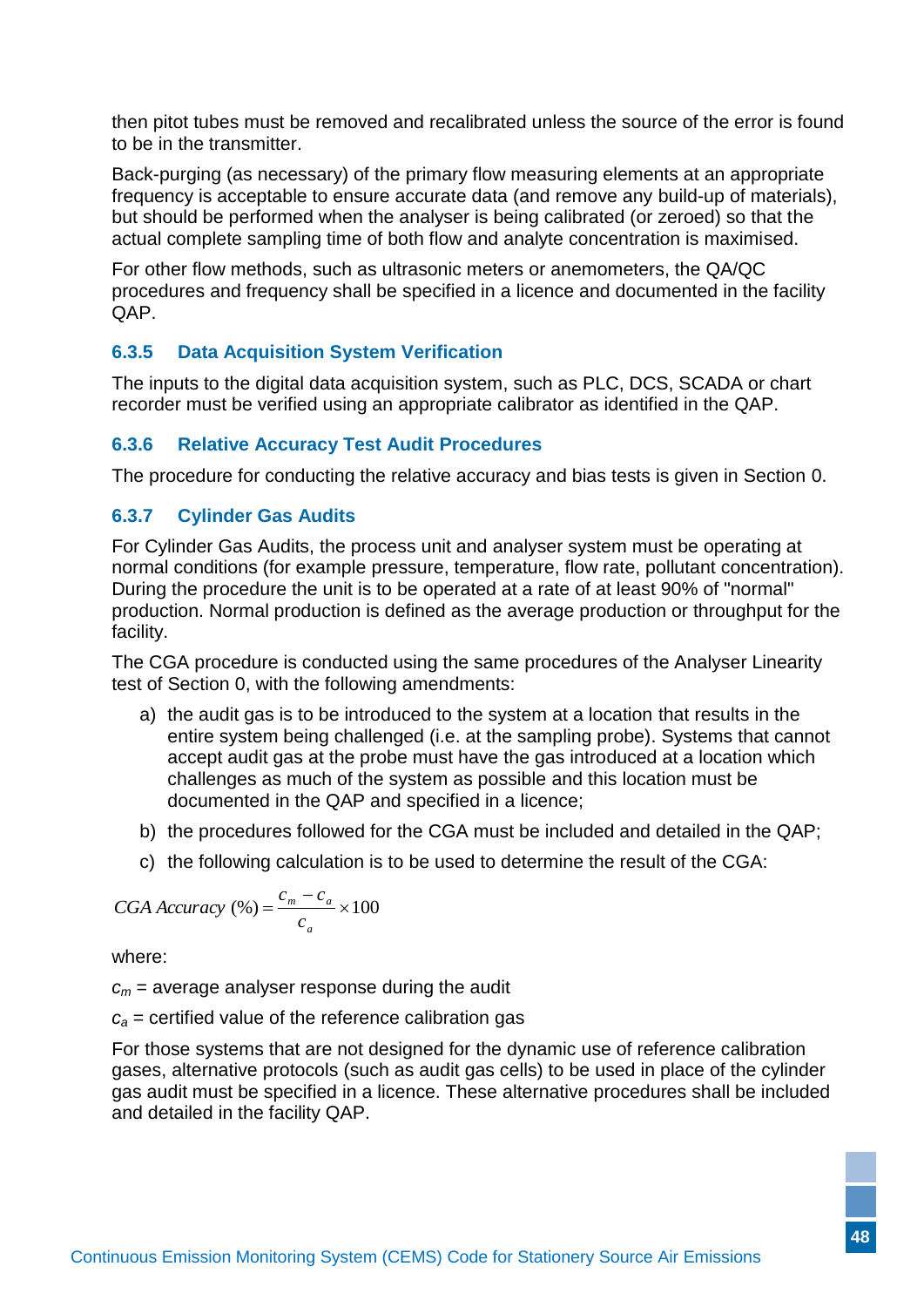then pitot tubes must be removed and recalibrated unless the source of the error is found to be in the transmitter.

Back-purging (as necessary) of the primary flow measuring elements at an appropriate frequency is acceptable to ensure accurate data (and remove any build-up of materials), but should be performed when the analyser is being calibrated (or zeroed) so that the actual complete sampling time of both flow and analyte concentration is maximised.

For other flow methods, such as ultrasonic meters or anemometers, the QA/QC procedures and frequency shall be specified in a licence and documented in the facility QAP.

### 6.3.5 Data Acquisition System Verification

The inputs to the digital data acquisition system, such as PLC, DCS, SCADA or chart recorder must be verified using an appropriate calibrator as identified in the QAP.

### 6.3.6 Relative Accuracy Test Audit Procedures

The procedure for conducting the relative accuracy and bias tests is given in Section 0.

### 6.3.7 Cylinder Gas Audits

For Cylinder Gas Audits, the process unit and analyser system must be operating at normal conditions (for example pressure, temperature, flow rate, pollutant concentration). During the procedure the unit is to be operated at a rate of at least 90% of "normal" production. Normal production is defined as the average production or throughput for the facility.

The CGA procedure is conducted using the same procedures of the Analyser Linearity test of Section 0, with the following amendments:

a) the audit gas is to be introduced to the system at a location that results in the entire system being challenged (i.e. at the sampling probe). Systems that cannot accept audit gas at the probe must have the gas introduced at a location which challenges as much of the system as possible and this location must be documented in the QAP and specified in a licence;

b) the procedures followed for the CGA must be included and detailed in the QAP;

c) the following calculation is to be used to determine the result of the CGA:

$$CGA\ Accuracy\ (\%) = \frac{c_m - c_a}{c_a} \times 100$$

where:

$c_m$ = average analyser response during the audit

$c_a$ = certified value of the reference calibration gas

For those systems that are not designed for the dynamic use of reference calibration gases, alternative protocols (such as audit gas cells) to be used in place of the cylinder gas audit must be specified in a licence. These alternative procedures shall be included and detailed in the facility QAP.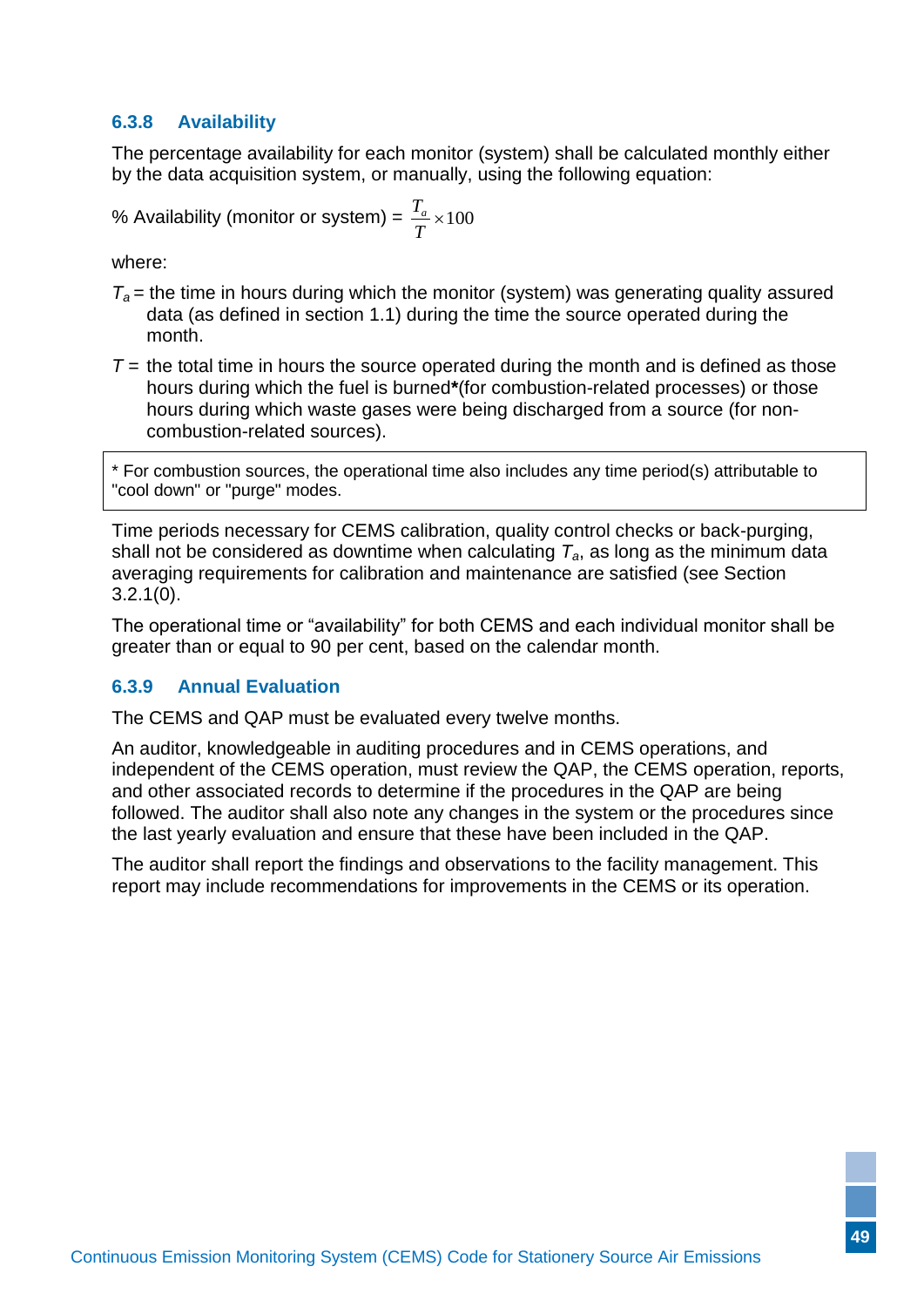### 6.3.8 Availability

The percentage availability for each monitor (system) shall be calculated monthly either by the data acquisition system, or manually, using the following equation:

$$\% \text{ Availability (monitor or system)} = \frac{T_a}{T} \times 100$$

where:

$T_a$ = the time in hours during which the monitor (system) was generating quality assured data (as defined in section 1.1) during the time the source operated during the month.

$T$ = the total time in hours the source operated during the month and is defined as those hours during which the fuel is burned**\***(for combustion-related processes) or those hours during which waste gases were being discharged from a source (for non-combustion-related sources).

> \* For combustion sources, the operational time also includes any time period(s) attributable to "cool down" or "purge" modes.

Time periods necessary for CEMS calibration, quality control checks or back-purging, shall not be considered as downtime when calculating $T_a$, as long as the minimum data averaging requirements for calibration and maintenance are satisfied (see Section 3.2.1(0).

The operational time or "availability" for both CEMS and each individual monitor shall be greater than or equal to 90 per cent, based on the calendar month.

### 6.3.9 Annual Evaluation

The CEMS and QAP must be evaluated every twelve months.

An auditor, knowledgeable in auditing procedures and in CEMS operations, and independent of the CEMS operation, must review the QAP, the CEMS operation, reports, and other associated records to determine if the procedures in the QAP are being followed. The auditor shall also note any changes in the system or the procedures since the last yearly evaluation and ensure that these have been included in the QAP.

The auditor shall report the findings and observations to the facility management. This report may include recommendations for improvements in the CEMS or its operation.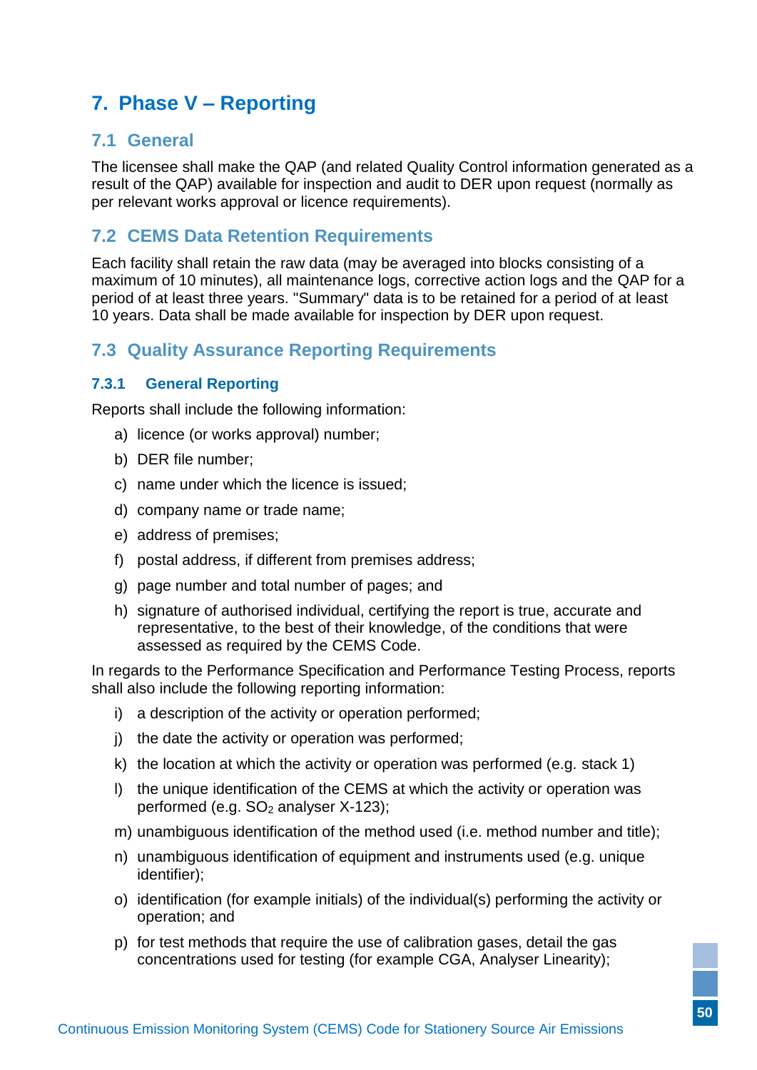# 7. Phase V – Reporting

## 7.1 General

The licensee shall make the QAP (and related Quality Control information generated as a result of the QAP) available for inspection and audit to DER upon request (normally as per relevant works approval or licence requirements).

## 7.2 CEMS Data Retention Requirements

Each facility shall retain the raw data (may be averaged into blocks consisting of a maximum of 10 minutes), all maintenance logs, corrective action logs and the QAP for a period of at least three years. "Summary" data is to be retained for a period of at least 10 years. Data shall be made available for inspection by DER upon request.

## 7.3 Quality Assurance Reporting Requirements

### 7.3.1 General Reporting

Reports shall include the following information:

a) licence (or works approval) number;

b) DER file number;

c) name under which the licence is issued;

d) company name or trade name;

e) address of premises;

f) postal address, if different from premises address;

g) page number and total number of pages; and

h) signature of authorised individual, certifying the report is true, accurate and representative, to the best of their knowledge, of the conditions that were assessed as required by the CEMS Code.

In regards to the Performance Specification and Performance Testing Process, reports shall also include the following reporting information:

i) a description of the activity or operation performed;

j) the date the activity or operation was performed;

k) the location at which the activity or operation was performed (e.g. stack 1)

l) the unique identification of the CEMS at which the activity or operation was performed (e.g. $SO_2$ analyser X-123);

m) unambiguous identification of the method used (i.e. method number and title);

n) unambiguous identification of equipment and instruments used (e.g. unique identifier);

o) identification (for example initials) of the individual(s) performing the activity or operation; and

p) for test methods that require the use of calibration gases, detail the gas concentrations used for testing (for example CGA, Analyser Linearity);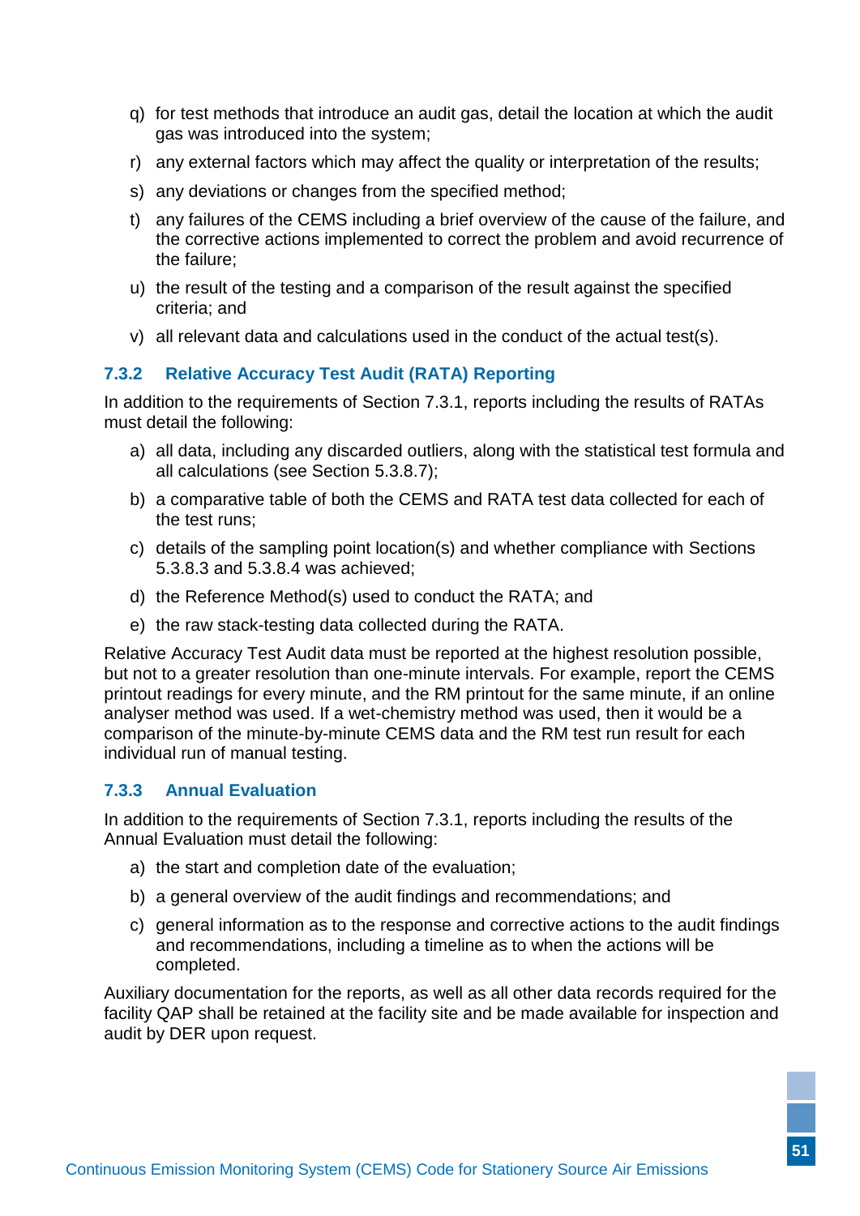q) for test methods that introduce an audit gas, detail the location at which the audit gas was introduced into the system;

r) any external factors which may affect the quality or interpretation of the results;

s) any deviations or changes from the specified method;

t) any failures of the CEMS including a brief overview of the cause of the failure, and the corrective actions implemented to correct the problem and avoid recurrence of the failure;

u) the result of the testing and a comparison of the result against the specified criteria; and

v) all relevant data and calculations used in the conduct of the actual test(s).

### 7.3.2 Relative Accuracy Test Audit (RATA) Reporting

In addition to the requirements of Section 7.3.1, reports including the results of RATAs must detail the following:

a) all data, including any discarded outliers, along with the statistical test formula and all calculations (see Section 5.3.8.7);

b) a comparative table of both the CEMS and RATA test data collected for each of the test runs;

c) details of the sampling point location(s) and whether compliance with Sections 5.3.8.3 and 5.3.8.4 was achieved;

d) the Reference Method(s) used to conduct the RATA; and

e) the raw stack-testing data collected during the RATA.

Relative Accuracy Test Audit data must be reported at the highest resolution possible, but not to a greater resolution than one-minute intervals. For example, report the CEMS printout readings for every minute, and the RM printout for the same minute, if an online analyser method was used. If a wet-chemistry method was used, then it would be a comparison of the minute-by-minute CEMS data and the RM test run result for each individual run of manual testing.

### 7.3.3 Annual Evaluation

In addition to the requirements of Section 7.3.1, reports including the results of the Annual Evaluation must detail the following:

a) the start and completion date of the evaluation;

b) a general overview of the audit findings and recommendations; and

c) general information as to the response and corrective actions to the audit findings and recommendations, including a timeline as to when the actions will be completed.

Auxiliary documentation for the reports, as well as all other data records required for the facility QAP shall be retained at the facility site and be made available for inspection and audit by DER upon request.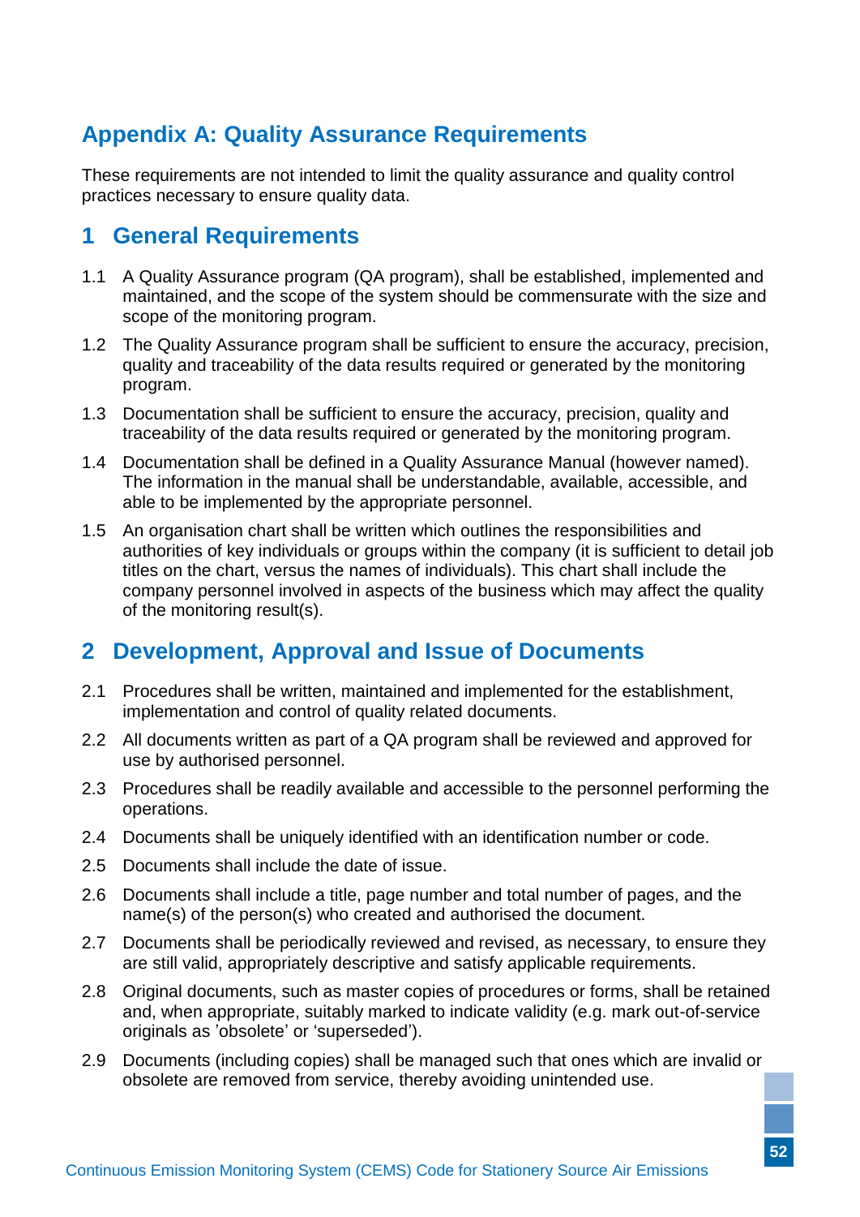# Appendix A: Quality Assurance Requirements

These requirements are not intended to limit the quality assurance and quality control practices necessary to ensure quality data.

## 1 General Requirements

1.1 A Quality Assurance program (QA program), shall be established, implemented and maintained, and the scope of the system should be commensurate with the size and scope of the monitoring program.

1.2 The Quality Assurance program shall be sufficient to ensure the accuracy, precision, quality and traceability of the data results required or generated by the monitoring program.

1.3 Documentation shall be sufficient to ensure the accuracy, precision, quality and traceability of the data results required or generated by the monitoring program.

1.4 Documentation shall be defined in a Quality Assurance Manual (however named). The information in the manual shall be understandable, available, accessible, and able to be implemented by the appropriate personnel.

1.5 An organisation chart shall be written which outlines the responsibilities and authorities of key individuals or groups within the company (it is sufficient to detail job titles on the chart, versus the names of individuals). This chart shall include the company personnel involved in aspects of the business which may affect the quality of the monitoring result(s).

## 2 Development, Approval and Issue of Documents

2.1 Procedures shall be written, maintained and implemented for the establishment, implementation and control of quality related documents.

2.2 All documents written as part of a QA program shall be reviewed and approved for use by authorised personnel.

2.3 Procedures shall be readily available and accessible to the personnel performing the operations.

2.4 Documents shall be uniquely identified with an identification number or code.

2.5 Documents shall include the date of issue.

2.6 Documents shall include a title, page number and total number of pages, and the name(s) of the person(s) who created and authorised the document.

2.7 Documents shall be periodically reviewed and revised, as necessary, to ensure they are still valid, appropriately descriptive and satisfy applicable requirements.

2.8 Original documents, such as master copies of procedures or forms, shall be retained and, when appropriate, suitably marked to indicate validity (e.g. mark out-of-service originals as 'obsolete' or 'superseded').

2.9 Documents (including copies) shall be managed such that ones which are invalid or obsolete are removed from service, thereby avoiding unintended use.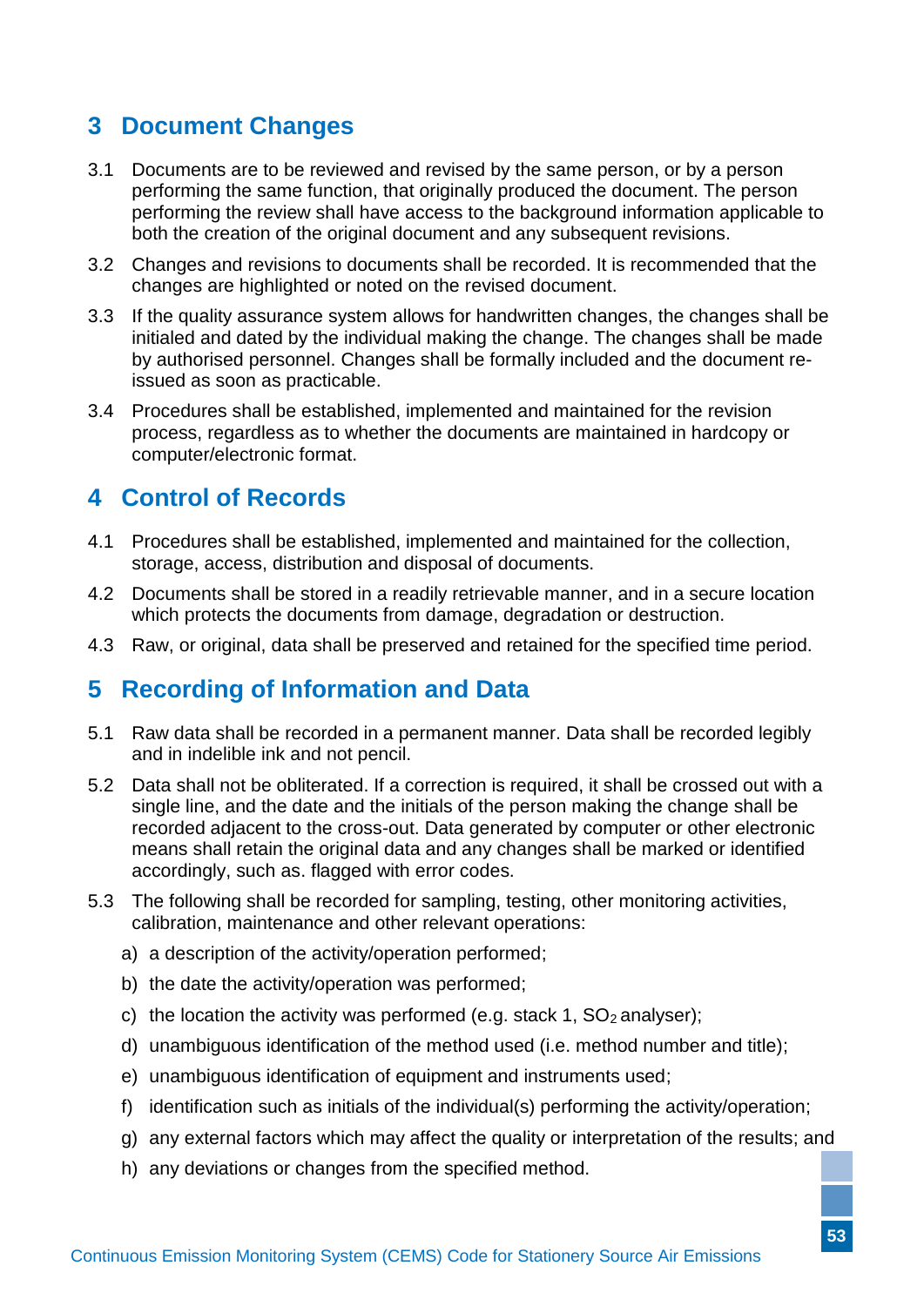## 3 Document Changes

3.1 Documents are to be reviewed and revised by the same person, or by a person performing the same function, that originally produced the document. The person performing the review shall have access to the background information applicable to both the creation of the original document and any subsequent revisions.

3.2 Changes and revisions to documents shall be recorded. It is recommended that the changes are highlighted or noted on the revised document.

3.3 If the quality assurance system allows for handwritten changes, the changes shall be initialed and dated by the individual making the change. The changes shall be made by authorised personnel. Changes shall be formally included and the document re-issued as soon as practicable.

3.4 Procedures shall be established, implemented and maintained for the revision process, regardless as to whether the documents are maintained in hardcopy or computer/electronic format.

## 4 Control of Records

4.1 Procedures shall be established, implemented and maintained for the collection, storage, access, distribution and disposal of documents.

4.2 Documents shall be stored in a readily retrievable manner, and in a secure location which protects the documents from damage, degradation or destruction.

4.3 Raw, or original, data shall be preserved and retained for the specified time period.

## 5 Recording of Information and Data

5.1 Raw data shall be recorded in a permanent manner. Data shall be recorded legibly and in indelible ink and not pencil.

5.2 Data shall not be obliterated. If a correction is required, it shall be crossed out with a single line, and the date and the initials of the person making the change shall be recorded adjacent to the cross-out. Data generated by computer or other electronic means shall retain the original data and any changes shall be marked or identified accordingly, such as. flagged with error codes.

5.3 The following shall be recorded for sampling, testing, other monitoring activities, calibration, maintenance and other relevant operations:

a) a description of the activity/operation performed;

b) the date the activity/operation was performed;

c) the location the activity was performed (e.g. stack 1, $SO_2$ analyser);

d) unambiguous identification of the method used (i.e. method number and title);

e) unambiguous identification of equipment and instruments used;

f) identification such as initials of the individual(s) performing the activity/operation;

g) any external factors which may affect the quality or interpretation of the results; and

h) any deviations or changes from the specified method.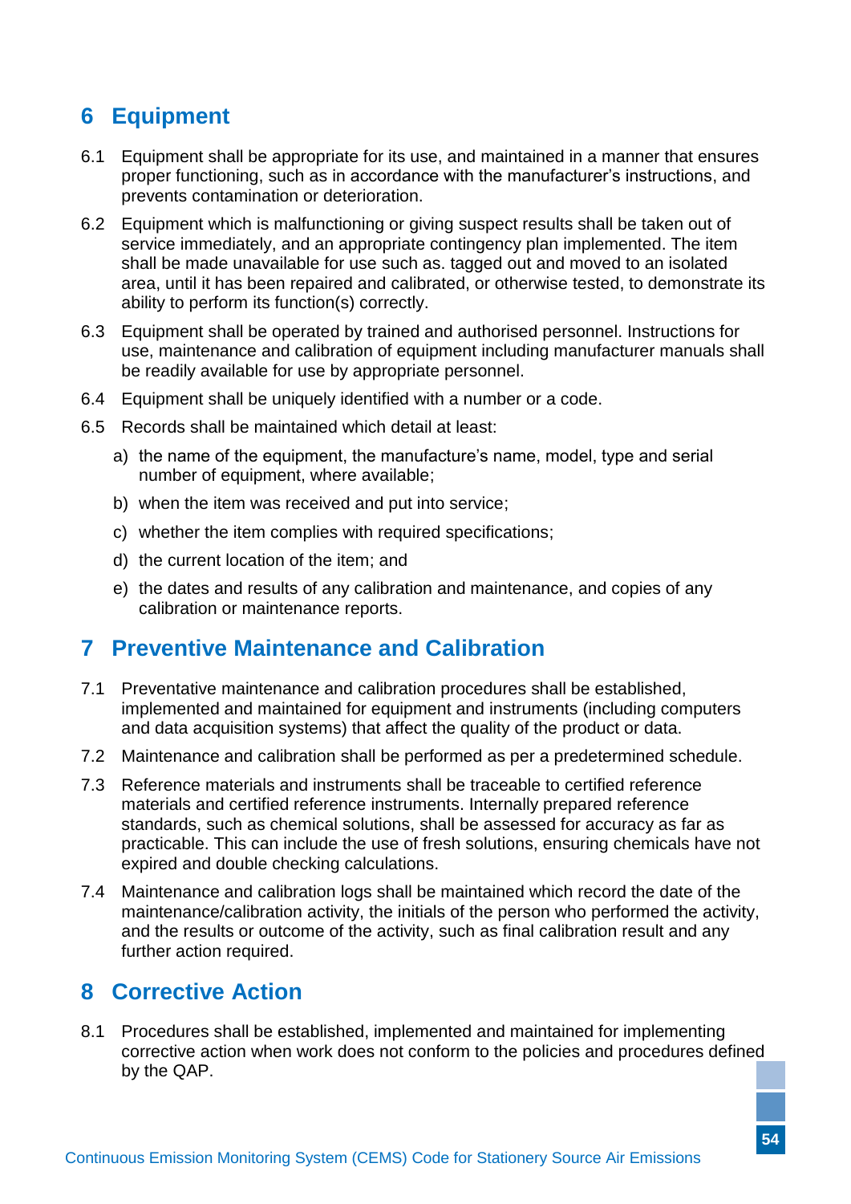## 6 Equipment

6.1 Equipment shall be appropriate for its use, and maintained in a manner that ensures proper functioning, such as in accordance with the manufacturer's instructions, and prevents contamination or deterioration.

6.2 Equipment which is malfunctioning or giving suspect results shall be taken out of service immediately, and an appropriate contingency plan implemented. The item shall be made unavailable for use such as. tagged out and moved to an isolated area, until it has been repaired and calibrated, or otherwise tested, to demonstrate its ability to perform its function(s) correctly.

6.3 Equipment shall be operated by trained and authorised personnel. Instructions for use, maintenance and calibration of equipment including manufacturer manuals shall be readily available for use by appropriate personnel.

6.4 Equipment shall be uniquely identified with a number or a code.

6.5 Records shall be maintained which detail at least:

a) the name of the equipment, the manufacture's name, model, type and serial number of equipment, where available;

b) when the item was received and put into service;

c) whether the item complies with required specifications;

d) the current location of the item; and

e) the dates and results of any calibration and maintenance, and copies of any calibration or maintenance reports.

## 7 Preventive Maintenance and Calibration

7.1 Preventative maintenance and calibration procedures shall be established, implemented and maintained for equipment and instruments (including computers and data acquisition systems) that affect the quality of the product or data.

7.2 Maintenance and calibration shall be performed as per a predetermined schedule.

7.3 Reference materials and instruments shall be traceable to certified reference materials and certified reference instruments. Internally prepared reference standards, such as chemical solutions, shall be assessed for accuracy as far as practicable. This can include the use of fresh solutions, ensuring chemicals have not expired and double checking calculations.

7.4 Maintenance and calibration logs shall be maintained which record the date of the maintenance/calibration activity, the initials of the person who performed the activity, and the results or outcome of the activity, such as final calibration result and any further action required.

## 8 Corrective Action

8.1 Procedures shall be established, implemented and maintained for implementing corrective action when work does not conform to the policies and procedures defined by the QAP.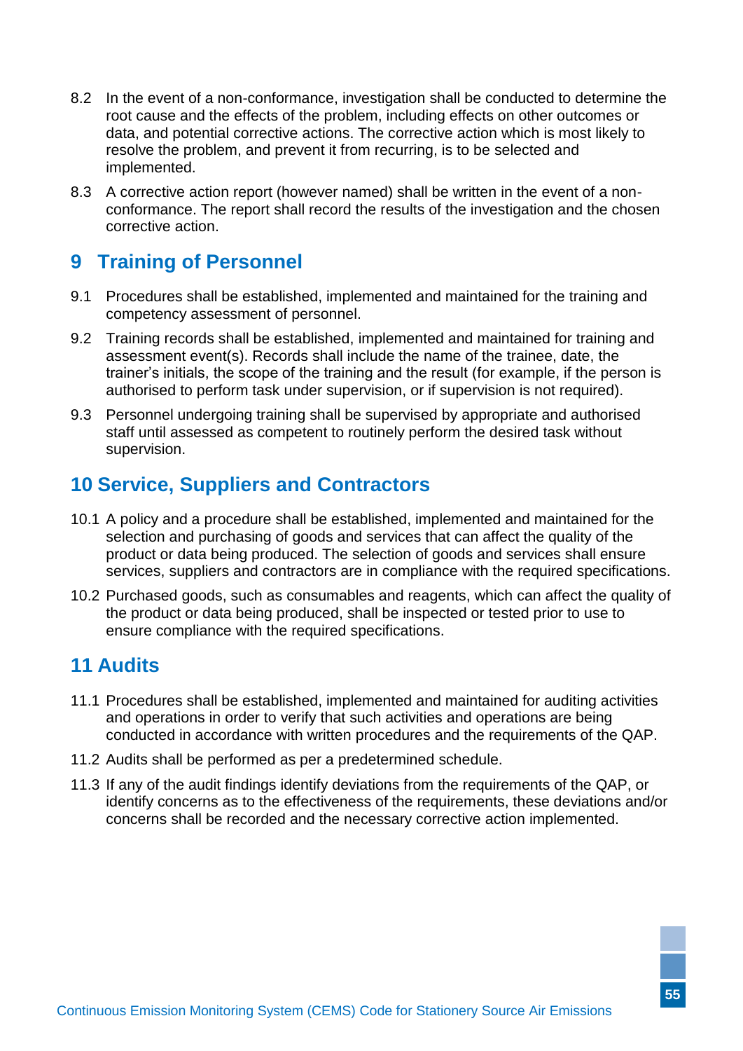8.2 In the event of a non-conformance, investigation shall be conducted to determine the root cause and the effects of the problem, including effects on other outcomes or data, and potential corrective actions. The corrective action which is most likely to resolve the problem, and prevent it from recurring, is to be selected and implemented.

8.3 A corrective action report (however named) shall be written in the event of a non-conformance. The report shall record the results of the investigation and the chosen corrective action.

## 9 Training of Personnel

9.1 Procedures shall be established, implemented and maintained for the training and competency assessment of personnel.

9.2 Training records shall be established, implemented and maintained for training and assessment event(s). Records shall include the name of the trainee, date, the trainer's initials, the scope of the training and the result (for example, if the person is authorised to perform task under supervision, or if supervision is not required).

9.3 Personnel undergoing training shall be supervised by appropriate and authorised staff until assessed as competent to routinely perform the desired task without supervision.

## 10 Service, Suppliers and Contractors

10.1 A policy and a procedure shall be established, implemented and maintained for the selection and purchasing of goods and services that can affect the quality of the product or data being produced. The selection of goods and services shall ensure services, suppliers and contractors are in compliance with the required specifications.

10.2 Purchased goods, such as consumables and reagents, which can affect the quality of the product or data being produced, shall be inspected or tested prior to use to ensure compliance with the required specifications.

## 11 Audits

11.1 Procedures shall be established, implemented and maintained for auditing activities and operations in order to verify that such activities and operations are being conducted in accordance with written procedures and the requirements of the QAP.

11.2 Audits shall be performed as per a predetermined schedule.

11.3 If any of the audit findings identify deviations from the requirements of the QAP, or identify concerns as to the effectiveness of the requirements, these deviations and/or concerns shall be recorded and the necessary corrective action implemented.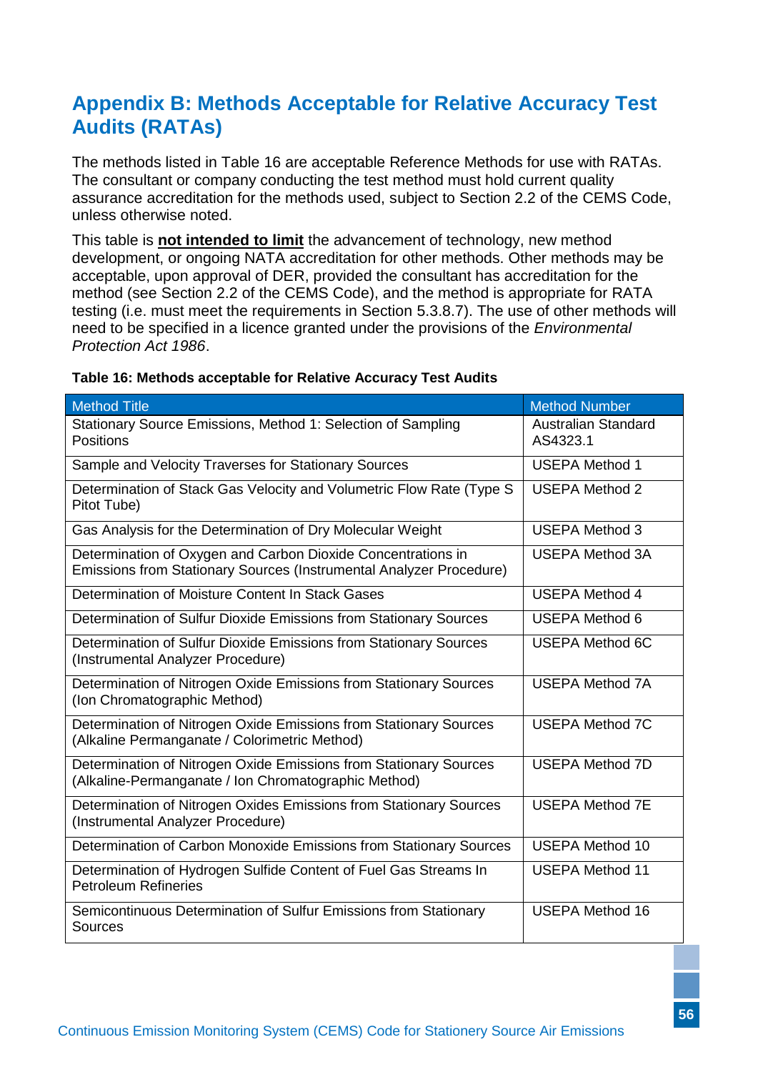# Appendix B: Methods Acceptable for Relative Accuracy Test Audits (RATAs)

The methods listed in Table 16 are acceptable Reference Methods for use with RATAs. The consultant or company conducting the test method must hold current quality assurance accreditation for the methods used, subject to Section 2.2 of the CEMS Code, unless otherwise noted.

This table is **not intended to limit** the advancement of technology, new method development, or ongoing NATA accreditation for other methods. Other methods may be acceptable, upon approval of DER, provided the consultant has accreditation for the method (see Section 2.2 of the CEMS Code), and the method is appropriate for RATA testing (i.e. must meet the requirements in Section 5.3.8.7). The use of other methods will need to be specified in a licence granted under the provisions of the *Environmental Protection Act 1986*.

**Table 16: Methods acceptable for Relative Accuracy Test Audits**

| Method Title | Method Number |
|---|---|
| Stationary Source Emissions, Method 1: Selection of Sampling Positions | Australian Standard AS4323.1 |
| Sample and Velocity Traverses for Stationary Sources | USEPA Method 1 |
| Determination of Stack Gas Velocity and Volumetric Flow Rate (Type S Pitot Tube) | USEPA Method 2 |
| Gas Analysis for the Determination of Dry Molecular Weight | USEPA Method 3 |
| Determination of Oxygen and Carbon Dioxide Concentrations in Emissions from Stationary Sources (Instrumental Analyzer Procedure) | USEPA Method 3A |
| Determination of Moisture Content In Stack Gases | USEPA Method 4 |
| Determination of Sulfur Dioxide Emissions from Stationary Sources | USEPA Method 6 |
| Determination of Sulfur Dioxide Emissions from Stationary Sources (Instrumental Analyzer Procedure) | USEPA Method 6C |
| Determination of Nitrogen Oxide Emissions from Stationary Sources (Ion Chromatographic Method) | USEPA Method 7A |
| Determination of Nitrogen Oxide Emissions from Stationary Sources (Alkaline Permanganate / Colorimetric Method) | USEPA Method 7C |
| Determination of Nitrogen Oxide Emissions from Stationary Sources (Alkaline-Permanganate / Ion Chromatographic Method) | USEPA Method 7D |
| Determination of Nitrogen Oxides Emissions from Stationary Sources (Instrumental Analyzer Procedure) | USEPA Method 7E |
| Determination of Carbon Monoxide Emissions from Stationary Sources | USEPA Method 10 |
| Determination of Hydrogen Sulfide Content of Fuel Gas Streams In Petroleum Refineries | USEPA Method 11 |
| Semicontinuous Determination of Sulfur Emissions from Stationary Sources | USEPA Method 16 |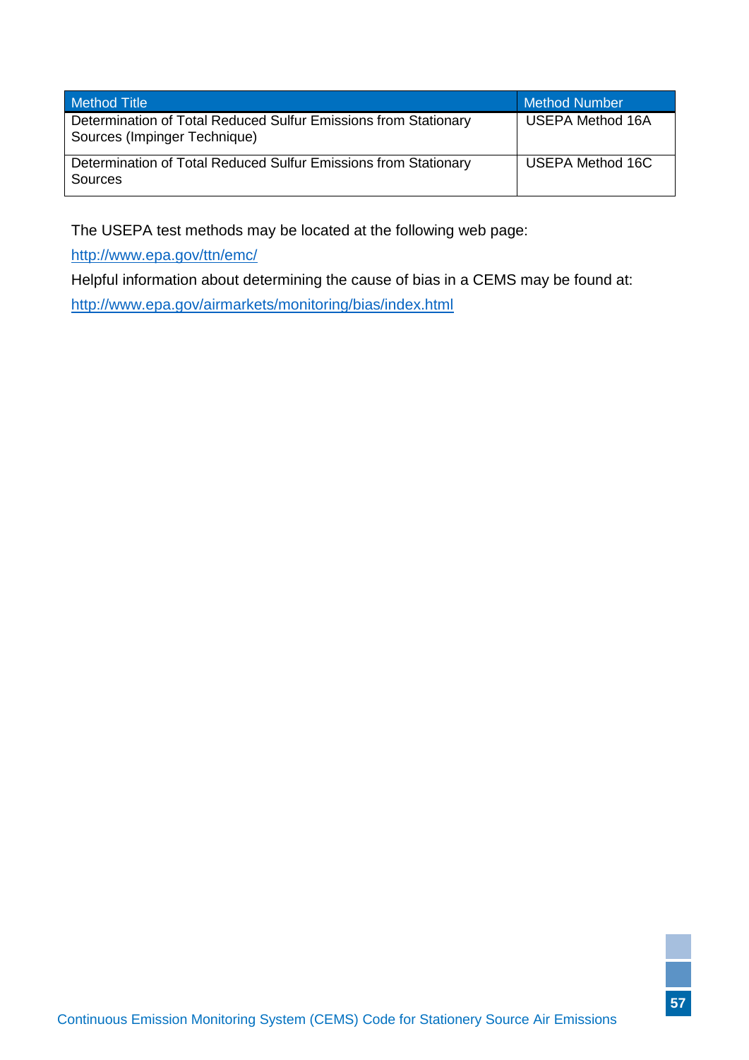| Method Title | Method Number |
| --- | --- |
| Determination of Total Reduced Sulfur Emissions from Stationary Sources (Impinger Technique) | USEPA Method 16A |
| Determination of Total Reduced Sulfur Emissions from Stationary Sources | USEPA Method 16C |

The USEPA test methods may be located at the following web page:

http://www.epa.gov/ttn/emc/

Helpful information about determining the cause of bias in a CEMS may be found at:

http://www.epa.gov/airmarkets/monitoring/bias/index.html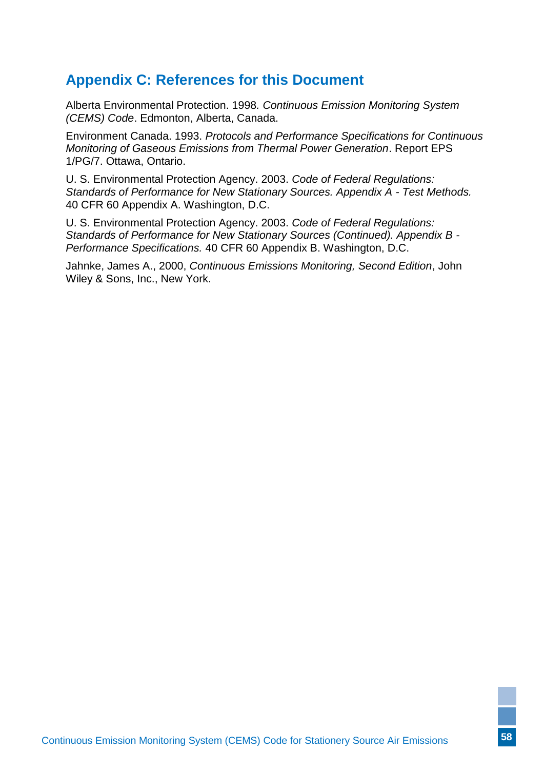## Appendix C: References for this Document

Alberta Environmental Protection. 1998. *Continuous Emission Monitoring System (CEMS) Code*. Edmonton, Alberta, Canada.

Environment Canada. 1993. *Protocols and Performance Specifications for Continuous Monitoring of Gaseous Emissions from Thermal Power Generation*. Report EPS 1/PG/7. Ottawa, Ontario.

U. S. Environmental Protection Agency. 2003. *Code of Federal Regulations: Standards of Performance for New Stationary Sources. Appendix A - Test Methods.* 40 CFR 60 Appendix A. Washington, D.C.

U. S. Environmental Protection Agency. 2003. *Code of Federal Regulations: Standards of Performance for New Stationary Sources (Continued). Appendix B - Performance Specifications.* 40 CFR 60 Appendix B. Washington, D.C.

Jahnke, James A., 2000, *Continuous Emissions Monitoring, Second Edition*, John Wiley & Sons, Inc., New York.